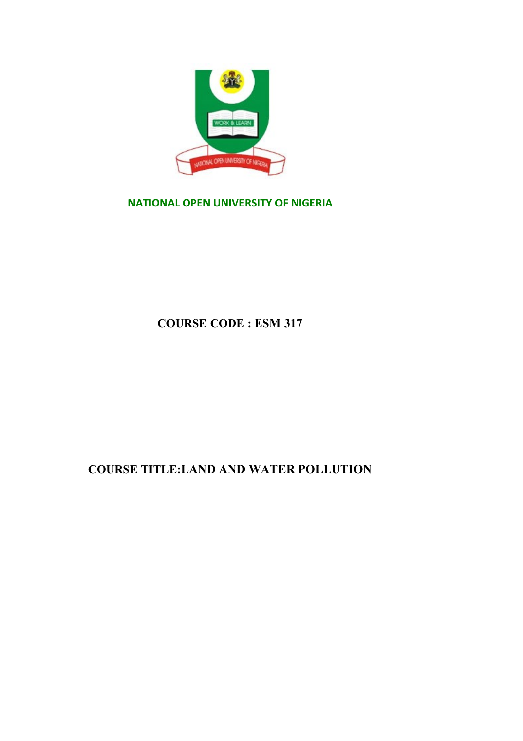**NATIONAL OPEN UNIVERSITY OF NIGERIA**

**COURSE CODE : ESM 317**

**COURSE TITLE:LAND AND WATER POLLUTION**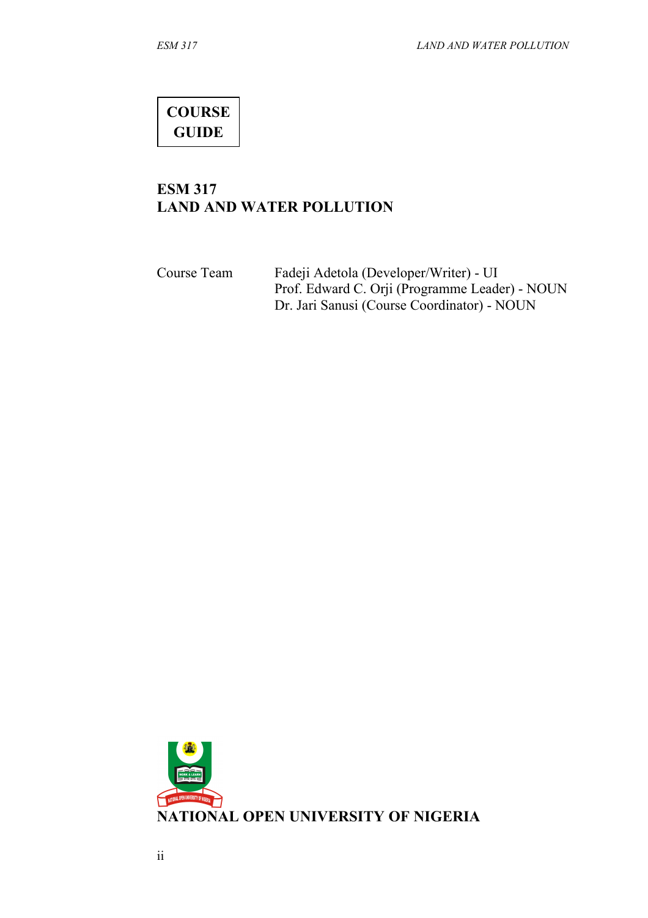**COURSE GUIDE**

# ESM 317
# LAND AND WATER POLLUTION

| | |
|---|---|
| Course Team | Fadeji Adetola (Developer/Writer) - UI |
| | Prof. Edward C. Orji (Programme Leader) - NOUN |
| | Dr. Jari Sanusi (Course Coordinator) - NOUN |

**NATIONAL OPEN UNIVERSITY OF NIGERIA**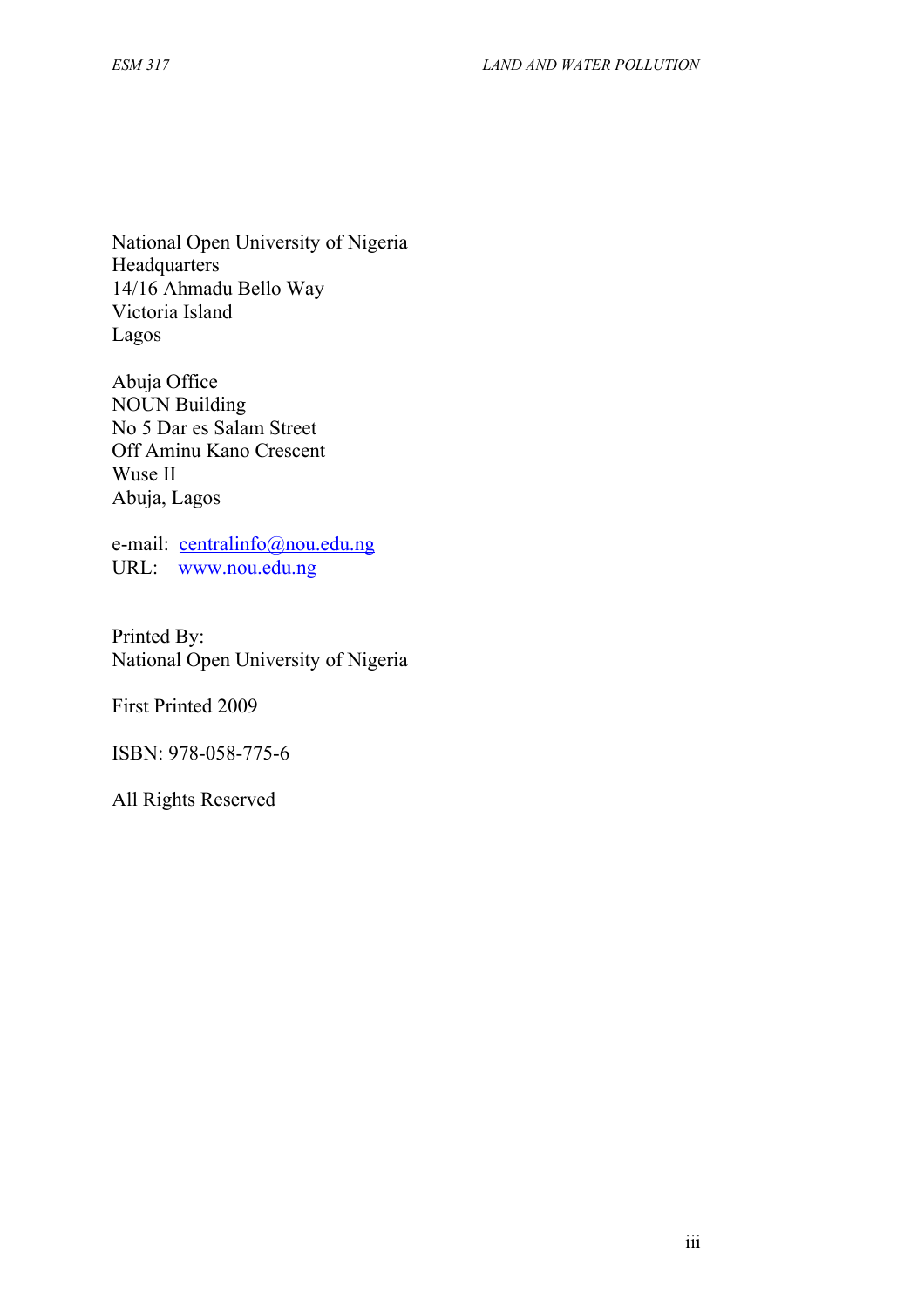National Open University of Nigeria
Headquarters
14/16 Ahmadu Bello Way
Victoria Island
Lagos

Abuja Office
NOUN Building
No 5 Dar es Salam Street
Off Aminu Kano Crescent
Wuse II
Abuja, Lagos

e-mail: centralinfo@nou.edu.ng
URL: www.nou.edu.ng

Printed By:
National Open University of Nigeria

First Printed 2009

ISBN: 978-058-775-6

All Rights Reserved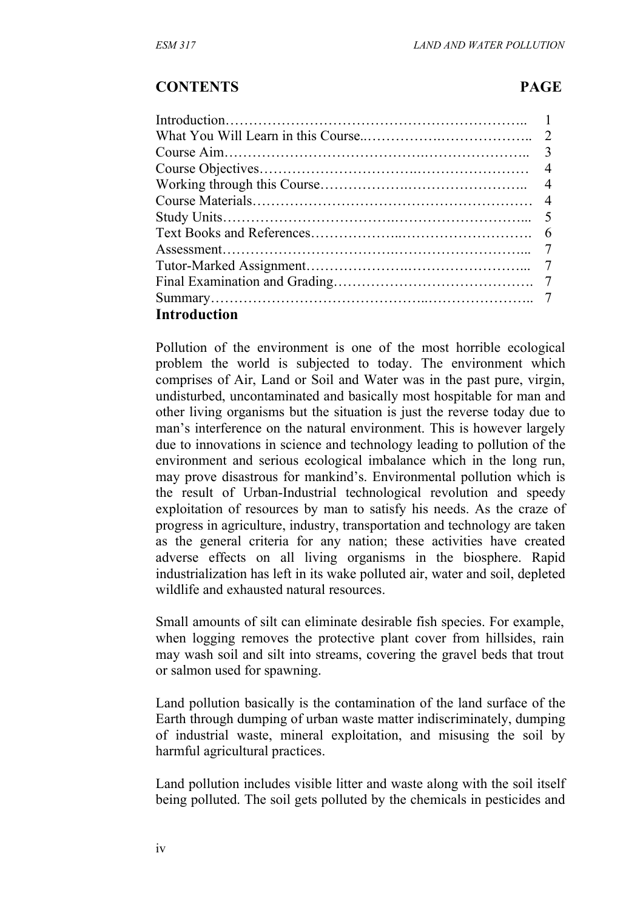## CONTENTS

| CONTENTS | PAGE |
|---|---|
| Introduction | 1 |
| What You Will Learn in this Course | 2 |
| Course Aim | 3 |
| Course Objectives | 4 |
| Working through this Course | 4 |
| Course Materials | 4 |
| Study Units | 5 |
| Text Books and References | 6 |
| Assessment | 7 |
| Tutor-Marked Assignment | 7 |
| Final Examination and Grading | 7 |
| Summary | 7 |

## Introduction

Pollution of the environment is one of the most horrible ecological problem the world is subjected to today. The environment which comprises of Air, Land or Soil and Water was in the past pure, virgin, undisturbed, uncontaminated and basically most hospitable for man and other living organisms but the situation is just the reverse today due to man's interference on the natural environment. This is however largely due to innovations in science and technology leading to pollution of the environment and serious ecological imbalance which in the long run, may prove disastrous for mankind's. Environmental pollution which is the result of Urban-Industrial technological revolution and speedy exploitation of resources by man to satisfy his needs. As the craze of progress in agriculture, industry, transportation and technology are taken as the general criteria for any nation; these activities have created adverse effects on all living organisms in the biosphere. Rapid industrialization has left in its wake polluted air, water and soil, depleted wildlife and exhausted natural resources.

Small amounts of silt can eliminate desirable fish species. For example, when logging removes the protective plant cover from hillsides, rain may wash soil and silt into streams, covering the gravel beds that trout or salmon used for spawning.

Land pollution basically is the contamination of the land surface of the Earth through dumping of urban waste matter indiscriminately, dumping of industrial waste, mineral exploitation, and misusing the soil by harmful agricultural practices.

Land pollution includes visible litter and waste along with the soil itself being polluted. The soil gets polluted by the chemicals in pesticides and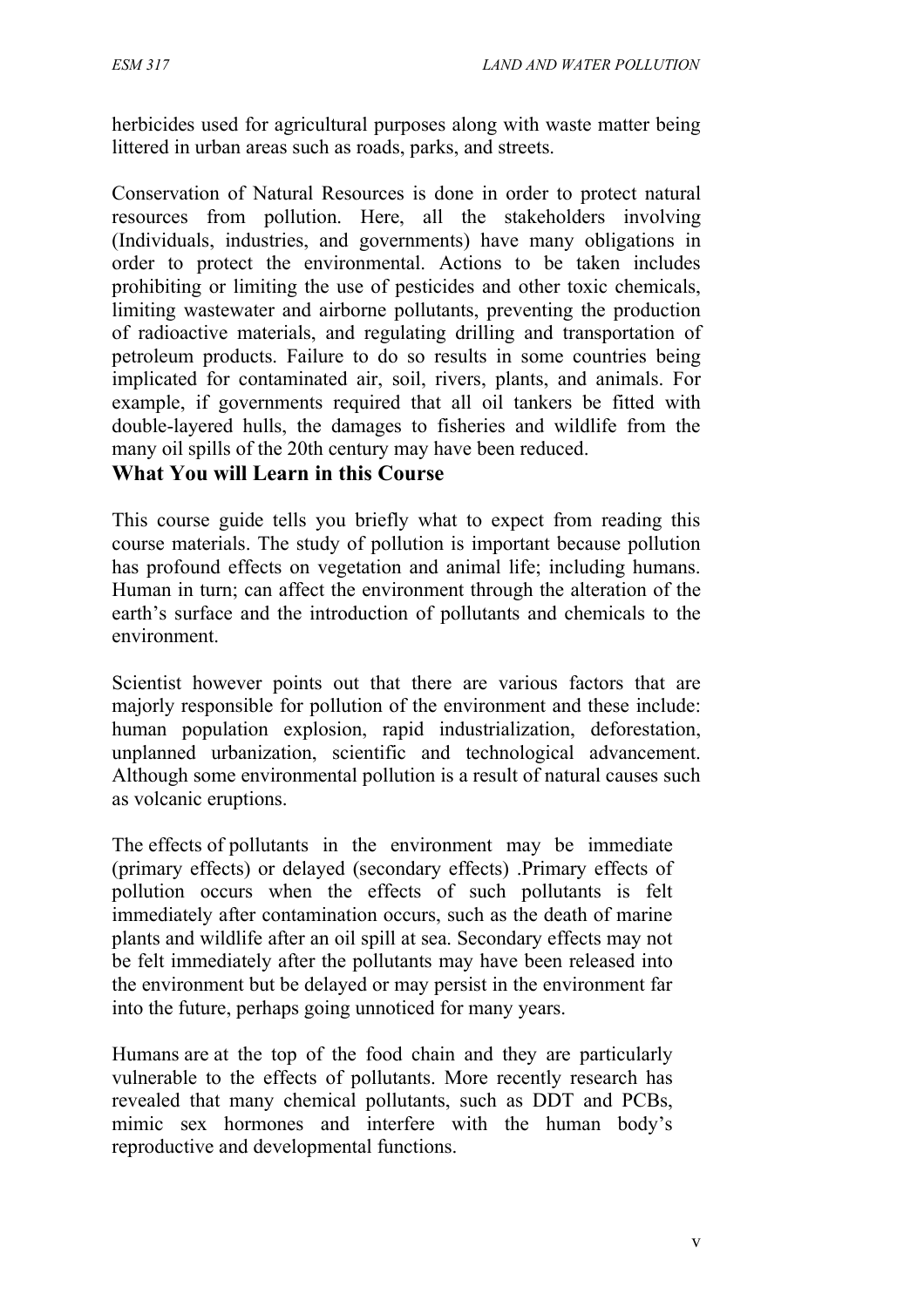herbicides used for agricultural purposes along with waste matter being littered in urban areas such as roads, parks, and streets.

Conservation of Natural Resources is done in order to protect natural resources from pollution. Here, all the stakeholders involving (Individuals, industries, and governments) have many obligations in order to protect the environmental. Actions to be taken includes prohibiting or limiting the use of pesticides and other toxic chemicals, limiting wastewater and airborne pollutants, preventing the production of radioactive materials, and regulating drilling and transportation of petroleum products. Failure to do so results in some countries being implicated for contaminated air, soil, rivers, plants, and animals. For example, if governments required that all oil tankers be fitted with double-layered hulls, the damages to fisheries and wildlife from the many oil spills of the 20th century may have been reduced.

## What You will Learn in this Course

This course guide tells you briefly what to expect from reading this course materials. The study of pollution is important because pollution has profound effects on vegetation and animal life; including humans. Human in turn; can affect the environment through the alteration of the earth's surface and the introduction of pollutants and chemicals to the environment.

Scientist however points out that there are various factors that are majorly responsible for pollution of the environment and these include: human population explosion, rapid industrialization, deforestation, unplanned urbanization, scientific and technological advancement. Although some environmental pollution is a result of natural causes such as volcanic eruptions.

The effects of pollutants in the environment may be immediate (primary effects) or delayed (secondary effects) .Primary effects of pollution occurs when the effects of such pollutants is felt immediately after contamination occurs, such as the death of marine plants and wildlife after an oil spill at sea. Secondary effects may not be felt immediately after the pollutants may have been released into the environment but be delayed or may persist in the environment far into the future, perhaps going unnoticed for many years.

Humans are at the top of the food chain and they are particularly vulnerable to the effects of pollutants. More recently research has revealed that many chemical pollutants, such as DDT and PCBs, mimic sex hormones and interfere with the human body's reproductive and developmental functions.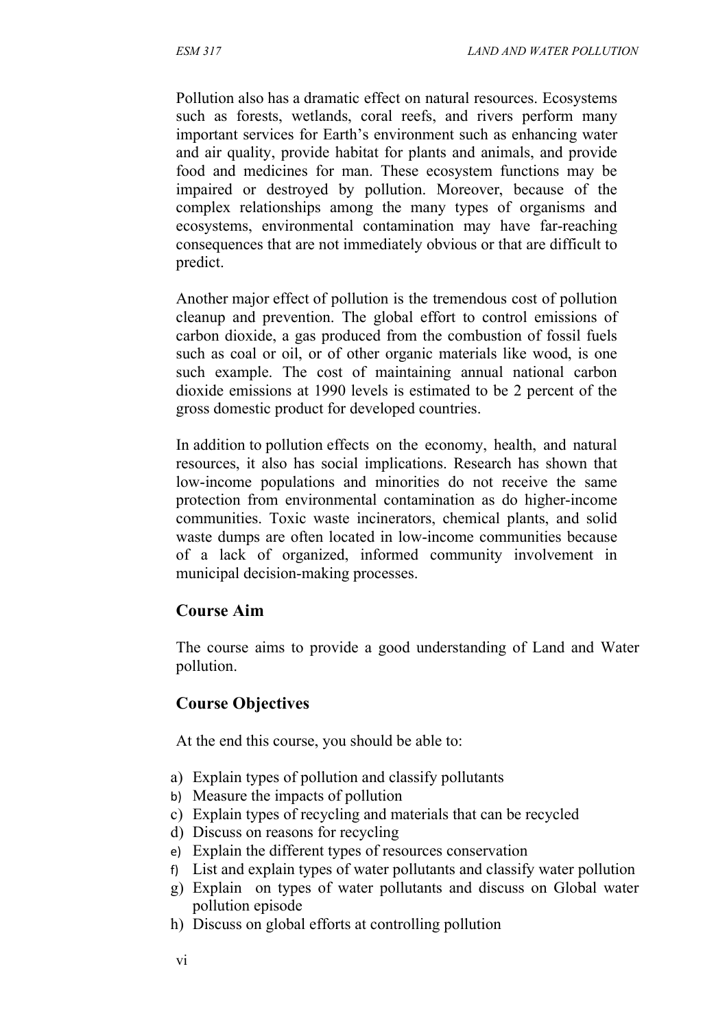Pollution also has a dramatic effect on natural resources. Ecosystems such as forests, wetlands, coral reefs, and rivers perform many important services for Earth's environment such as enhancing water and air quality, provide habitat for plants and animals, and provide food and medicines for man. These ecosystem functions may be impaired or destroyed by pollution. Moreover, because of the complex relationships among the many types of organisms and ecosystems, environmental contamination may have far-reaching consequences that are not immediately obvious or that are difficult to predict.

Another major effect of pollution is the tremendous cost of pollution cleanup and prevention. The global effort to control emissions of carbon dioxide, a gas produced from the combustion of fossil fuels such as coal or oil, or of other organic materials like wood, is one such example. The cost of maintaining annual national carbon dioxide emissions at 1990 levels is estimated to be 2 percent of the gross domestic product for developed countries.

In addition to pollution effects on the economy, health, and natural resources, it also has social implications. Research has shown that low-income populations and minorities do not receive the same protection from environmental contamination as do higher-income communities. Toxic waste incinerators, chemical plants, and solid waste dumps are often located in low-income communities because of a lack of organized, informed community involvement in municipal decision-making processes.

## Course Aim

The course aims to provide a good understanding of Land and Water pollution.

## Course Objectives

At the end this course, you should be able to:

a) Explain types of pollution and classify pollutants
b) Measure the impacts of pollution
c) Explain types of recycling and materials that can be recycled
d) Discuss on reasons for recycling
e) Explain the different types of resources conservation
f) List and explain types of water pollutants and classify water pollution
g) Explain on types of water pollutants and discuss on Global water pollution episode
h) Discuss on global efforts at controlling pollution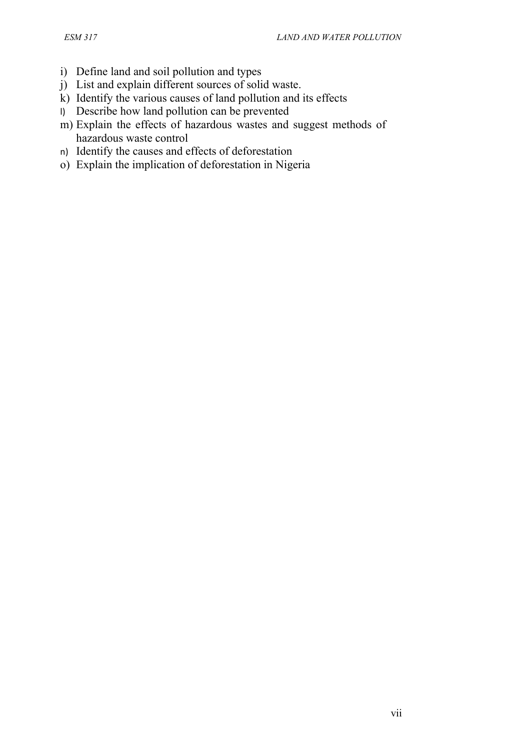i) Define land and soil pollution and types
j) List and explain different sources of solid waste.
k) Identify the various causes of land pollution and its effects
l) Describe how land pollution can be prevented
m) Explain the effects of hazardous wastes and suggest methods of hazardous waste control
n) Identify the causes and effects of deforestation
o) Explain the implication of deforestation in Nigeria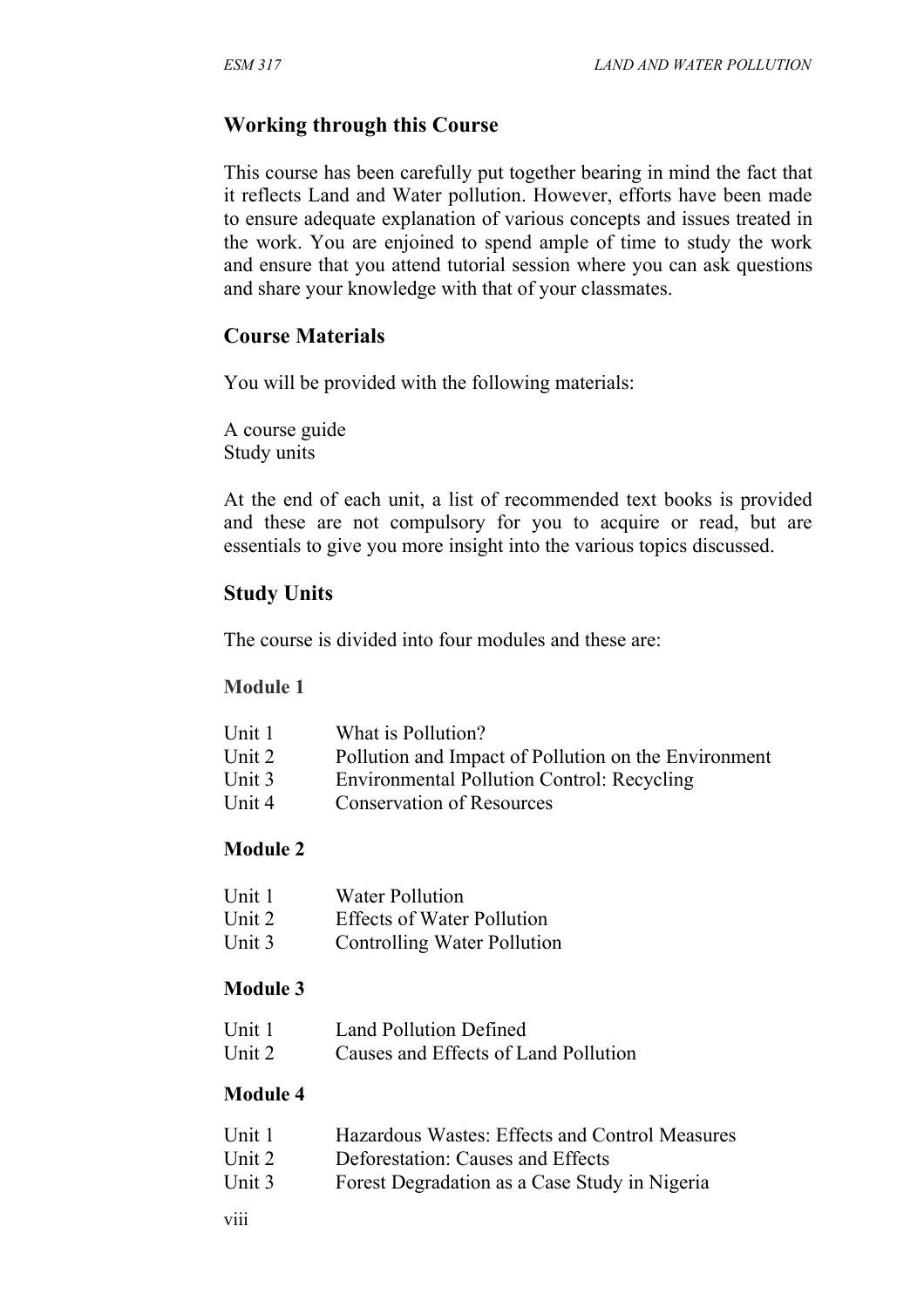## Working through this Course

This course has been carefully put together bearing in mind the fact that it reflects Land and Water pollution. However, efforts have been made to ensure adequate explanation of various concepts and issues treated in the work. You are enjoined to spend ample of time to study the work and ensure that you attend tutorial session where you can ask questions and share your knowledge with that of your classmates.

## Course Materials

You will be provided with the following materials:

A course guide
Study units

At the end of each unit, a list of recommended text books is provided and these are not compulsory for you to acquire or read, but are essentials to give you more insight into the various topics discussed.

## Study Units

The course is divided into four modules and these are:

**Module 1**

| | |
|---|---|
| Unit 1 | What is Pollution? |
| Unit 2 | Pollution and Impact of Pollution on the Environment |
| Unit 3 | Environmental Pollution Control: Recycling |
| Unit 4 | Conservation of Resources |

**Module 2**

| | |
|---|---|
| Unit 1 | Water Pollution |
| Unit 2 | Effects of Water Pollution |
| Unit 3 | Controlling Water Pollution |

**Module 3**

| | |
|---|---|
| Unit 1 | Land Pollution Defined |
| Unit 2 | Causes and Effects of Land Pollution |

**Module 4**

| | |
|---|---|
| Unit 1 | Hazardous Wastes: Effects and Control Measures |
| Unit 2 | Deforestation: Causes and Effects |
| Unit 3 | Forest Degradation as a Case Study in Nigeria |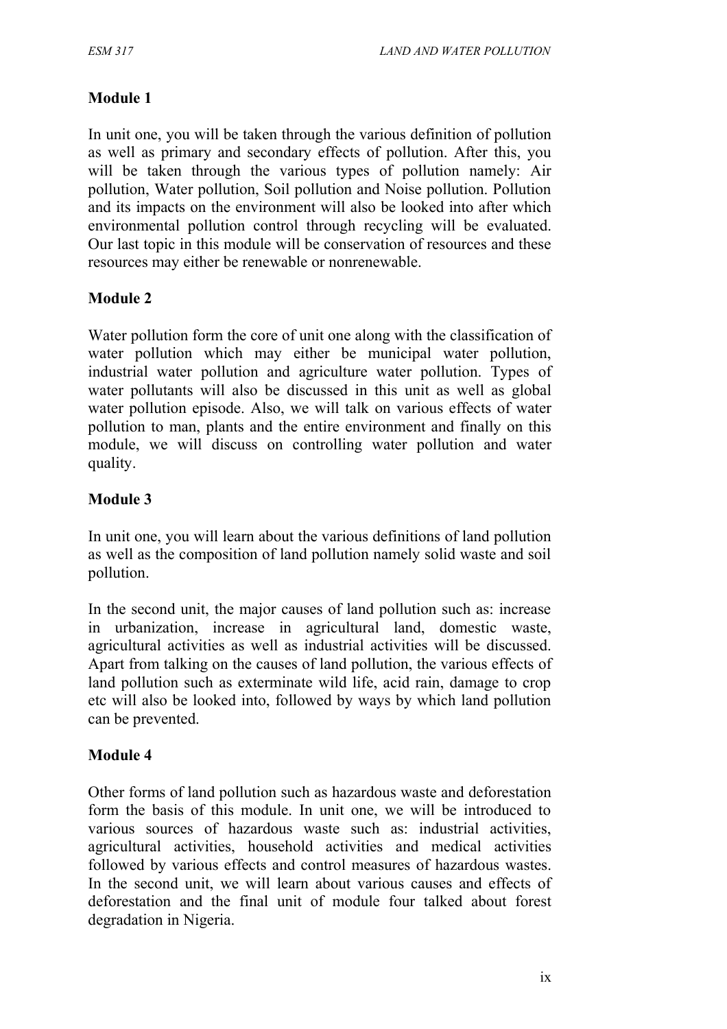## Module 1

In unit one, you will be taken through the various definition of pollution as well as primary and secondary effects of pollution. After this, you will be taken through the various types of pollution namely: Air pollution, Water pollution, Soil pollution and Noise pollution. Pollution and its impacts on the environment will also be looked into after which environmental pollution control through recycling will be evaluated. Our last topic in this module will be conservation of resources and these resources may either be renewable or nonrenewable.

## Module 2

Water pollution form the core of unit one along with the classification of water pollution which may either be municipal water pollution, industrial water pollution and agriculture water pollution. Types of water pollutants will also be discussed in this unit as well as global water pollution episode. Also, we will talk on various effects of water pollution to man, plants and the entire environment and finally on this module, we will discuss on controlling water pollution and water quality.

## Module 3

In unit one, you will learn about the various definitions of land pollution as well as the composition of land pollution namely solid waste and soil pollution.

In the second unit, the major causes of land pollution such as: increase in urbanization, increase in agricultural land, domestic waste, agricultural activities as well as industrial activities will be discussed. Apart from talking on the causes of land pollution, the various effects of land pollution such as exterminate wild life, acid rain, damage to crop etc will also be looked into, followed by ways by which land pollution can be prevented.

## Module 4

Other forms of land pollution such as hazardous waste and deforestation form the basis of this module. In unit one, we will be introduced to various sources of hazardous waste such as: industrial activities, agricultural activities, household activities and medical activities followed by various effects and control measures of hazardous wastes. In the second unit, we will learn about various causes and effects of deforestation and the final unit of module four talked about forest degradation in Nigeria.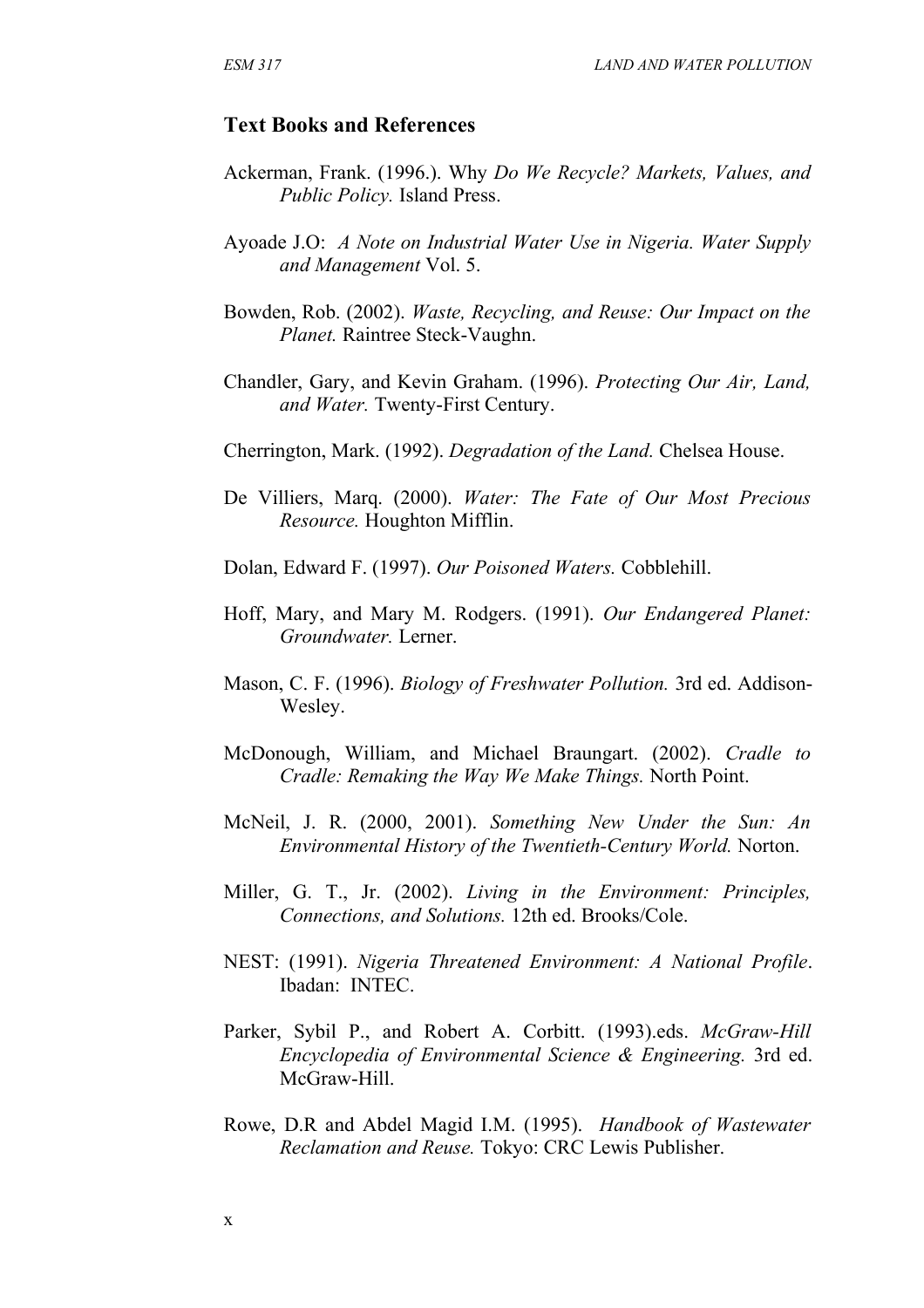## Text Books and References

Ackerman, Frank. (1996.). Why *Do We Recycle? Markets, Values, and Public Policy.* Island Press.

Ayoade J.O: *A Note on Industrial Water Use in Nigeria. Water Supply and Management* Vol. 5.

Bowden, Rob. (2002). *Waste, Recycling, and Reuse: Our Impact on the Planet.* Raintree Steck-Vaughn.

Chandler, Gary, and Kevin Graham. (1996). *Protecting Our Air, Land, and Water.* Twenty-First Century.

Cherrington, Mark. (1992). *Degradation of the Land.* Chelsea House.

De Villiers, Marq. (2000). *Water: The Fate of Our Most Precious Resource.* Houghton Mifflin.

Dolan, Edward F. (1997). *Our Poisoned Waters.* Cobblehill.

Hoff, Mary, and Mary M. Rodgers. (1991). *Our Endangered Planet: Groundwater.* Lerner.

Mason, C. F. (1996). *Biology of Freshwater Pollution.* 3rd ed. Addison-Wesley.

McDonough, William, and Michael Braungart. (2002). *Cradle to Cradle: Remaking the Way We Make Things.* North Point.

McNeil, J. R. (2000, 2001). *Something New Under the Sun: An Environmental History of the Twentieth-Century World.* Norton.

Miller, G. T., Jr. (2002). *Living in the Environment: Principles, Connections, and Solutions.* 12th ed. Brooks/Cole.

NEST: (1991). *Nigeria Threatened Environment: A National Profile*. Ibadan: INTEC.

Parker, Sybil P., and Robert A. Corbitt. (1993).eds. *McGraw-Hill Encyclopedia of Environmental Science & Engineering.* 3rd ed. McGraw-Hill.

Rowe, D.R and Abdel Magid I.M. (1995). *Handbook of Wastewater Reclamation and Reuse.* Tokyo: CRC Lewis Publisher.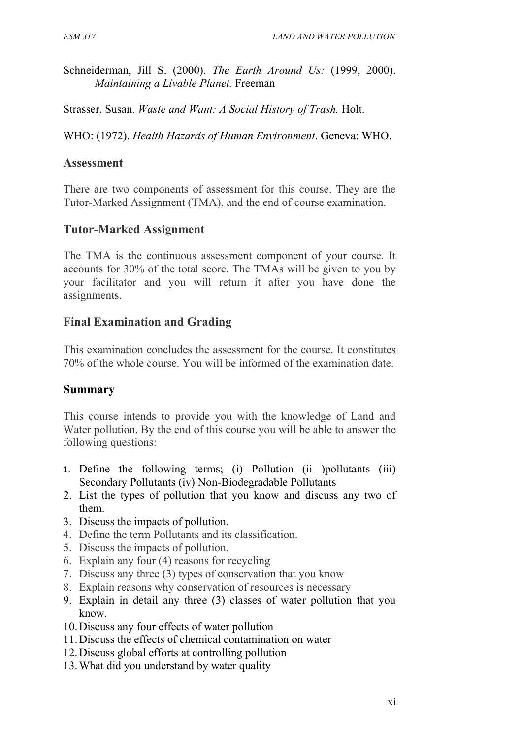Schneiderman, Jill S. (2000). *The Earth Around Us:* (1999, 2000). *Maintaining a Livable Planet.* Freeman

Strasser, Susan. *Waste and Want: A Social History of Trash.* Holt.

WHO: (1972). *Health Hazards of Human Environment*. Geneva: WHO.

## Assessment

There are two components of assessment for this course. They are the Tutor-Marked Assignment (TMA), and the end of course examination.

## Tutor-Marked Assignment

The TMA is the continuous assessment component of your course. It accounts for 30% of the total score. The TMAs will be given to you by your facilitator and you will return it after you have done the assignments.

## Final Examination and Grading

This examination concludes the assessment for the course. It constitutes 70% of the whole course. You will be informed of the examination date.

## Summary

This course intends to provide you with the knowledge of Land and Water pollution. By the end of this course you will be able to answer the following questions:

1. Define the following terms; (i) Pollution (ii )pollutants (iii) Secondary Pollutants (iv) Non-Biodegradable Pollutants
2. List the types of pollution that you know and discuss any two of them.
3. Discuss the impacts of pollution.
4. Define the term Pollutants and its classification.
5. Discuss the impacts of pollution.
6. Explain any four (4) reasons for recycling
7. Discuss any three (3) types of conservation that you know
8. Explain reasons why conservation of resources is necessary
9. Explain in detail any three (3) classes of water pollution that you know.
10. Discuss any four effects of water pollution
11. Discuss the effects of chemical contamination on water
12. Discuss global efforts at controlling pollution
13. What did you understand by water quality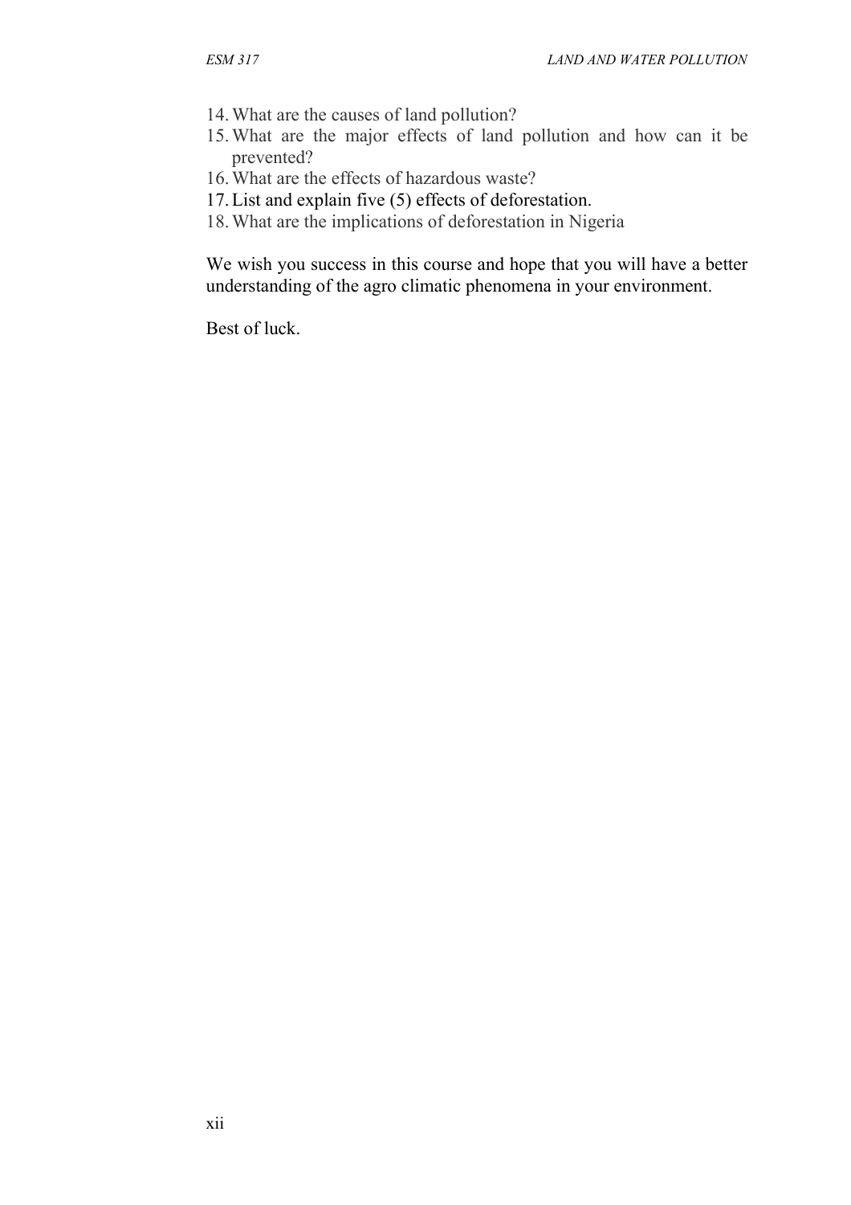14. What are the causes of land pollution?
15. What are the major effects of land pollution and how can it be prevented?
16. What are the effects of hazardous waste?
17. List and explain five (5) effects of deforestation.
18. What are the implications of deforestation in Nigeria

We wish you success in this course and hope that you will have a better understanding of the agro climatic phenomena in your environment.

Best of luck.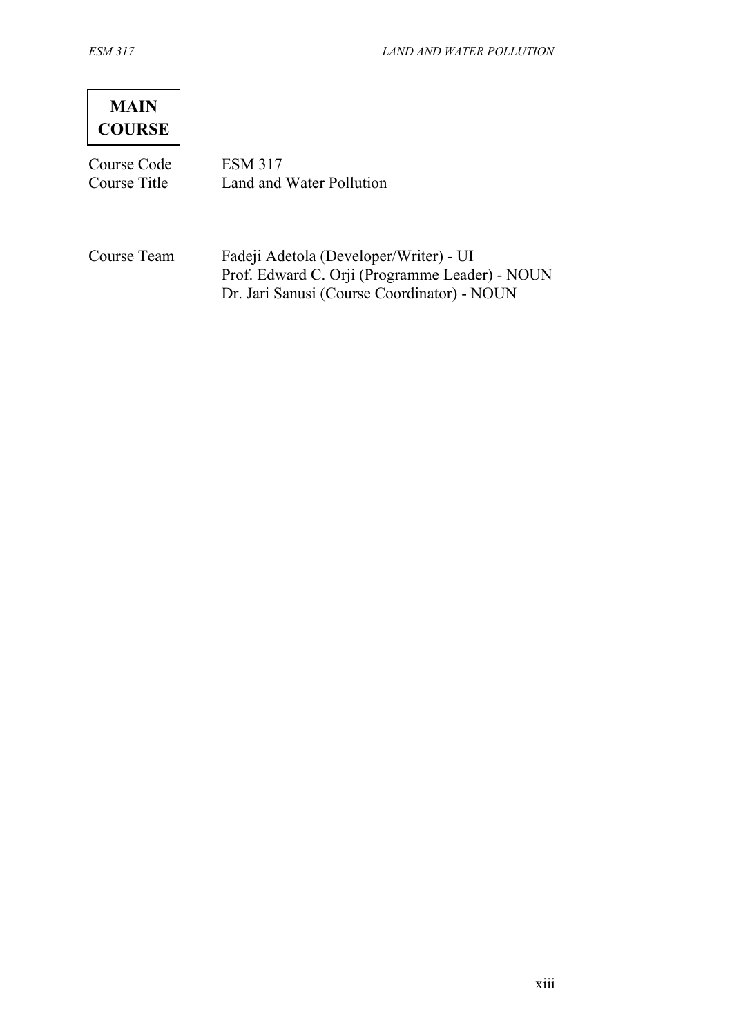**MAIN COURSE**

| | |
|---|---|
| Course Code | ESM 317 |
| Course Title | Land and Water Pollution |
| | |
| Course Team | Fadeji Adetola (Developer/Writer) - UI |
| | Prof. Edward C. Orji (Programme Leader) - NOUN |
| | Dr. Jari Sanusi (Course Coordinator) - NOUN |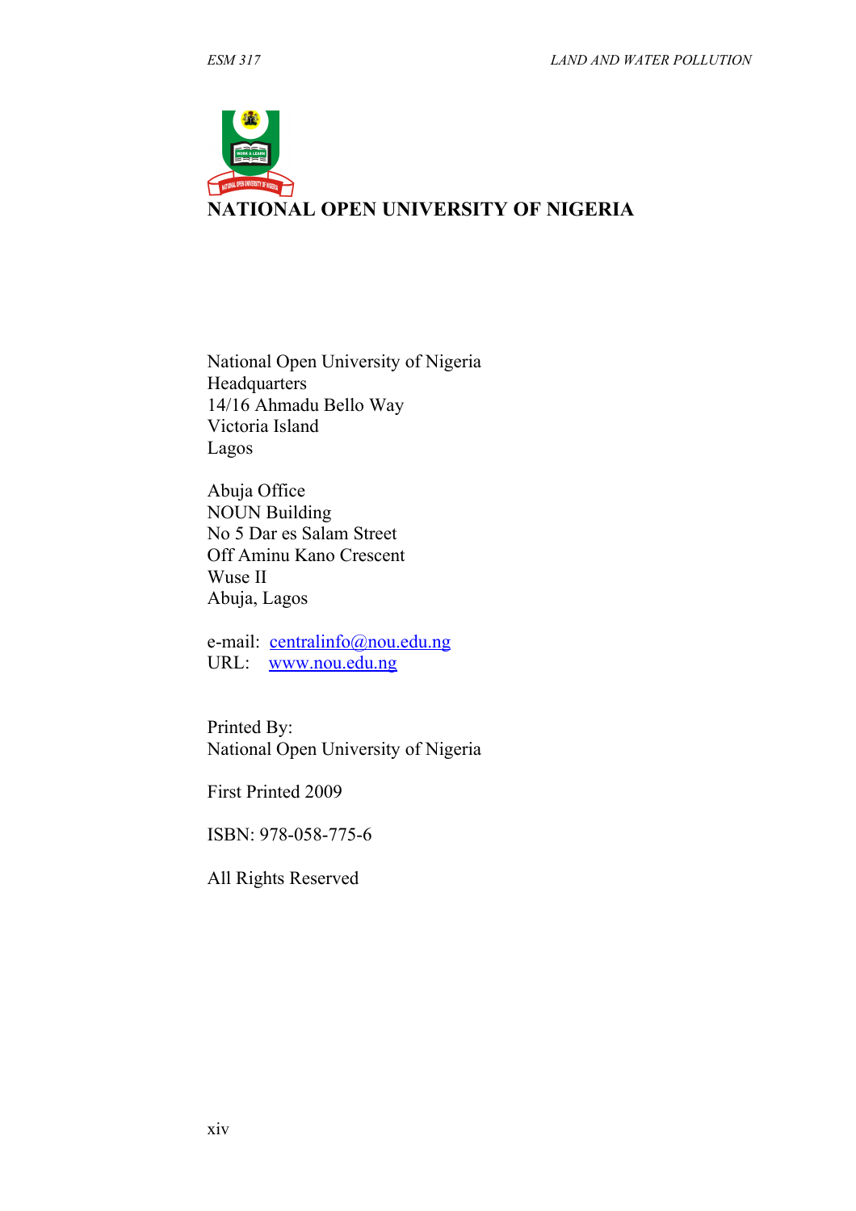# NATIONAL OPEN UNIVERSITY OF NIGERIA

National Open University of Nigeria
Headquarters
14/16 Ahmadu Bello Way
Victoria Island
Lagos

Abuja Office
NOUN Building
No 5 Dar es Salam Street
Off Aminu Kano Crescent
Wuse II
Abuja, Lagos

e-mail: centralinfo@nou.edu.ng
URL: www.nou.edu.ng

Printed By:
National Open University of Nigeria

First Printed 2009

ISBN: 978-058-775-6

All Rights Reserved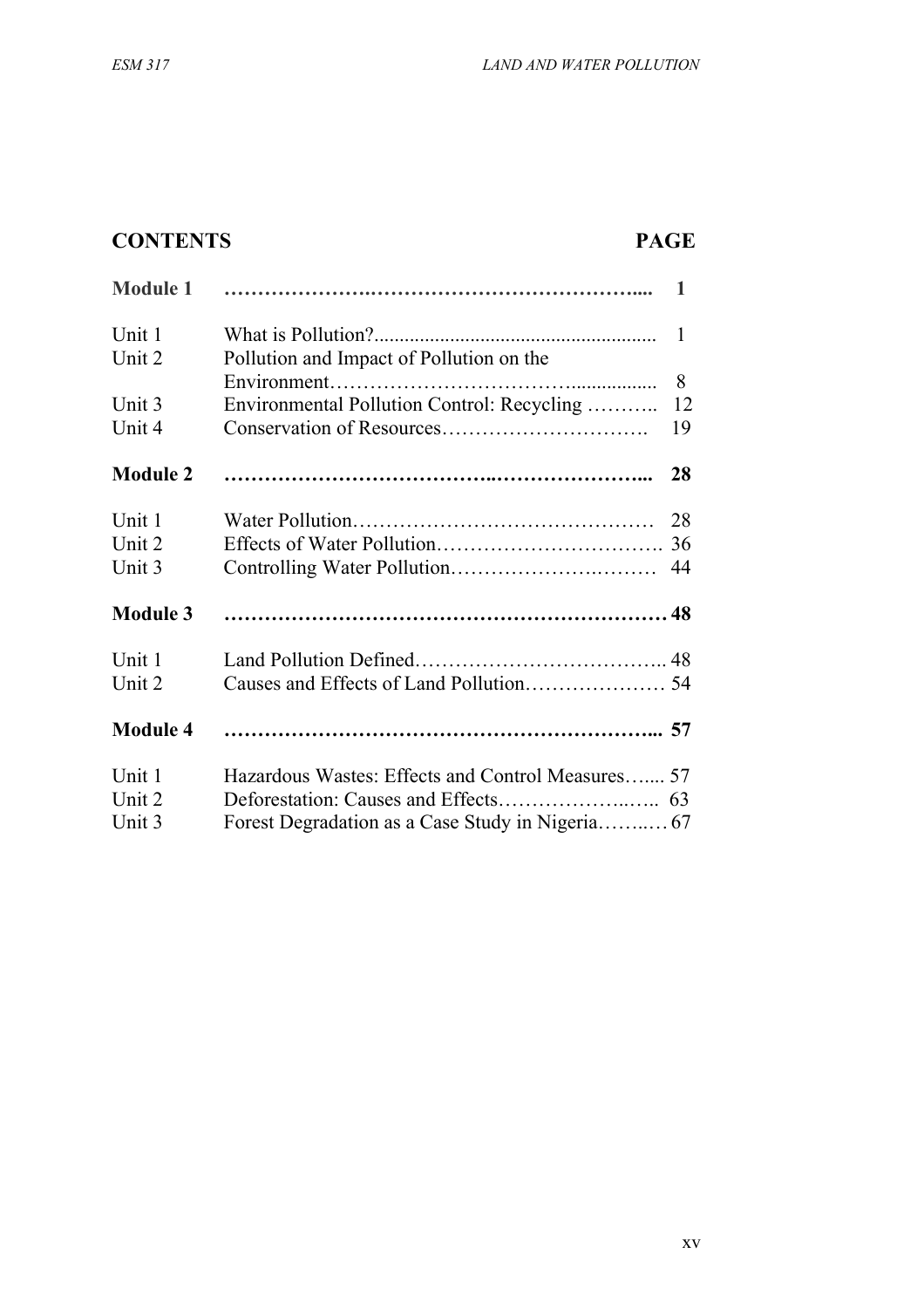## CONTENTS PAGE

| | | |
|---|---|---|
| **Module 1** | | **1** |
| Unit 1 | What is Pollution? | 1 |
| Unit 2 | Pollution and Impact of Pollution on the Environment | 8 |
| Unit 3 | Environmental Pollution Control: Recycling | 12 |
| Unit 4 | Conservation of Resources | 19 |
| **Module 2** | | **28** |
| Unit 1 | Water Pollution | 28 |
| Unit 2 | Effects of Water Pollution | 36 |
| Unit 3 | Controlling Water Pollution | 44 |
| **Module 3** | | **48** |
| Unit 1 | Land Pollution Defined | 48 |
| Unit 2 | Causes and Effects of Land Pollution | 54 |
| **Module 4** | | **57** |
| Unit 1 | Hazardous Wastes: Effects and Control Measures | 57 |
| Unit 2 | Deforestation: Causes and Effects | 63 |
| Unit 3 | Forest Degradation as a Case Study in Nigeria | 67 |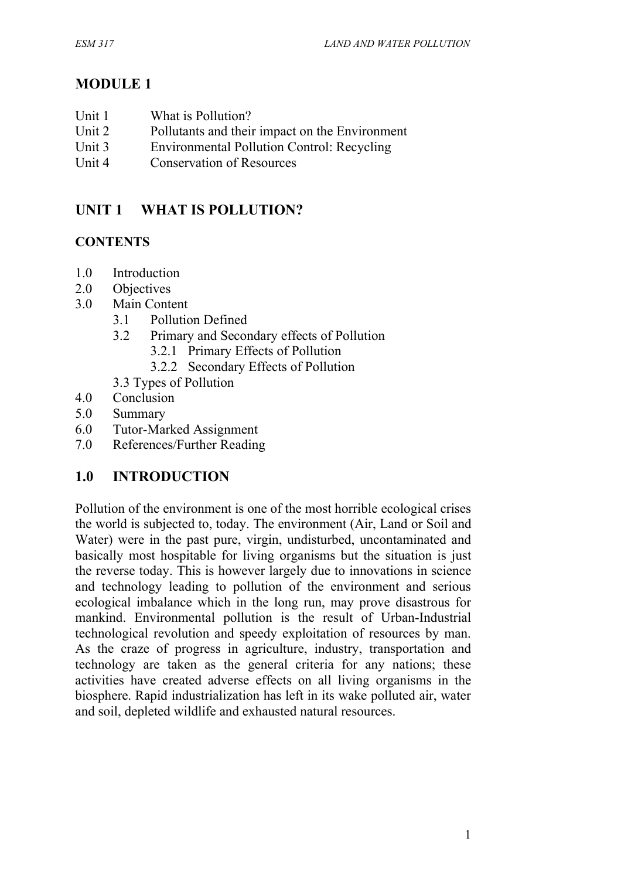# MODULE 1

Unit 1 What is Pollution?
Unit 2 Pollutants and their impact on the Environment
Unit 3 Environmental Pollution Control: Recycling
Unit 4 Conservation of Resources

## UNIT 1 WHAT IS POLLUTION?

### CONTENTS

- 1.0 Introduction
- 2.0 Objectives
- 3.0 Main Content
  - 3.1 Pollution Defined
  - 3.2 Primary and Secondary effects of Pollution
    - 3.2.1 Primary Effects of Pollution
    - 3.2.2 Secondary Effects of Pollution
  - 3.3 Types of Pollution
- 4.0 Conclusion
- 5.0 Summary
- 6.0 Tutor-Marked Assignment
- 7.0 References/Further Reading

## 1.0 INTRODUCTION

Pollution of the environment is one of the most horrible ecological crises the world is subjected to, today. The environment (Air, Land or Soil and Water) were in the past pure, virgin, undisturbed, uncontaminated and basically most hospitable for living organisms but the situation is just the reverse today. This is however largely due to innovations in science and technology leading to pollution of the environment and serious ecological imbalance which in the long run, may prove disastrous for mankind. Environmental pollution is the result of Urban-Industrial technological revolution and speedy exploitation of resources by man. As the craze of progress in agriculture, industry, transportation and technology are taken as the general criteria for any nations; these activities have created adverse effects on all living organisms in the biosphere. Rapid industrialization has left in its wake polluted air, water and soil, depleted wildlife and exhausted natural resources.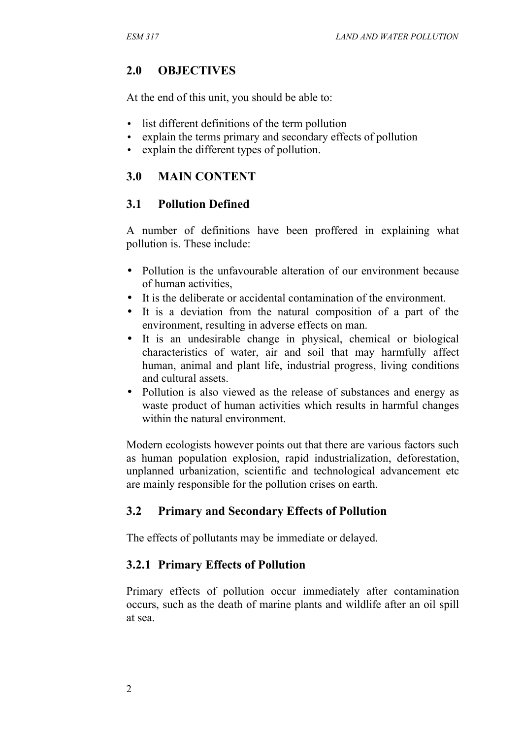## 2.0 OBJECTIVES

At the end of this unit, you should be able to:

- list different definitions of the term pollution
- explain the terms primary and secondary effects of pollution
- explain the different types of pollution.

## 3.0 MAIN CONTENT

### 3.1 Pollution Defined

A number of definitions have been proffered in explaining what pollution is. These include:

- Pollution is the unfavourable alteration of our environment because of human activities,
- It is the deliberate or accidental contamination of the environment.
- It is a deviation from the natural composition of a part of the environment, resulting in adverse effects on man.
- It is an undesirable change in physical, chemical or biological characteristics of water, air and soil that may harmfully affect human, animal and plant life, industrial progress, living conditions and cultural assets.
- Pollution is also viewed as the release of substances and energy as waste product of human activities which results in harmful changes within the natural environment.

Modern ecologists however points out that there are various factors such as human population explosion, rapid industrialization, deforestation, unplanned urbanization, scientific and technological advancement etc are mainly responsible for the pollution crises on earth.

### 3.2 Primary and Secondary Effects of Pollution

The effects of pollutants may be immediate or delayed.

#### 3.2.1 Primary Effects of Pollution

Primary effects of pollution occur immediately after contamination occurs, such as the death of marine plants and wildlife after an oil spill at sea.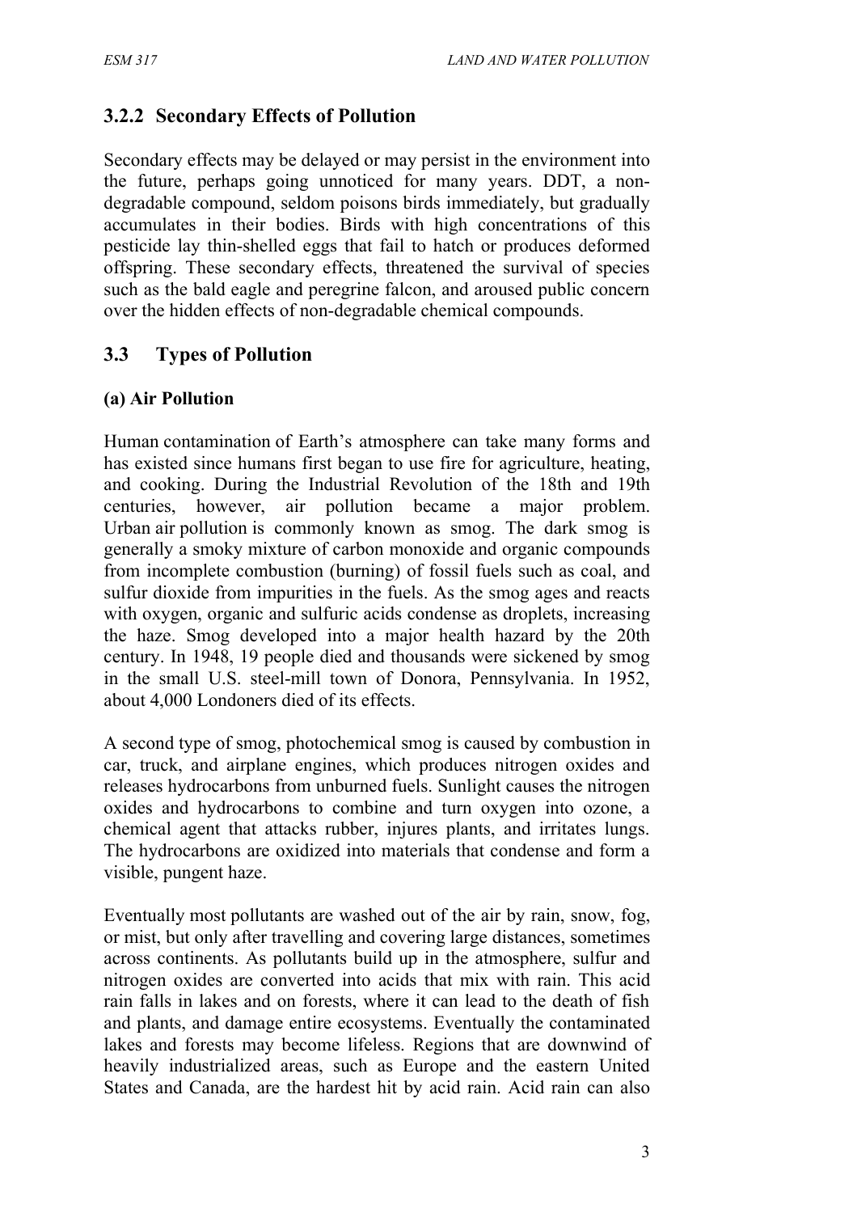### 3.2.2 Secondary Effects of Pollution

Secondary effects may be delayed or may persist in the environment into the future, perhaps going unnoticed for many years. DDT, a non-degradable compound, seldom poisons birds immediately, but gradually accumulates in their bodies. Birds with high concentrations of this pesticide lay thin-shelled eggs that fail to hatch or produces deformed offspring. These secondary effects, threatened the survival of species such as the bald eagle and peregrine falcon, and aroused public concern over the hidden effects of non-degradable chemical compounds.

## 3.3 Types of Pollution

**(a) Air Pollution**

Human contamination of Earth's atmosphere can take many forms and has existed since humans first began to use fire for agriculture, heating, and cooking. During the Industrial Revolution of the 18th and 19th centuries, however, air pollution became a major problem. Urban air pollution is commonly known as smog. The dark smog is generally a smoky mixture of carbon monoxide and organic compounds from incomplete combustion (burning) of fossil fuels such as coal, and sulfur dioxide from impurities in the fuels. As the smog ages and reacts with oxygen, organic and sulfuric acids condense as droplets, increasing the haze. Smog developed into a major health hazard by the 20th century. In 1948, 19 people died and thousands were sickened by smog in the small U.S. steel-mill town of Donora, Pennsylvania. In 1952, about 4,000 Londoners died of its effects.

A second type of smog, photochemical smog is caused by combustion in car, truck, and airplane engines, which produces nitrogen oxides and releases hydrocarbons from unburned fuels. Sunlight causes the nitrogen oxides and hydrocarbons to combine and turn oxygen into ozone, a chemical agent that attacks rubber, injures plants, and irritates lungs. The hydrocarbons are oxidized into materials that condense and form a visible, pungent haze.

Eventually most pollutants are washed out of the air by rain, snow, fog, or mist, but only after travelling and covering large distances, sometimes across continents. As pollutants build up in the atmosphere, sulfur and nitrogen oxides are converted into acids that mix with rain. This acid rain falls in lakes and on forests, where it can lead to the death of fish and plants, and damage entire ecosystems. Eventually the contaminated lakes and forests may become lifeless. Regions that are downwind of heavily industrialized areas, such as Europe and the eastern United States and Canada, are the hardest hit by acid rain. Acid rain can also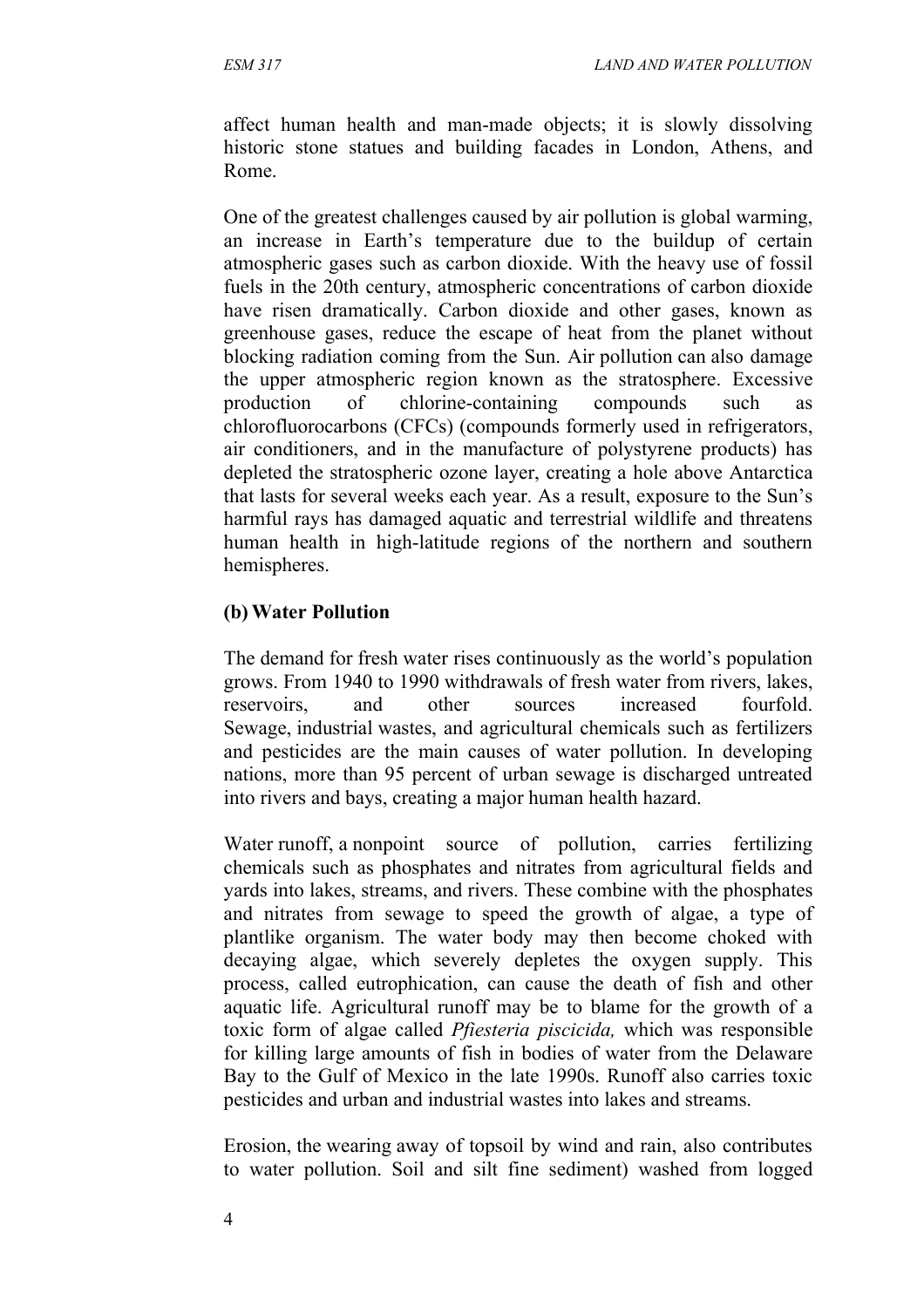affect human health and man-made objects; it is slowly dissolving historic stone statues and building facades in London, Athens, and Rome.

One of the greatest challenges caused by air pollution is global warming, an increase in Earth's temperature due to the buildup of certain atmospheric gases such as carbon dioxide. With the heavy use of fossil fuels in the 20th century, atmospheric concentrations of carbon dioxide have risen dramatically. Carbon dioxide and other gases, known as greenhouse gases, reduce the escape of heat from the planet without blocking radiation coming from the Sun. Air pollution can also damage the upper atmospheric region known as the stratosphere. Excessive production of chlorine-containing compounds such as chlorofluorocarbons (CFCs) (compounds formerly used in refrigerators, air conditioners, and in the manufacture of polystyrene products) has depleted the stratospheric ozone layer, creating a hole above Antarctica that lasts for several weeks each year. As a result, exposure to the Sun's harmful rays has damaged aquatic and terrestrial wildlife and threatens human health in high-latitude regions of the northern and southern hemispheres.

**(b) Water Pollution**

The demand for fresh water rises continuously as the world's population grows. From 1940 to 1990 withdrawals of fresh water from rivers, lakes, reservoirs, and other sources increased fourfold. Sewage, industrial wastes, and agricultural chemicals such as fertilizers and pesticides are the main causes of water pollution. In developing nations, more than 95 percent of urban sewage is discharged untreated into rivers and bays, creating a major human health hazard.

Water runoff, a nonpoint source of pollution, carries fertilizing chemicals such as phosphates and nitrates from agricultural fields and yards into lakes, streams, and rivers. These combine with the phosphates and nitrates from sewage to speed the growth of algae, a type of plantlike organism. The water body may then become choked with decaying algae, which severely depletes the oxygen supply. This process, called eutrophication, can cause the death of fish and other aquatic life. Agricultural runoff may be to blame for the growth of a toxic form of algae called *Pfiesteria piscicida,* which was responsible for killing large amounts of fish in bodies of water from the Delaware Bay to the Gulf of Mexico in the late 1990s. Runoff also carries toxic pesticides and urban and industrial wastes into lakes and streams.

Erosion, the wearing away of topsoil by wind and rain, also contributes to water pollution. Soil and silt fine sediment) washed from logged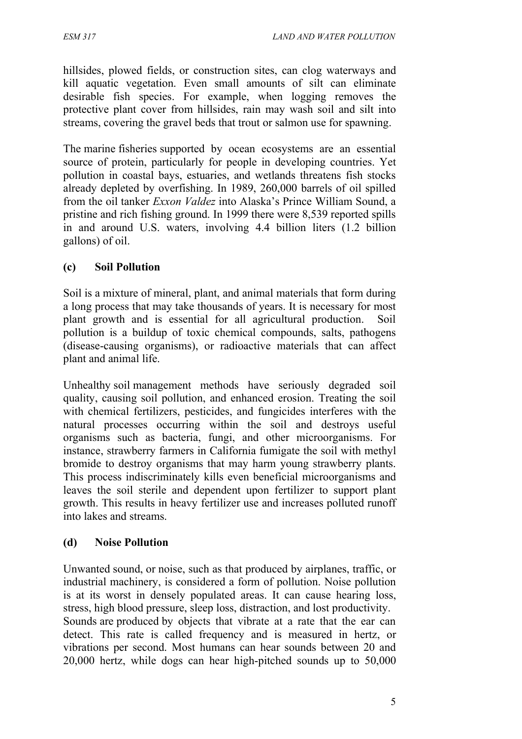hillsides, plowed fields, or construction sites, can clog waterways and kill aquatic vegetation. Even small amounts of silt can eliminate desirable fish species. For example, when logging removes the protective plant cover from hillsides, rain may wash soil and silt into streams, covering the gravel beds that trout or salmon use for spawning.

The marine fisheries supported by ocean ecosystems are an essential source of protein, particularly for people in developing countries. Yet pollution in coastal bays, estuaries, and wetlands threatens fish stocks already depleted by overfishing. In 1989, 260,000 barrels of oil spilled from the oil tanker *Exxon Valdez* into Alaska's Prince William Sound, a pristine and rich fishing ground. In 1999 there were 8,539 reported spills in and around U.S. waters, involving 4.4 billion liters (1.2 billion gallons) of oil.

### (c) Soil Pollution

Soil is a mixture of mineral, plant, and animal materials that form during a long process that may take thousands of years. It is necessary for most plant growth and is essential for all agricultural production. Soil pollution is a buildup of toxic chemical compounds, salts, pathogens (disease-causing organisms), or radioactive materials that can affect plant and animal life.

Unhealthy soil management methods have seriously degraded soil quality, causing soil pollution, and enhanced erosion. Treating the soil with chemical fertilizers, pesticides, and fungicides interferes with the natural processes occurring within the soil and destroys useful organisms such as bacteria, fungi, and other microorganisms. For instance, strawberry farmers in California fumigate the soil with methyl bromide to destroy organisms that may harm young strawberry plants. This process indiscriminately kills even beneficial microorganisms and leaves the soil sterile and dependent upon fertilizer to support plant growth. This results in heavy fertilizer use and increases polluted runoff into lakes and streams.

### (d) Noise Pollution

Unwanted sound, or noise, such as that produced by airplanes, traffic, or industrial machinery, is considered a form of pollution. Noise pollution is at its worst in densely populated areas. It can cause hearing loss, stress, high blood pressure, sleep loss, distraction, and lost productivity. Sounds are produced by objects that vibrate at a rate that the ear can detect. This rate is called frequency and is measured in hertz, or vibrations per second. Most humans can hear sounds between 20 and 20,000 hertz, while dogs can hear high-pitched sounds up to 50,000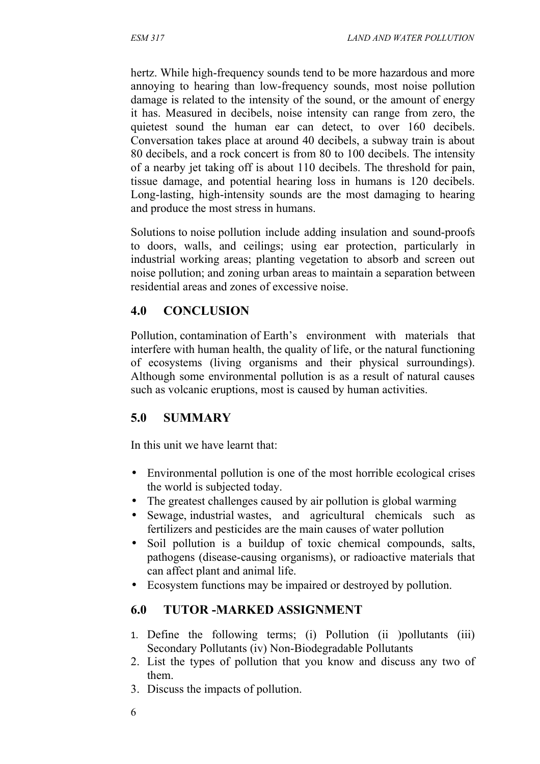hertz. While high-frequency sounds tend to be more hazardous and more annoying to hearing than low-frequency sounds, most noise pollution damage is related to the intensity of the sound, or the amount of energy it has. Measured in decibels, noise intensity can range from zero, the quietest sound the human ear can detect, to over 160 decibels. Conversation takes place at around 40 decibels, a subway train is about 80 decibels, and a rock concert is from 80 to 100 decibels. The intensity of a nearby jet taking off is about 110 decibels. The threshold for pain, tissue damage, and potential hearing loss in humans is 120 decibels. Long-lasting, high-intensity sounds are the most damaging to hearing and produce the most stress in humans.

Solutions to noise pollution include adding insulation and sound-proofs to doors, walls, and ceilings; using ear protection, particularly in industrial working areas; planting vegetation to absorb and screen out noise pollution; and zoning urban areas to maintain a separation between residential areas and zones of excessive noise.

## 4.0 CONCLUSION

Pollution, contamination of Earth's environment with materials that interfere with human health, the quality of life, or the natural functioning of ecosystems (living organisms and their physical surroundings). Although some environmental pollution is as a result of natural causes such as volcanic eruptions, most is caused by human activities.

## 5.0 SUMMARY

In this unit we have learnt that:

- Environmental pollution is one of the most horrible ecological crises the world is subjected today.
- The greatest challenges caused by air pollution is global warming
- Sewage, industrial wastes, and agricultural chemicals such as fertilizers and pesticides are the main causes of water pollution
- Soil pollution is a buildup of toxic chemical compounds, salts, pathogens (disease-causing organisms), or radioactive materials that can affect plant and animal life.
- Ecosystem functions may be impaired or destroyed by pollution.

## 6.0 TUTOR -MARKED ASSIGNMENT

1. Define the following terms; (i) Pollution (ii )pollutants (iii) Secondary Pollutants (iv) Non-Biodegradable Pollutants
2. List the types of pollution that you know and discuss any two of them.
3. Discuss the impacts of pollution.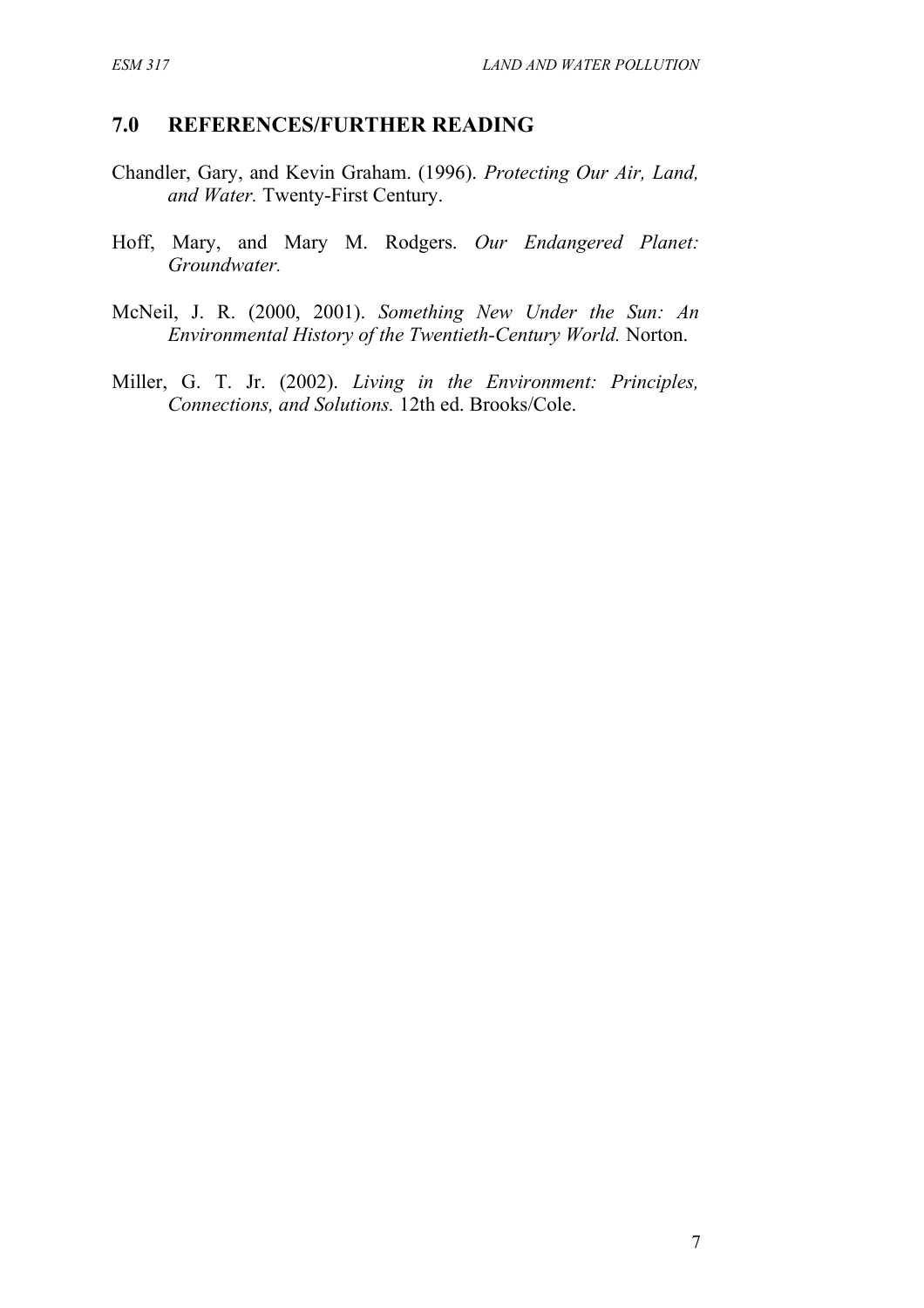## 7.0 REFERENCES/FURTHER READING

Chandler, Gary, and Kevin Graham. (1996). *Protecting Our Air, Land, and Water.* Twenty-First Century.

Hoff, Mary, and Mary M. Rodgers. *Our Endangered Planet: Groundwater.*

McNeil, J. R. (2000, 2001). *Something New Under the Sun: An Environmental History of the Twentieth-Century World.* Norton.

Miller, G. T. Jr. (2002). *Living in the Environment: Principles, Connections, and Solutions.* 12th ed. Brooks/Cole.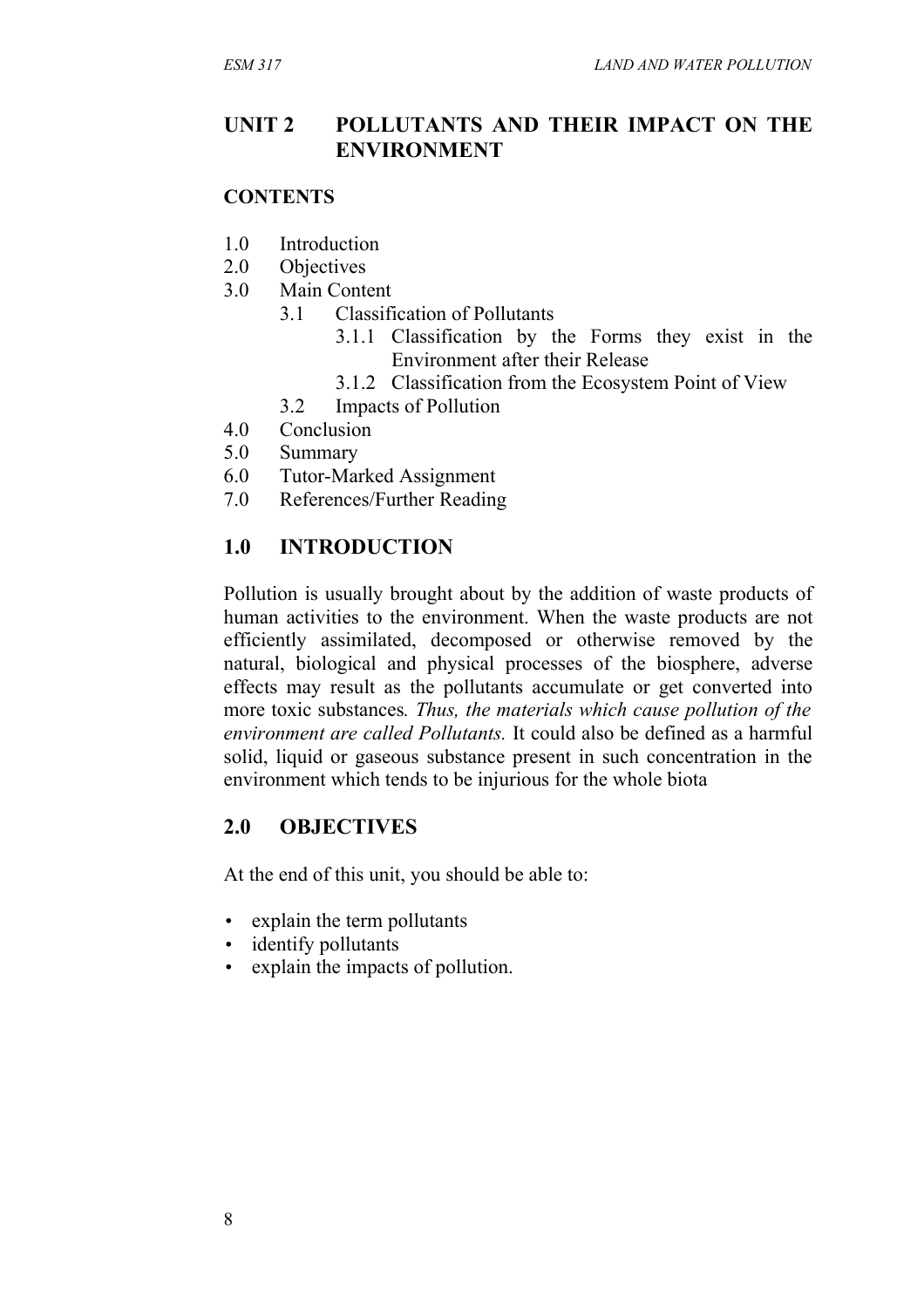## UNIT 2 POLLUTANTS AND THEIR IMPACT ON THE ENVIRONMENT

**CONTENTS**

1.0 Introduction
2.0 Objectives
3.0 Main Content
  3.1 Classification of Pollutants
    3.1.1 Classification by the Forms they exist in the Environment after their Release
    3.1.2 Classification from the Ecosystem Point of View
  3.2 Impacts of Pollution
4.0 Conclusion
5.0 Summary
6.0 Tutor-Marked Assignment
7.0 References/Further Reading

## 1.0 INTRODUCTION

Pollution is usually brought about by the addition of waste products of human activities to the environment. When the waste products are not efficiently assimilated, decomposed or otherwise removed by the natural, biological and physical processes of the biosphere, adverse effects may result as the pollutants accumulate or get converted into more toxic substances. *Thus, the materials which cause pollution of the environment are called Pollutants.* It could also be defined as a harmful solid, liquid or gaseous substance present in such concentration in the environment which tends to be injurious for the whole biota

## 2.0 OBJECTIVES

At the end of this unit, you should be able to:

- explain the term pollutants
- identify pollutants
- explain the impacts of pollution.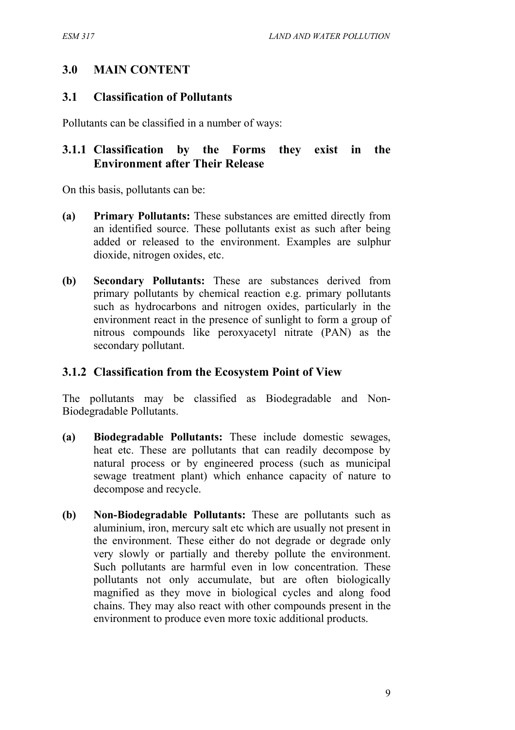## 3.0 MAIN CONTENT

### 3.1 Classification of Pollutants

Pollutants can be classified in a number of ways:

#### 3.1.1 Classification by the Forms they exist in the Environment after Their Release

On this basis, pollutants can be:

**(a) Primary Pollutants:** These substances are emitted directly from an identified source. These pollutants exist as such after being added or released to the environment. Examples are sulphur dioxide, nitrogen oxides, etc.

**(b) Secondary Pollutants:** These are substances derived from primary pollutants by chemical reaction e.g. primary pollutants such as hydrocarbons and nitrogen oxides, particularly in the environment react in the presence of sunlight to form a group of nitrous compounds like peroxyacetyl nitrate (PAN) as the secondary pollutant.

#### 3.1.2 Classification from the Ecosystem Point of View

The pollutants may be classified as Biodegradable and Non-Biodegradable Pollutants.

**(a) Biodegradable Pollutants:** These include domestic sewages, heat etc. These are pollutants that can readily decompose by natural process or by engineered process (such as municipal sewage treatment plant) which enhance capacity of nature to decompose and recycle.

**(b) Non-Biodegradable Pollutants:** These are pollutants such as aluminium, iron, mercury salt etc which are usually not present in the environment. These either do not degrade or degrade only very slowly or partially and thereby pollute the environment. Such pollutants are harmful even in low concentration. These pollutants not only accumulate, but are often biologically magnified as they move in biological cycles and along food chains. They may also react with other compounds present in the environment to produce even more toxic additional products.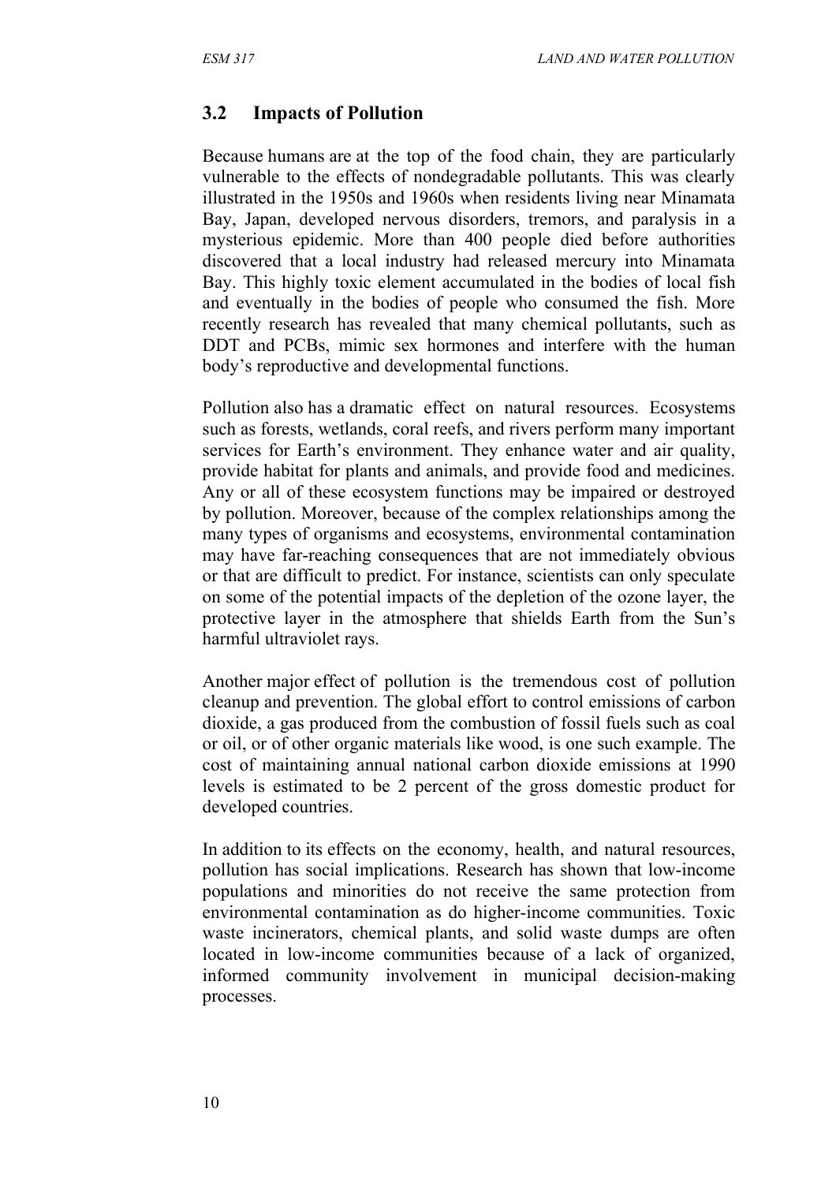## 3.2 Impacts of Pollution

Because humans are at the top of the food chain, they are particularly vulnerable to the effects of nondegradable pollutants. This was clearly illustrated in the 1950s and 1960s when residents living near Minamata Bay, Japan, developed nervous disorders, tremors, and paralysis in a mysterious epidemic. More than 400 people died before authorities discovered that a local industry had released mercury into Minamata Bay. This highly toxic element accumulated in the bodies of local fish and eventually in the bodies of people who consumed the fish. More recently research has revealed that many chemical pollutants, such as DDT and PCBs, mimic sex hormones and interfere with the human body's reproductive and developmental functions.

Pollution also has a dramatic effect on natural resources. Ecosystems such as forests, wetlands, coral reefs, and rivers perform many important services for Earth's environment. They enhance water and air quality, provide habitat for plants and animals, and provide food and medicines. Any or all of these ecosystem functions may be impaired or destroyed by pollution. Moreover, because of the complex relationships among the many types of organisms and ecosystems, environmental contamination may have far-reaching consequences that are not immediately obvious or that are difficult to predict. For instance, scientists can only speculate on some of the potential impacts of the depletion of the ozone layer, the protective layer in the atmosphere that shields Earth from the Sun's harmful ultraviolet rays.

Another major effect of pollution is the tremendous cost of pollution cleanup and prevention. The global effort to control emissions of carbon dioxide, a gas produced from the combustion of fossil fuels such as coal or oil, or of other organic materials like wood, is one such example. The cost of maintaining annual national carbon dioxide emissions at 1990 levels is estimated to be 2 percent of the gross domestic product for developed countries.

In addition to its effects on the economy, health, and natural resources, pollution has social implications. Research has shown that low-income populations and minorities do not receive the same protection from environmental contamination as do higher-income communities. Toxic waste incinerators, chemical plants, and solid waste dumps are often located in low-income communities because of a lack of organized, informed community involvement in municipal decision-making processes.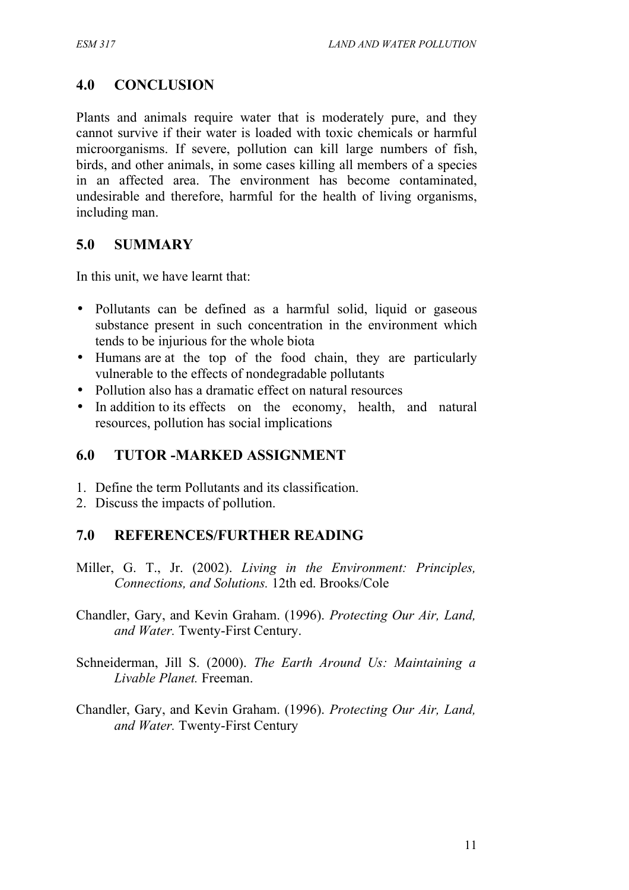## 4.0 CONCLUSION

Plants and animals require water that is moderately pure, and they cannot survive if their water is loaded with toxic chemicals or harmful microorganisms. If severe, pollution can kill large numbers of fish, birds, and other animals, in some cases killing all members of a species in an affected area. The environment has become contaminated, undesirable and therefore, harmful for the health of living organisms, including man.

## 5.0 SUMMARY

In this unit, we have learnt that:

- Pollutants can be defined as a harmful solid, liquid or gaseous substance present in such concentration in the environment which tends to be injurious for the whole biota
- Humans are at the top of the food chain, they are particularly vulnerable to the effects of nondegradable pollutants
- Pollution also has a dramatic effect on natural resources
- In addition to its effects on the economy, health, and natural resources, pollution has social implications

## 6.0 TUTOR -MARKED ASSIGNMENT

1. Define the term Pollutants and its classification.
2. Discuss the impacts of pollution.

## 7.0 REFERENCES/FURTHER READING

Miller, G. T., Jr. (2002). *Living in the Environment: Principles, Connections, and Solutions.* 12th ed. Brooks/Cole

Chandler, Gary, and Kevin Graham. (1996). *Protecting Our Air, Land, and Water.* Twenty-First Century.

Schneiderman, Jill S. (2000). *The Earth Around Us: Maintaining a Livable Planet.* Freeman.

Chandler, Gary, and Kevin Graham. (1996). *Protecting Our Air, Land, and Water.* Twenty-First Century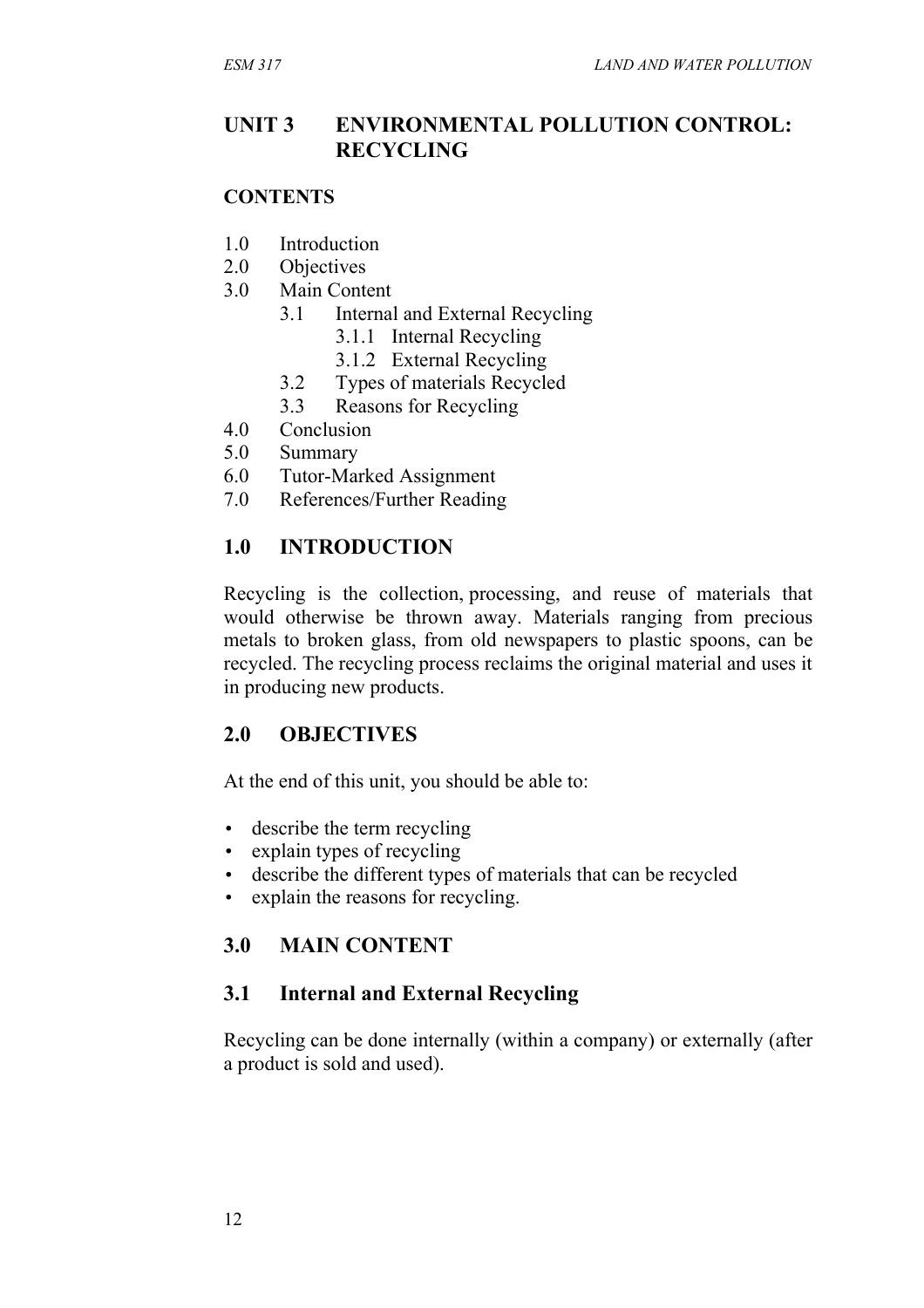# UNIT 3 ENVIRONMENTAL POLLUTION CONTROL: RECYCLING

**CONTENTS**

1.0 Introduction
2.0 Objectives
3.0 Main Content
   3.1 Internal and External Recycling
      3.1.1 Internal Recycling
      3.1.2 External Recycling
   3.2 Types of materials Recycled
   3.3 Reasons for Recycling
4.0 Conclusion
5.0 Summary
6.0 Tutor-Marked Assignment
7.0 References/Further Reading

## 1.0 INTRODUCTION

Recycling is the collection, processing, and reuse of materials that would otherwise be thrown away. Materials ranging from precious metals to broken glass, from old newspapers to plastic spoons, can be recycled. The recycling process reclaims the original material and uses it in producing new products.

## 2.0 OBJECTIVES

At the end of this unit, you should be able to:

- describe the term recycling
- explain types of recycling
- describe the different types of materials that can be recycled
- explain the reasons for recycling.

## 3.0 MAIN CONTENT

### 3.1 Internal and External Recycling

Recycling can be done internally (within a company) or externally (after a product is sold and used).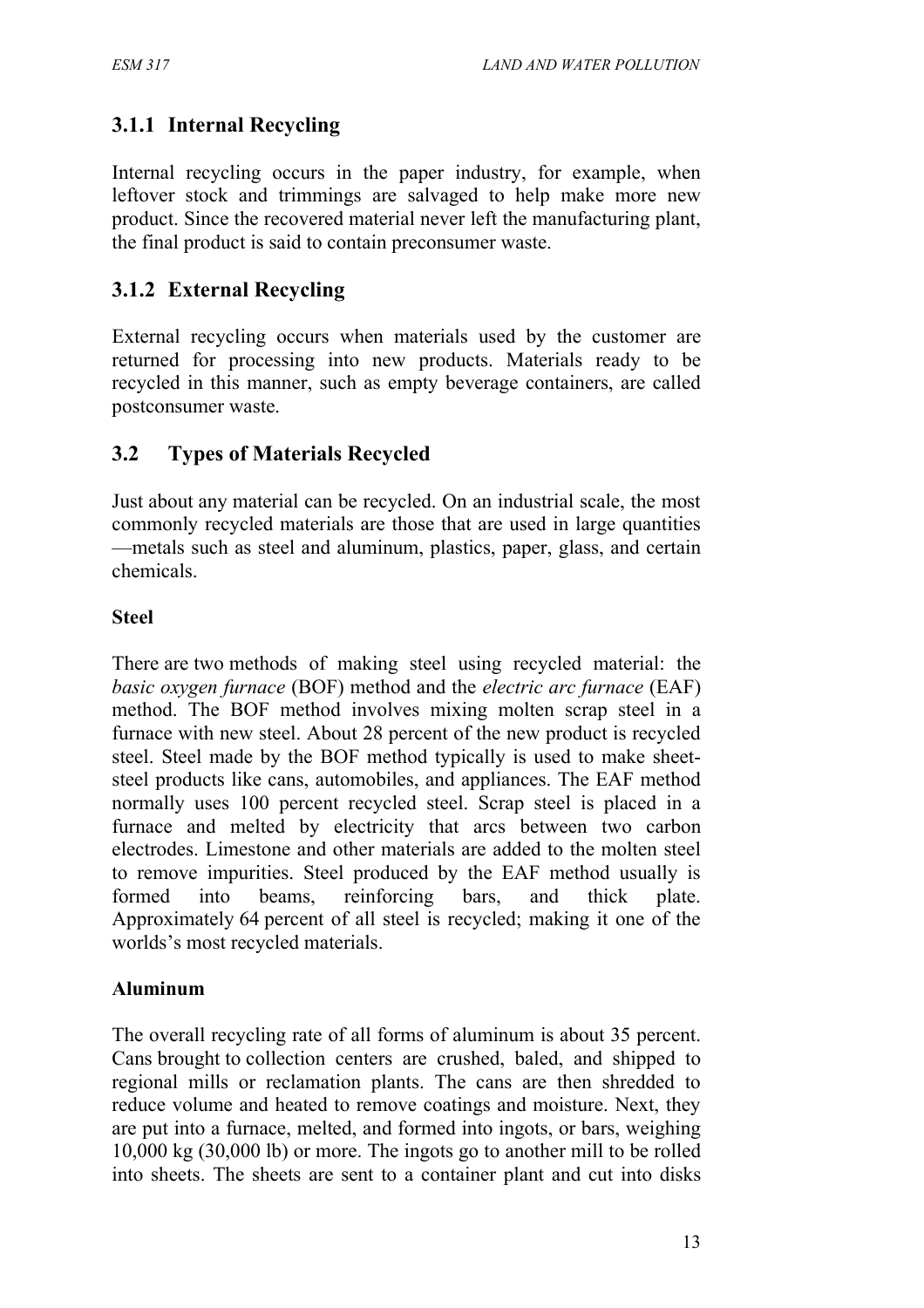### 3.1.1 Internal Recycling

Internal recycling occurs in the paper industry, for example, when leftover stock and trimmings are salvaged to help make more new product. Since the recovered material never left the manufacturing plant, the final product is said to contain preconsumer waste.

### 3.1.2 External Recycling

External recycling occurs when materials used by the customer are returned for processing into new products. Materials ready to be recycled in this manner, such as empty beverage containers, are called postconsumer waste.

## 3.2 Types of Materials Recycled

Just about any material can be recycled. On an industrial scale, the most commonly recycled materials are those that are used in large quantities —metals such as steel and aluminum, plastics, paper, glass, and certain chemicals.

**Steel**

There are two methods of making steel using recycled material: the *basic oxygen furnace* (BOF) method and the *electric arc furnace* (EAF) method. The BOF method involves mixing molten scrap steel in a furnace with new steel. About 28 percent of the new product is recycled steel. Steel made by the BOF method typically is used to make sheet-steel products like cans, automobiles, and appliances. The EAF method normally uses 100 percent recycled steel. Scrap steel is placed in a furnace and melted by electricity that arcs between two carbon electrodes. Limestone and other materials are added to the molten steel to remove impurities. Steel produced by the EAF method usually is formed into beams, reinforcing bars, and thick plate. Approximately 64 percent of all steel is recycled; making it one of the worlds's most recycled materials.

**Aluminum**

The overall recycling rate of all forms of aluminum is about 35 percent. Cans brought to collection centers are crushed, baled, and shipped to regional mills or reclamation plants. The cans are then shredded to reduce volume and heated to remove coatings and moisture. Next, they are put into a furnace, melted, and formed into ingots, or bars, weighing 10,000 kg (30,000 lb) or more. The ingots go to another mill to be rolled into sheets. The sheets are sent to a container plant and cut into disks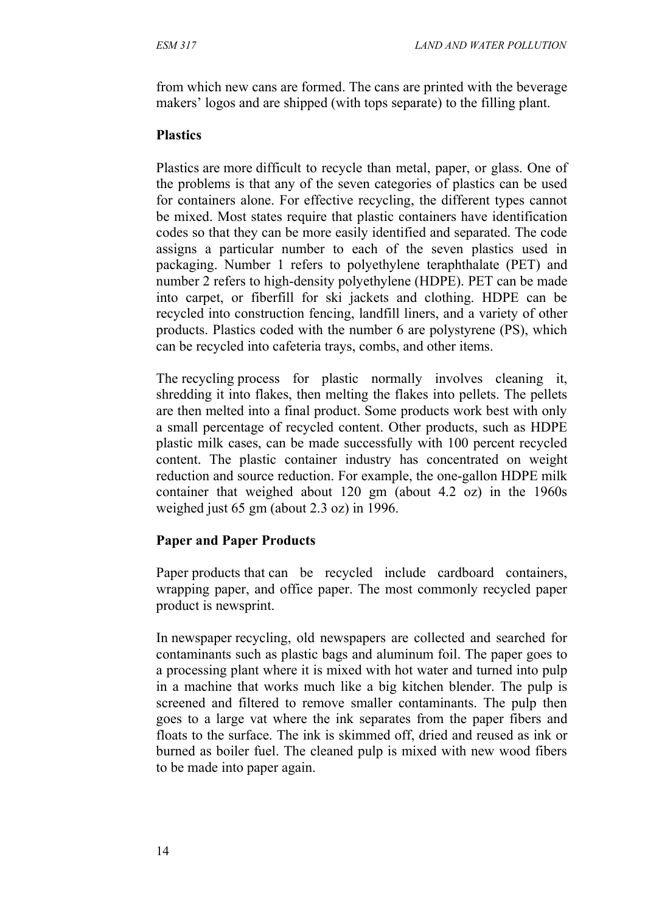from which new cans are formed. The cans are printed with the beverage makers' logos and are shipped (with tops separate) to the filling plant.

**Plastics**

Plastics are more difficult to recycle than metal, paper, or glass. One of the problems is that any of the seven categories of plastics can be used for containers alone. For effective recycling, the different types cannot be mixed. Most states require that plastic containers have identification codes so that they can be more easily identified and separated. The code assigns a particular number to each of the seven plastics used in packaging. Number 1 refers to polyethylene teraphthalate (PET) and number 2 refers to high-density polyethylene (HDPE). PET can be made into carpet, or fiberfill for ski jackets and clothing. HDPE can be recycled into construction fencing, landfill liners, and a variety of other products. Plastics coded with the number 6 are polystyrene (PS), which can be recycled into cafeteria trays, combs, and other items.

The recycling process for plastic normally involves cleaning it, shredding it into flakes, then melting the flakes into pellets. The pellets are then melted into a final product. Some products work best with only a small percentage of recycled content. Other products, such as HDPE plastic milk cases, can be made successfully with 100 percent recycled content. The plastic container industry has concentrated on weight reduction and source reduction. For example, the one-gallon HDPE milk container that weighed about 120 gm (about 4.2 oz) in the 1960s weighed just 65 gm (about 2.3 oz) in 1996.

**Paper and Paper Products**

Paper products that can be recycled include cardboard containers, wrapping paper, and office paper. The most commonly recycled paper product is newsprint.

In newspaper recycling, old newspapers are collected and searched for contaminants such as plastic bags and aluminum foil. The paper goes to a processing plant where it is mixed with hot water and turned into pulp in a machine that works much like a big kitchen blender. The pulp is screened and filtered to remove smaller contaminants. The pulp then goes to a large vat where the ink separates from the paper fibers and floats to the surface. The ink is skimmed off, dried and reused as ink or burned as boiler fuel. The cleaned pulp is mixed with new wood fibers to be made into paper again.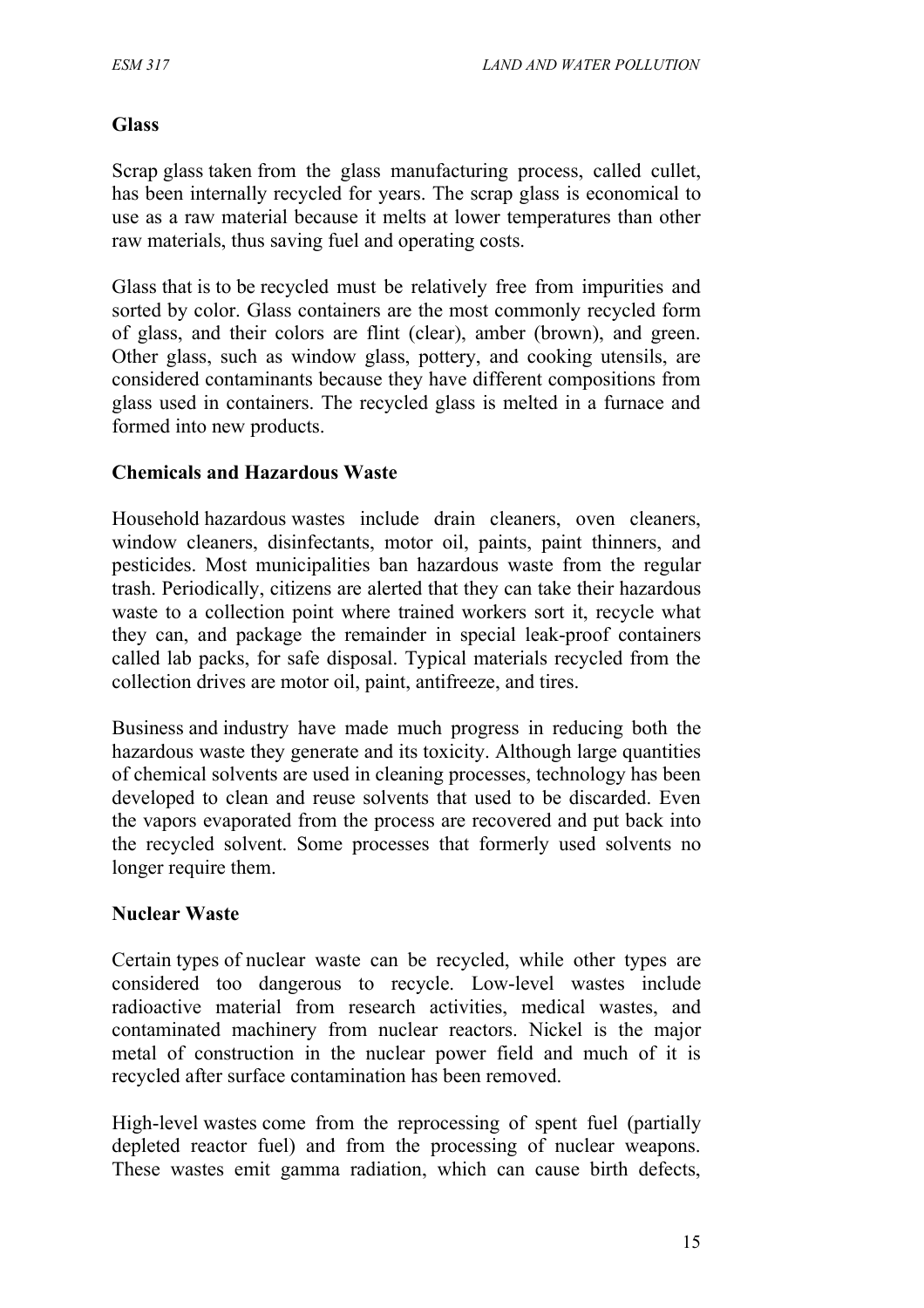## Glass

Scrap glass taken from the glass manufacturing process, called cullet, has been internally recycled for years. The scrap glass is economical to use as a raw material because it melts at lower temperatures than other raw materials, thus saving fuel and operating costs.

Glass that is to be recycled must be relatively free from impurities and sorted by color. Glass containers are the most commonly recycled form of glass, and their colors are flint (clear), amber (brown), and green. Other glass, such as window glass, pottery, and cooking utensils, are considered contaminants because they have different compositions from glass used in containers. The recycled glass is melted in a furnace and formed into new products.

## Chemicals and Hazardous Waste

Household hazardous wastes include drain cleaners, oven cleaners, window cleaners, disinfectants, motor oil, paints, paint thinners, and pesticides. Most municipalities ban hazardous waste from the regular trash. Periodically, citizens are alerted that they can take their hazardous waste to a collection point where trained workers sort it, recycle what they can, and package the remainder in special leak-proof containers called lab packs, for safe disposal. Typical materials recycled from the collection drives are motor oil, paint, antifreeze, and tires.

Business and industry have made much progress in reducing both the hazardous waste they generate and its toxicity. Although large quantities of chemical solvents are used in cleaning processes, technology has been developed to clean and reuse solvents that used to be discarded. Even the vapors evaporated from the process are recovered and put back into the recycled solvent. Some processes that formerly used solvents no longer require them.

## Nuclear Waste

Certain types of nuclear waste can be recycled, while other types are considered too dangerous to recycle. Low-level wastes include radioactive material from research activities, medical wastes, and contaminated machinery from nuclear reactors. Nickel is the major metal of construction in the nuclear power field and much of it is recycled after surface contamination has been removed.

High-level wastes come from the reprocessing of spent fuel (partially depleted reactor fuel) and from the processing of nuclear weapons. These wastes emit gamma radiation, which can cause birth defects,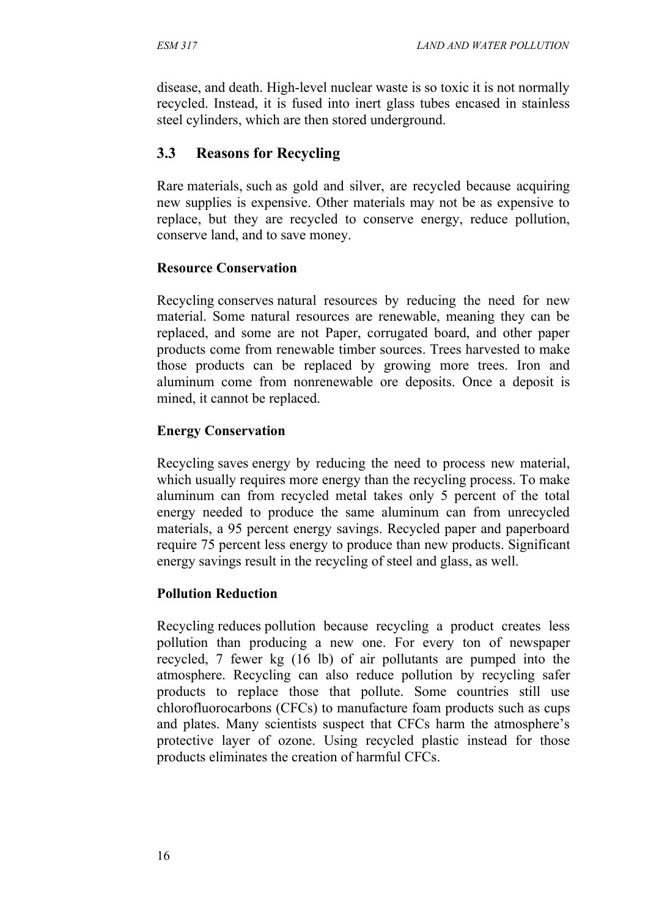disease, and death. High-level nuclear waste is so toxic it is not normally recycled. Instead, it is fused into inert glass tubes encased in stainless steel cylinders, which are then stored underground.

## 3.3 Reasons for Recycling

Rare materials, such as gold and silver, are recycled because acquiring new supplies is expensive. Other materials may not be as expensive to replace, but they are recycled to conserve energy, reduce pollution, conserve land, and to save money.

**Resource Conservation**

Recycling conserves natural resources by reducing the need for new material. Some natural resources are renewable, meaning they can be replaced, and some are not Paper, corrugated board, and other paper products come from renewable timber sources. Trees harvested to make those products can be replaced by growing more trees. Iron and aluminum come from nonrenewable ore deposits. Once a deposit is mined, it cannot be replaced.

**Energy Conservation**

Recycling saves energy by reducing the need to process new material, which usually requires more energy than the recycling process. To make aluminum can from recycled metal takes only 5 percent of the total energy needed to produce the same aluminum can from unrecycled materials, a 95 percent energy savings. Recycled paper and paperboard require 75 percent less energy to produce than new products. Significant energy savings result in the recycling of steel and glass, as well.

**Pollution Reduction**

Recycling reduces pollution because recycling a product creates less pollution than producing a new one. For every ton of newspaper recycled, 7 fewer kg (16 lb) of air pollutants are pumped into the atmosphere. Recycling can also reduce pollution by recycling safer products to replace those that pollute. Some countries still use chlorofluorocarbons (CFCs) to manufacture foam products such as cups and plates. Many scientists suspect that CFCs harm the atmosphere's protective layer of ozone. Using recycled plastic instead for those products eliminates the creation of harmful CFCs.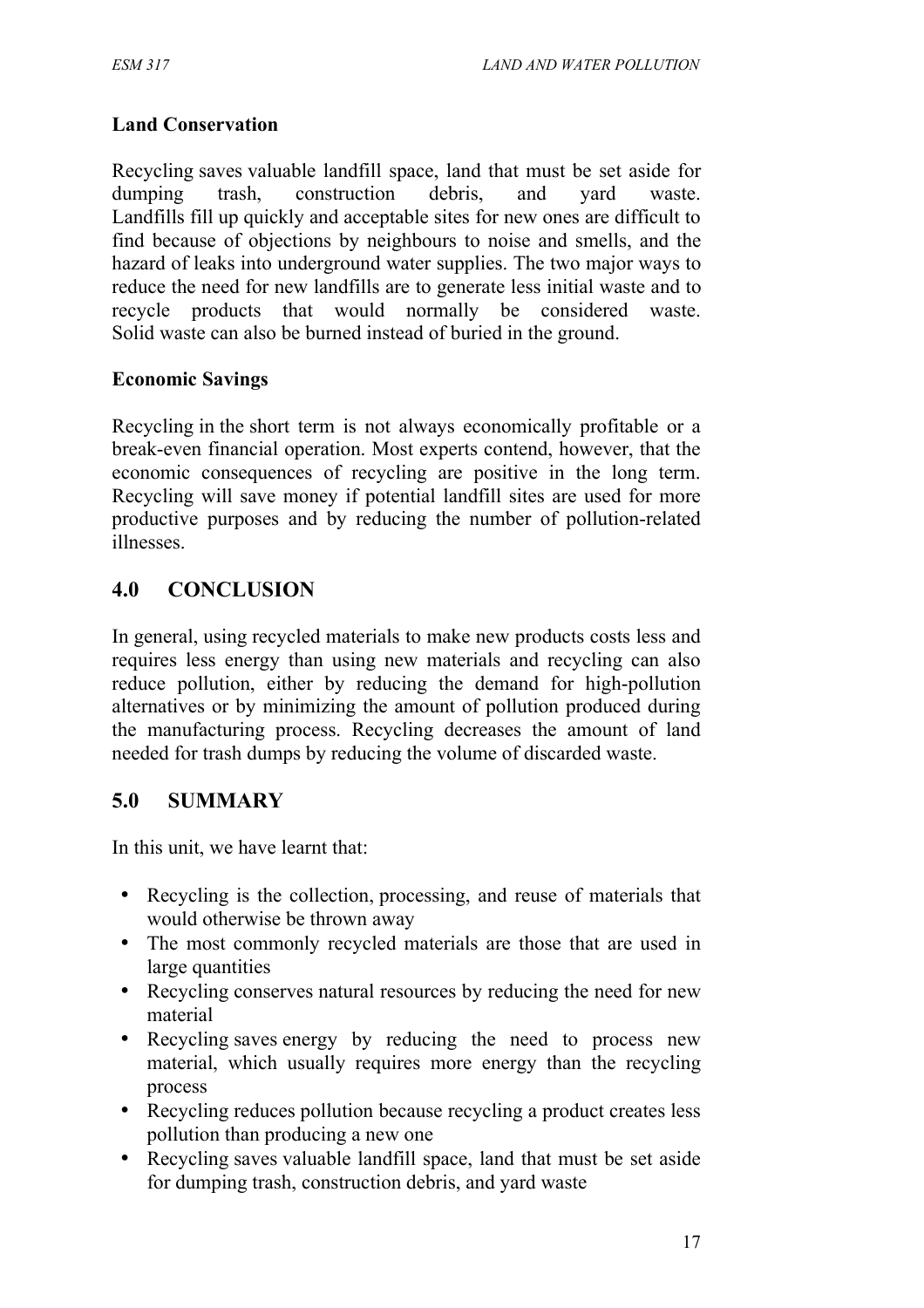### Land Conservation

Recycling saves valuable landfill space, land that must be set aside for dumping trash, construction debris, and yard waste. Landfills fill up quickly and acceptable sites for new ones are difficult to find because of objections by neighbours to noise and smells, and the hazard of leaks into underground water supplies. The two major ways to reduce the need for new landfills are to generate less initial waste and to recycle products that would normally be considered waste. Solid waste can also be burned instead of buried in the ground.

### Economic Savings

Recycling in the short term is not always economically profitable or a break-even financial operation. Most experts contend, however, that the economic consequences of recycling are positive in the long term. Recycling will save money if potential landfill sites are used for more productive purposes and by reducing the number of pollution-related illnesses.

## 4.0 CONCLUSION

In general, using recycled materials to make new products costs less and requires less energy than using new materials and recycling can also reduce pollution, either by reducing the demand for high-pollution alternatives or by minimizing the amount of pollution produced during the manufacturing process. Recycling decreases the amount of land needed for trash dumps by reducing the volume of discarded waste.

## 5.0 SUMMARY

In this unit, we have learnt that:

- Recycling is the collection, processing, and reuse of materials that would otherwise be thrown away
- The most commonly recycled materials are those that are used in large quantities
- Recycling conserves natural resources by reducing the need for new material
- Recycling saves energy by reducing the need to process new material, which usually requires more energy than the recycling process
- Recycling reduces pollution because recycling a product creates less pollution than producing a new one
- Recycling saves valuable landfill space, land that must be set aside for dumping trash, construction debris, and yard waste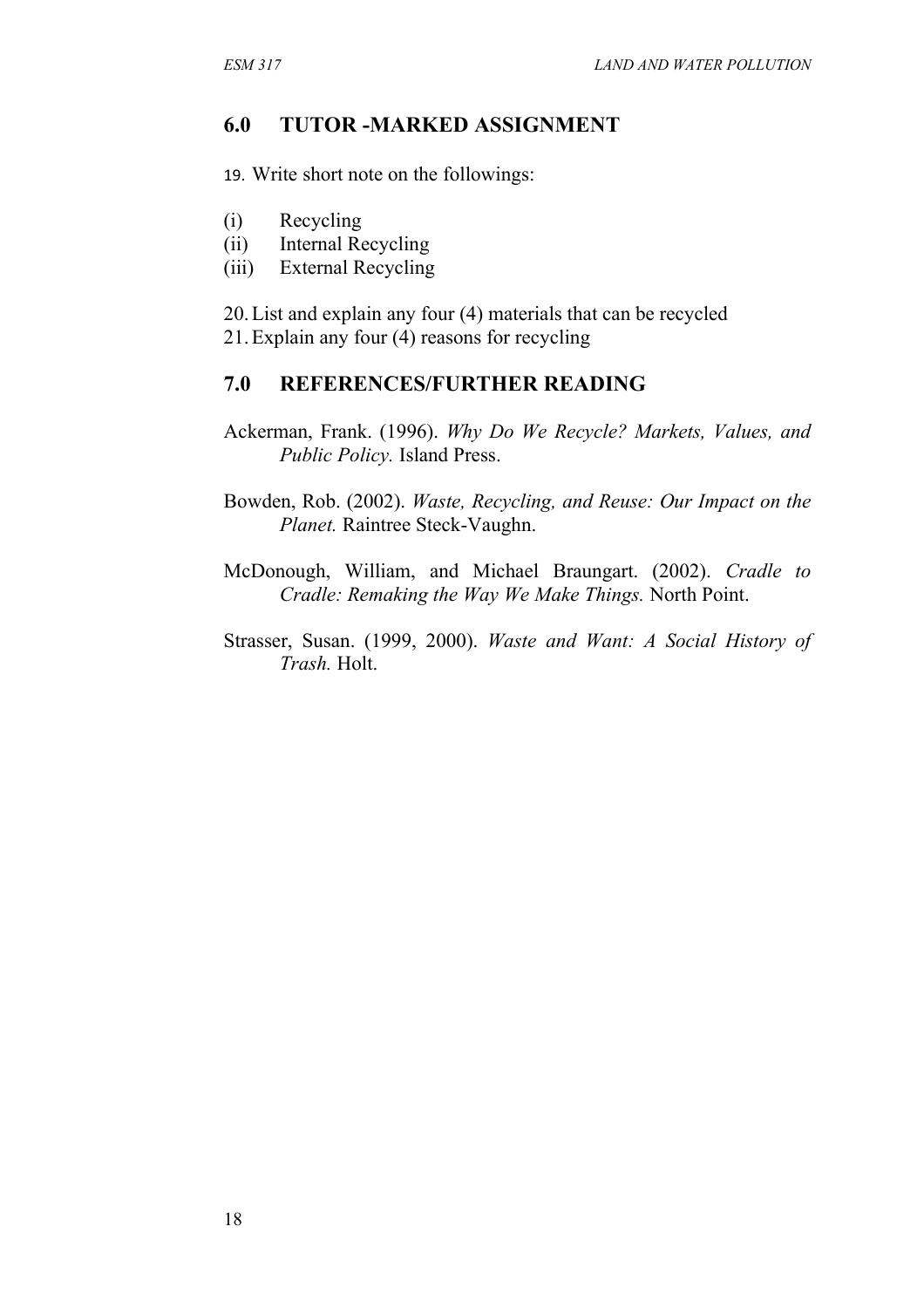## 6.0 TUTOR -MARKED ASSIGNMENT

19. Write short note on the followings:

(i) Recycling
(ii) Internal Recycling
(iii) External Recycling

20. List and explain any four (4) materials that can be recycled
21. Explain any four (4) reasons for recycling

## 7.0 REFERENCES/FURTHER READING

Ackerman, Frank. (1996). *Why Do We Recycle? Markets, Values, and Public Policy.* Island Press.

Bowden, Rob. (2002). *Waste, Recycling, and Reuse: Our Impact on the Planet.* Raintree Steck-Vaughn.

McDonough, William, and Michael Braungart. (2002). *Cradle to Cradle: Remaking the Way We Make Things.* North Point.

Strasser, Susan. (1999, 2000). *Waste and Want: A Social History of Trash.* Holt.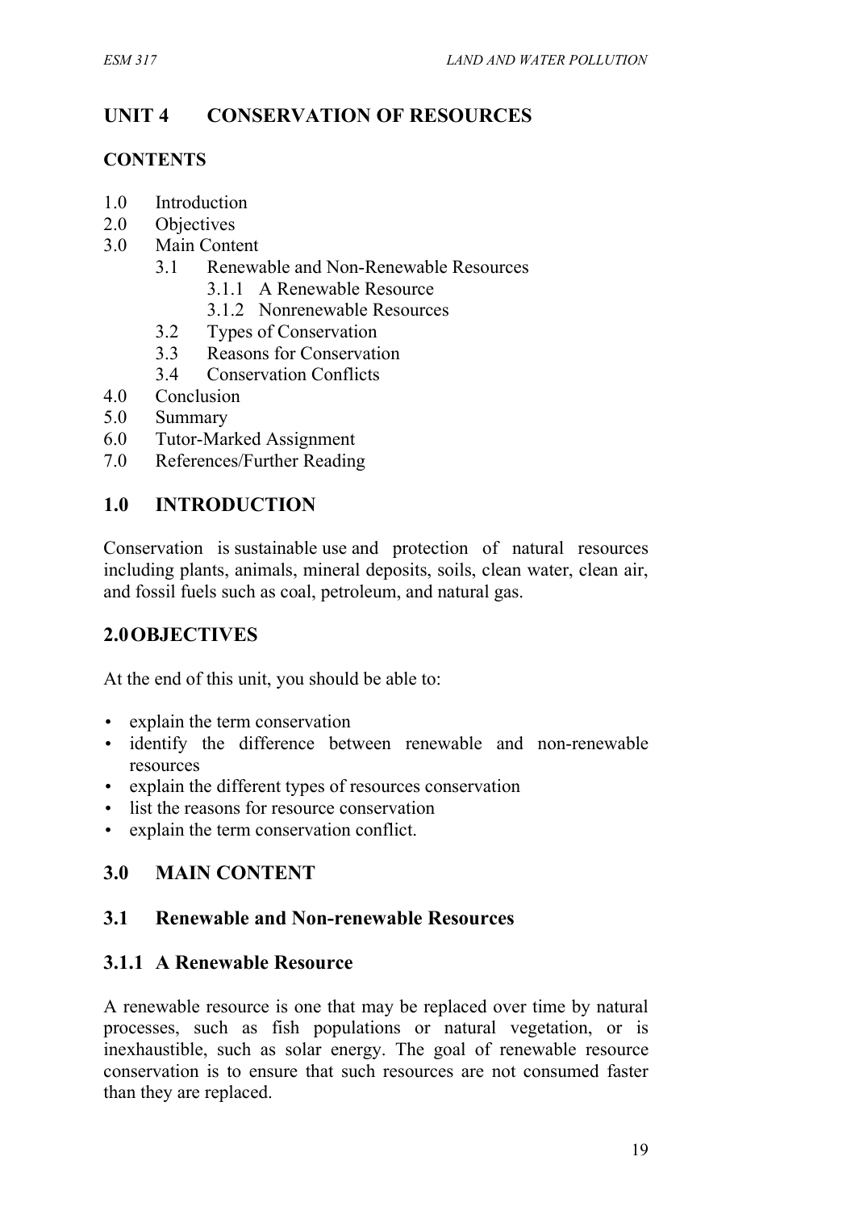## UNIT 4 CONSERVATION OF RESOURCES

### CONTENTS

1.0 Introduction
2.0 Objectives
3.0 Main Content
  3.1 Renewable and Non-Renewable Resources
    3.1.1 A Renewable Resource
    3.1.2 Nonrenewable Resources
  3.2 Types of Conservation
  3.3 Reasons for Conservation
  3.4 Conservation Conflicts
4.0 Conclusion
5.0 Summary
6.0 Tutor-Marked Assignment
7.0 References/Further Reading

## 1.0 INTRODUCTION

Conservation is sustainable use and protection of natural resources including plants, animals, mineral deposits, soils, clean water, clean air, and fossil fuels such as coal, petroleum, and natural gas.

## 2.0 OBJECTIVES

At the end of this unit, you should be able to:

- explain the term conservation
- identify the difference between renewable and non-renewable resources
- explain the different types of resources conservation
- list the reasons for resource conservation
- explain the term conservation conflict.

## 3.0 MAIN CONTENT

### 3.1 Renewable and Non-renewable Resources

#### 3.1.1 A Renewable Resource

A renewable resource is one that may be replaced over time by natural processes, such as fish populations or natural vegetation, or is inexhaustible, such as solar energy. The goal of renewable resource conservation is to ensure that such resources are not consumed faster than they are replaced.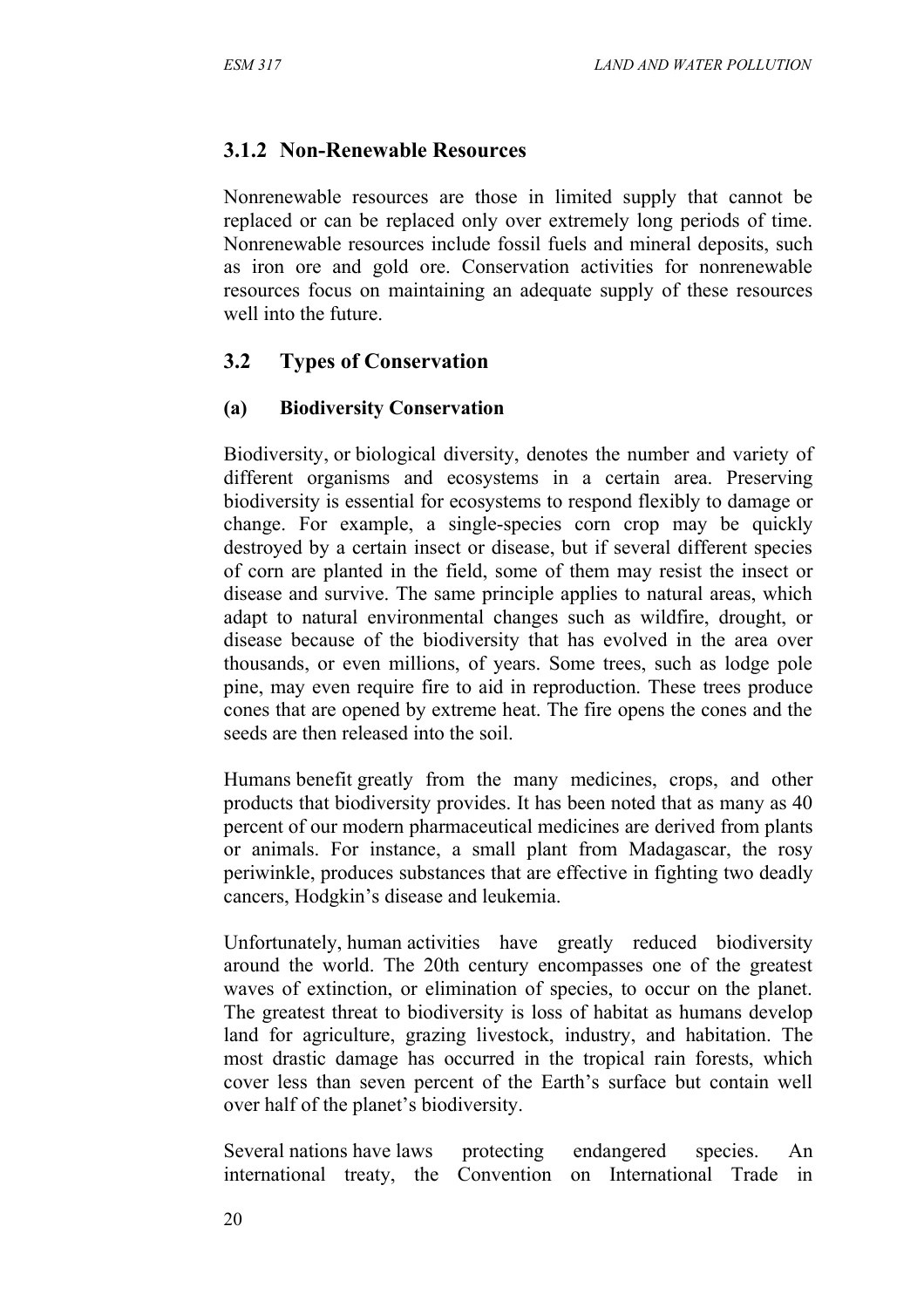### 3.1.2 Non-Renewable Resources

Nonrenewable resources are those in limited supply that cannot be replaced or can be replaced only over extremely long periods of time. Nonrenewable resources include fossil fuels and mineral deposits, such as iron ore and gold ore. Conservation activities for nonrenewable resources focus on maintaining an adequate supply of these resources well into the future.

## 3.2 Types of Conservation

### (a) Biodiversity Conservation

Biodiversity, or biological diversity, denotes the number and variety of different organisms and ecosystems in a certain area. Preserving biodiversity is essential for ecosystems to respond flexibly to damage or change. For example, a single-species corn crop may be quickly destroyed by a certain insect or disease, but if several different species of corn are planted in the field, some of them may resist the insect or disease and survive. The same principle applies to natural areas, which adapt to natural environmental changes such as wildfire, drought, or disease because of the biodiversity that has evolved in the area over thousands, or even millions, of years. Some trees, such as lodge pole pine, may even require fire to aid in reproduction. These trees produce cones that are opened by extreme heat. The fire opens the cones and the seeds are then released into the soil.

Humans benefit greatly from the many medicines, crops, and other products that biodiversity provides. It has been noted that as many as 40 percent of our modern pharmaceutical medicines are derived from plants or animals. For instance, a small plant from Madagascar, the rosy periwinkle, produces substances that are effective in fighting two deadly cancers, Hodgkin's disease and leukemia.

Unfortunately, human activities have greatly reduced biodiversity around the world. The 20th century encompasses one of the greatest waves of extinction, or elimination of species, to occur on the planet. The greatest threat to biodiversity is loss of habitat as humans develop land for agriculture, grazing livestock, industry, and habitation. The most drastic damage has occurred in the tropical rain forests, which cover less than seven percent of the Earth's surface but contain well over half of the planet's biodiversity.

Several nations have laws protecting endangered species. An international treaty, the Convention on International Trade in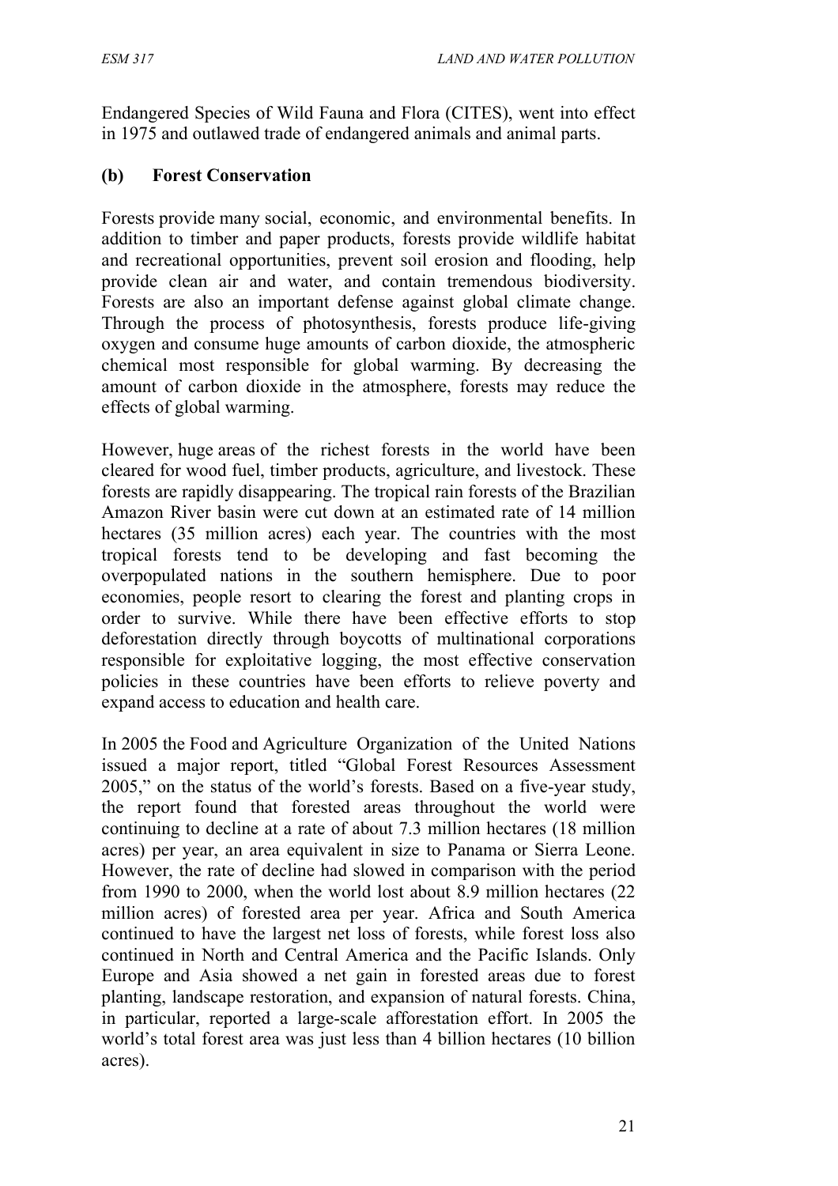Endangered Species of Wild Fauna and Flora (CITES), went into effect in 1975 and outlawed trade of endangered animals and animal parts.

### (b) Forest Conservation

Forests provide many social, economic, and environmental benefits. In addition to timber and paper products, forests provide wildlife habitat and recreational opportunities, prevent soil erosion and flooding, help provide clean air and water, and contain tremendous biodiversity. Forests are also an important defense against global climate change. Through the process of photosynthesis, forests produce life-giving oxygen and consume huge amounts of carbon dioxide, the atmospheric chemical most responsible for global warming. By decreasing the amount of carbon dioxide in the atmosphere, forests may reduce the effects of global warming.

However, huge areas of the richest forests in the world have been cleared for wood fuel, timber products, agriculture, and livestock. These forests are rapidly disappearing. The tropical rain forests of the Brazilian Amazon River basin were cut down at an estimated rate of 14 million hectares (35 million acres) each year. The countries with the most tropical forests tend to be developing and fast becoming the overpopulated nations in the southern hemisphere. Due to poor economies, people resort to clearing the forest and planting crops in order to survive. While there have been effective efforts to stop deforestation directly through boycotts of multinational corporations responsible for exploitative logging, the most effective conservation policies in these countries have been efforts to relieve poverty and expand access to education and health care.

In 2005 the Food and Agriculture Organization of the United Nations issued a major report, titled "Global Forest Resources Assessment 2005," on the status of the world's forests. Based on a five-year study, the report found that forested areas throughout the world were continuing to decline at a rate of about 7.3 million hectares (18 million acres) per year, an area equivalent in size to Panama or Sierra Leone. However, the rate of decline had slowed in comparison with the period from 1990 to 2000, when the world lost about 8.9 million hectares (22 million acres) of forested area per year. Africa and South America continued to have the largest net loss of forests, while forest loss also continued in North and Central America and the Pacific Islands. Only Europe and Asia showed a net gain in forested areas due to forest planting, landscape restoration, and expansion of natural forests. China, in particular, reported a large-scale afforestation effort. In 2005 the world's total forest area was just less than 4 billion hectares (10 billion acres).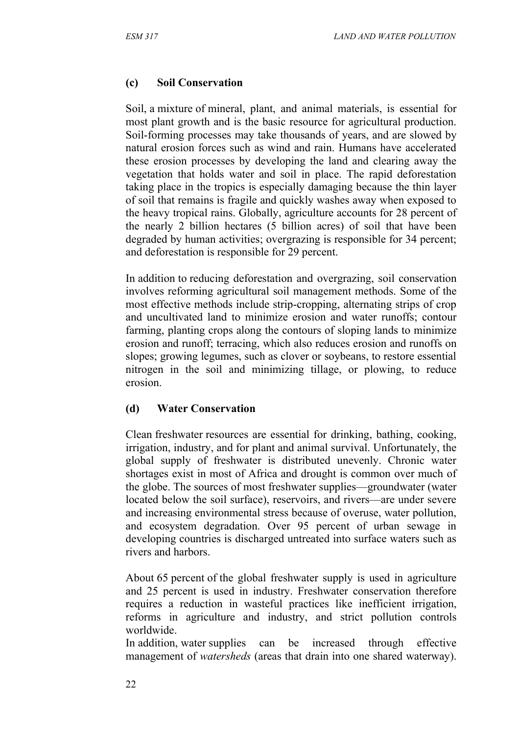### (c) Soil Conservation

Soil, a mixture of mineral, plant, and animal materials, is essential for most plant growth and is the basic resource for agricultural production. Soil-forming processes may take thousands of years, and are slowed by natural erosion forces such as wind and rain. Humans have accelerated these erosion processes by developing the land and clearing away the vegetation that holds water and soil in place. The rapid deforestation taking place in the tropics is especially damaging because the thin layer of soil that remains is fragile and quickly washes away when exposed to the heavy tropical rains. Globally, agriculture accounts for 28 percent of the nearly 2 billion hectares (5 billion acres) of soil that have been degraded by human activities; overgrazing is responsible for 34 percent; and deforestation is responsible for 29 percent.

In addition to reducing deforestation and overgrazing, soil conservation involves reforming agricultural soil management methods. Some of the most effective methods include strip-cropping, alternating strips of crop and uncultivated land to minimize erosion and water runoffs; contour farming, planting crops along the contours of sloping lands to minimize erosion and runoff; terracing, which also reduces erosion and runoffs on slopes; growing legumes, such as clover or soybeans, to restore essential nitrogen in the soil and minimizing tillage, or plowing, to reduce erosion.

### (d) Water Conservation

Clean freshwater resources are essential for drinking, bathing, cooking, irrigation, industry, and for plant and animal survival. Unfortunately, the global supply of freshwater is distributed unevenly. Chronic water shortages exist in most of Africa and drought is common over much of the globe. The sources of most freshwater supplies—groundwater (water located below the soil surface), reservoirs, and rivers—are under severe and increasing environmental stress because of overuse, water pollution, and ecosystem degradation. Over 95 percent of urban sewage in developing countries is discharged untreated into surface waters such as rivers and harbors.

About 65 percent of the global freshwater supply is used in agriculture and 25 percent is used in industry. Freshwater conservation therefore requires a reduction in wasteful practices like inefficient irrigation, reforms in agriculture and industry, and strict pollution controls worldwide.

In addition, water supplies can be increased through effective management of *watersheds* (areas that drain into one shared waterway).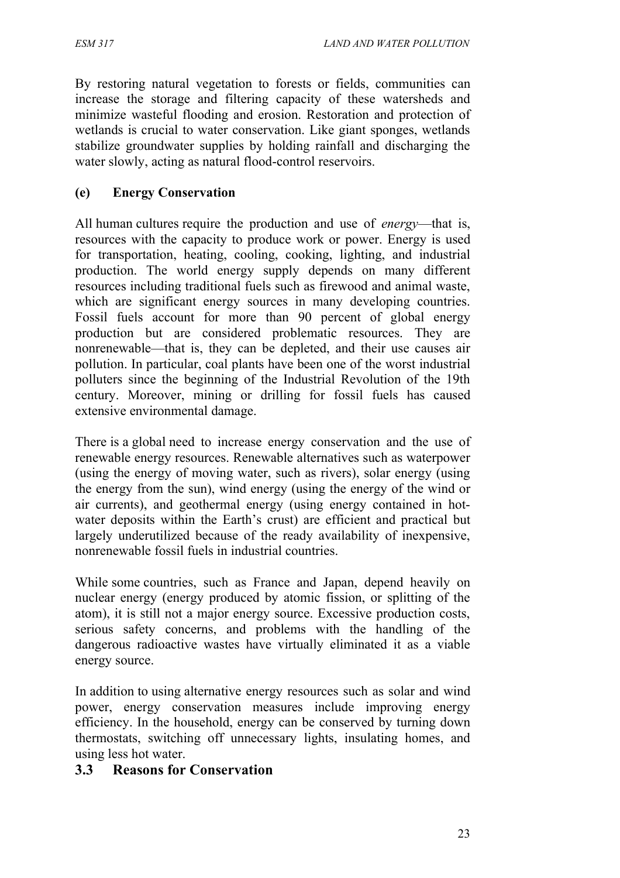By restoring natural vegetation to forests or fields, communities can increase the storage and filtering capacity of these watersheds and minimize wasteful flooding and erosion. Restoration and protection of wetlands is crucial to water conservation. Like giant sponges, wetlands stabilize groundwater supplies by holding rainfall and discharging the water slowly, acting as natural flood-control reservoirs.

### (e) Energy Conservation

All human cultures require the production and use of *energy*—that is, resources with the capacity to produce work or power. Energy is used for transportation, heating, cooling, cooking, lighting, and industrial production. The world energy supply depends on many different resources including traditional fuels such as firewood and animal waste, which are significant energy sources in many developing countries. Fossil fuels account for more than 90 percent of global energy production but are considered problematic resources. They are nonrenewable—that is, they can be depleted, and their use causes air pollution. In particular, coal plants have been one of the worst industrial polluters since the beginning of the Industrial Revolution of the 19th century. Moreover, mining or drilling for fossil fuels has caused extensive environmental damage.

There is a global need to increase energy conservation and the use of renewable energy resources. Renewable alternatives such as waterpower (using the energy of moving water, such as rivers), solar energy (using the energy from the sun), wind energy (using the energy of the wind or air currents), and geothermal energy (using energy contained in hot-water deposits within the Earth's crust) are efficient and practical but largely underutilized because of the ready availability of inexpensive, nonrenewable fossil fuels in industrial countries.

While some countries, such as France and Japan, depend heavily on nuclear energy (energy produced by atomic fission, or splitting of the atom), it is still not a major energy source. Excessive production costs, serious safety concerns, and problems with the handling of the dangerous radioactive wastes have virtually eliminated it as a viable energy source.

In addition to using alternative energy resources such as solar and wind power, energy conservation measures include improving energy efficiency. In the household, energy can be conserved by turning down thermostats, switching off unnecessary lights, insulating homes, and using less hot water.

## 3.3 Reasons for Conservation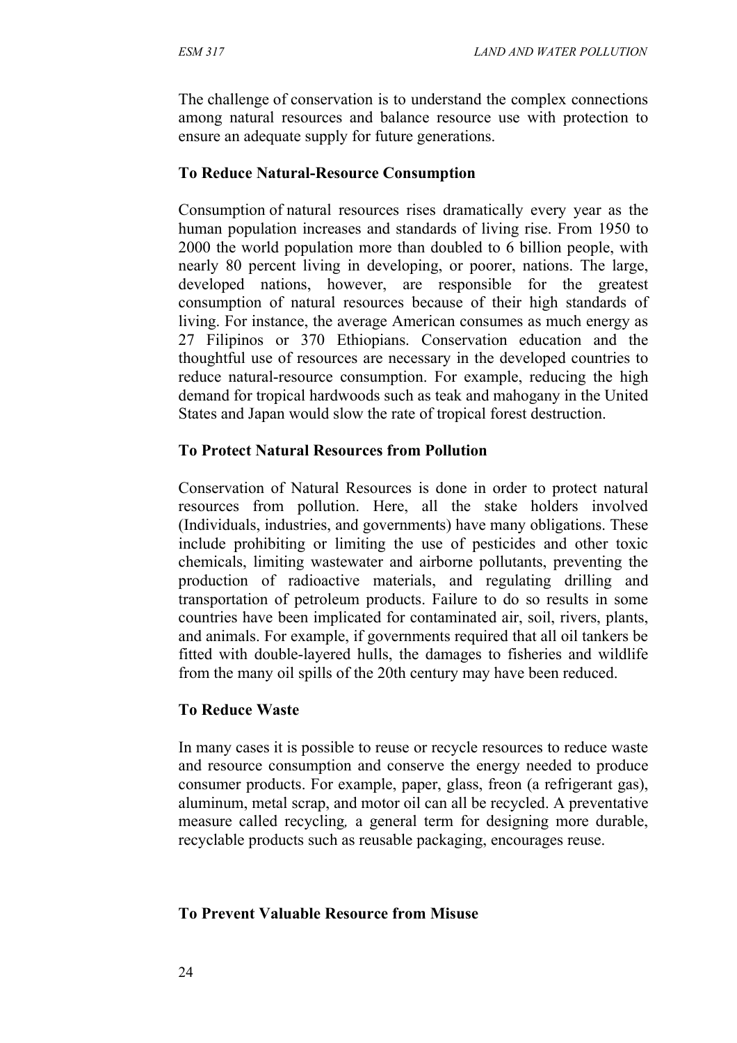The challenge of conservation is to understand the complex connections among natural resources and balance resource use with protection to ensure an adequate supply for future generations.

**To Reduce Natural-Resource Consumption**

Consumption of natural resources rises dramatically every year as the human population increases and standards of living rise. From 1950 to 2000 the world population more than doubled to 6 billion people, with nearly 80 percent living in developing, or poorer, nations. The large, developed nations, however, are responsible for the greatest consumption of natural resources because of their high standards of living. For instance, the average American consumes as much energy as 27 Filipinos or 370 Ethiopians. Conservation education and the thoughtful use of resources are necessary in the developed countries to reduce natural-resource consumption. For example, reducing the high demand for tropical hardwoods such as teak and mahogany in the United States and Japan would slow the rate of tropical forest destruction.

**To Protect Natural Resources from Pollution**

Conservation of Natural Resources is done in order to protect natural resources from pollution. Here, all the stake holders involved (Individuals, industries, and governments) have many obligations. These include prohibiting or limiting the use of pesticides and other toxic chemicals, limiting wastewater and airborne pollutants, preventing the production of radioactive materials, and regulating drilling and transportation of petroleum products. Failure to do so results in some countries have been implicated for contaminated air, soil, rivers, plants, and animals. For example, if governments required that all oil tankers be fitted with double-layered hulls, the damages to fisheries and wildlife from the many oil spills of the 20th century may have been reduced.

**To Reduce Waste**

In many cases it is possible to reuse or recycle resources to reduce waste and resource consumption and conserve the energy needed to produce consumer products. For example, paper, glass, freon (a refrigerant gas), aluminum, metal scrap, and motor oil can all be recycled. A preventative measure called recycling*,* a general term for designing more durable, recyclable products such as reusable packaging, encourages reuse.

**To Prevent Valuable Resource from Misuse**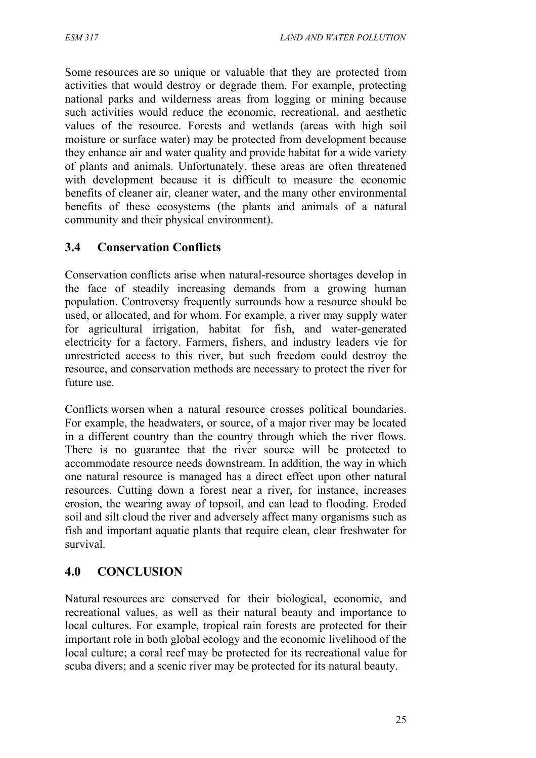Some resources are so unique or valuable that they are protected from activities that would destroy or degrade them. For example, protecting national parks and wilderness areas from logging or mining because such activities would reduce the economic, recreational, and aesthetic values of the resource. Forests and wetlands (areas with high soil moisture or surface water) may be protected from development because they enhance air and water quality and provide habitat for a wide variety of plants and animals. Unfortunately, these areas are often threatened with development because it is difficult to measure the economic benefits of cleaner air, cleaner water, and the many other environmental benefits of these ecosystems (the plants and animals of a natural community and their physical environment).

## 3.4 Conservation Conflicts

Conservation conflicts arise when natural-resource shortages develop in the face of steadily increasing demands from a growing human population. Controversy frequently surrounds how a resource should be used, or allocated, and for whom. For example, a river may supply water for agricultural irrigation, habitat for fish, and water-generated electricity for a factory. Farmers, fishers, and industry leaders vie for unrestricted access to this river, but such freedom could destroy the resource, and conservation methods are necessary to protect the river for future use.

Conflicts worsen when a natural resource crosses political boundaries. For example, the headwaters, or source, of a major river may be located in a different country than the country through which the river flows. There is no guarantee that the river source will be protected to accommodate resource needs downstream. In addition, the way in which one natural resource is managed has a direct effect upon other natural resources. Cutting down a forest near a river, for instance, increases erosion, the wearing away of topsoil, and can lead to flooding. Eroded soil and silt cloud the river and adversely affect many organisms such as fish and important aquatic plants that require clean, clear freshwater for survival.

# 4.0 CONCLUSION

Natural resources are conserved for their biological, economic, and recreational values, as well as their natural beauty and importance to local cultures. For example, tropical rain forests are protected for their important role in both global ecology and the economic livelihood of the local culture; a coral reef may be protected for its recreational value for scuba divers; and a scenic river may be protected for its natural beauty.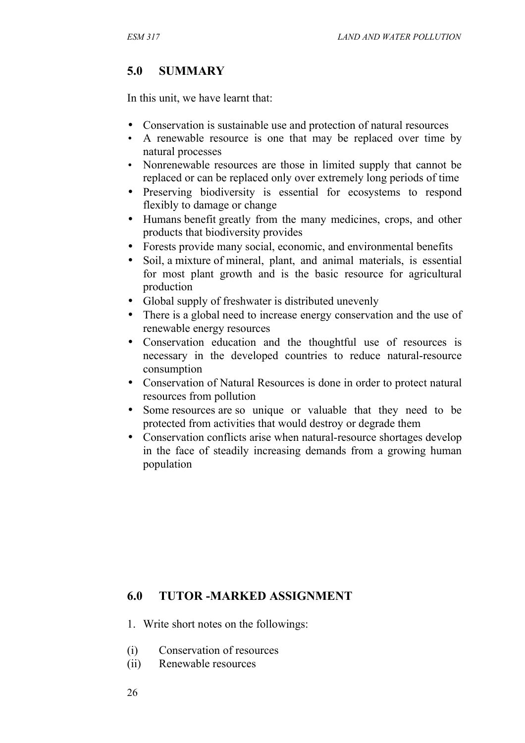## 5.0 SUMMARY

In this unit, we have learnt that:

- Conservation is sustainable use and protection of natural resources
- A renewable resource is one that may be replaced over time by natural processes
- Nonrenewable resources are those in limited supply that cannot be replaced or can be replaced only over extremely long periods of time
- Preserving biodiversity is essential for ecosystems to respond flexibly to damage or change
- Humans benefit greatly from the many medicines, crops, and other products that biodiversity provides
- Forests provide many social, economic, and environmental benefits
- Soil, a mixture of mineral, plant, and animal materials, is essential for most plant growth and is the basic resource for agricultural production
- Global supply of freshwater is distributed unevenly
- There is a global need to increase energy conservation and the use of renewable energy resources
- Conservation education and the thoughtful use of resources is necessary in the developed countries to reduce natural-resource consumption
- Conservation of Natural Resources is done in order to protect natural resources from pollution
- Some resources are so unique or valuable that they need to be protected from activities that would destroy or degrade them
- Conservation conflicts arise when natural-resource shortages develop in the face of steadily increasing demands from a growing human population

## 6.0 TUTOR -MARKED ASSIGNMENT

1. Write short notes on the followings:

(i) Conservation of resources
(ii) Renewable resources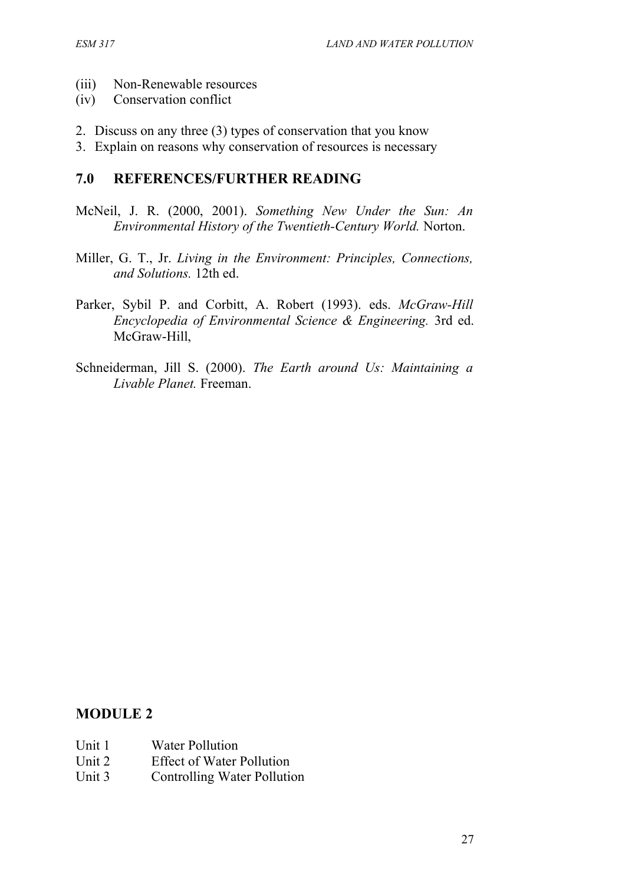(iii) Non-Renewable resources
(iv) Conservation conflict

2. Discuss on any three (3) types of conservation that you know
3. Explain on reasons why conservation of resources is necessary

## 7.0 REFERENCES/FURTHER READING

McNeil, J. R. (2000, 2001). *Something New Under the Sun: An Environmental History of the Twentieth-Century World.* Norton.

Miller, G. T., Jr. *Living in the Environment: Principles, Connections, and Solutions.* 12th ed.

Parker, Sybil P. and Corbitt, A. Robert (1993). eds. *McGraw-Hill Encyclopedia of Environmental Science & Engineering.* 3rd ed. McGraw-Hill,

Schneiderman, Jill S. (2000). *The Earth around Us: Maintaining a Livable Planet.* Freeman.

# MODULE 2

Unit 1 Water Pollution
Unit 2 Effect of Water Pollution
Unit 3 Controlling Water Pollution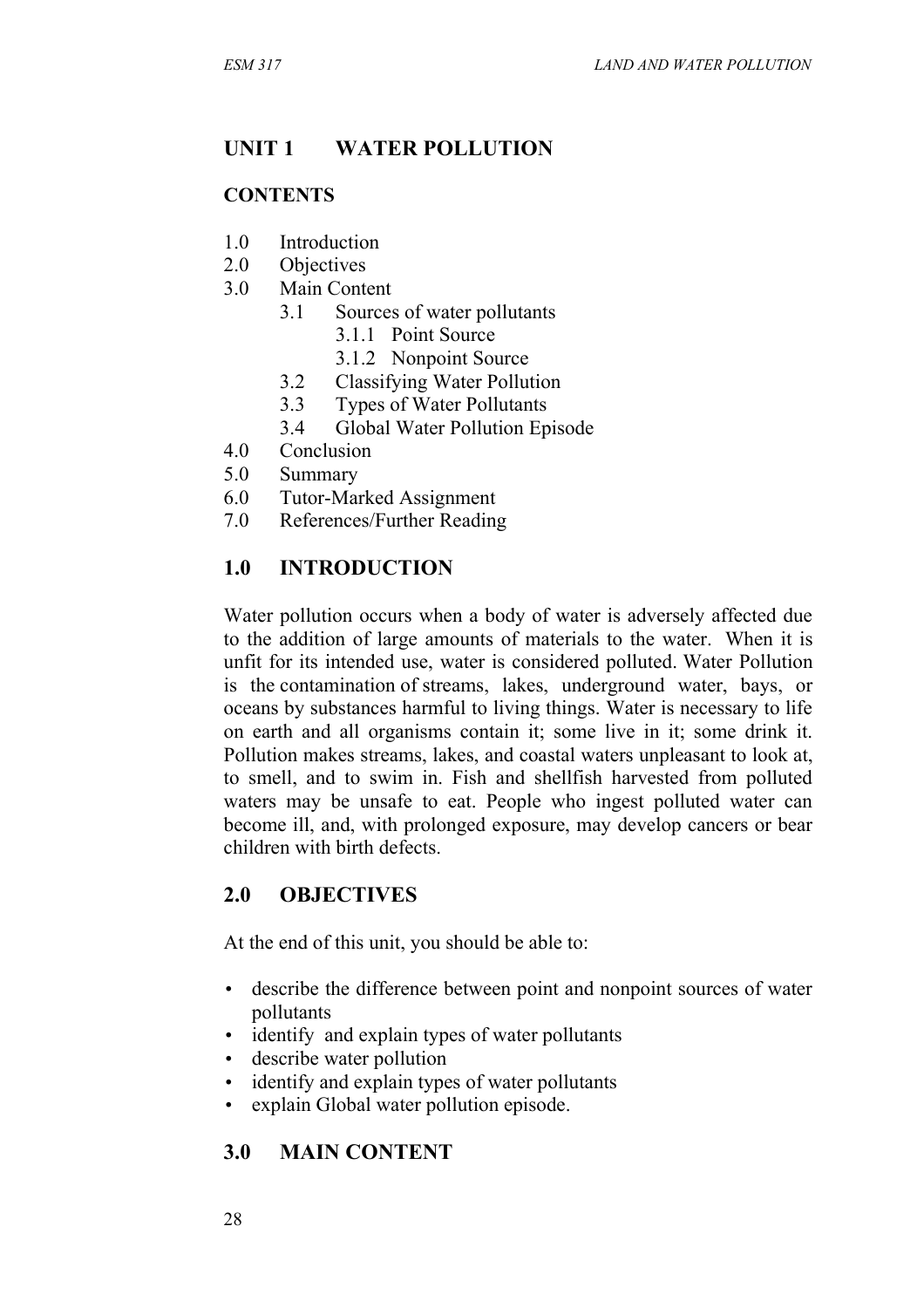## UNIT 1 WATER POLLUTION

### CONTENTS

1.0 Introduction
2.0 Objectives
3.0 Main Content
  3.1 Sources of water pollutants
    3.1.1 Point Source
    3.1.2 Nonpoint Source
  3.2 Classifying Water Pollution
  3.3 Types of Water Pollutants
  3.4 Global Water Pollution Episode
4.0 Conclusion
5.0 Summary
6.0 Tutor-Marked Assignment
7.0 References/Further Reading

## 1.0 INTRODUCTION

Water pollution occurs when a body of water is adversely affected due to the addition of large amounts of materials to the water. When it is unfit for its intended use, water is considered polluted. Water Pollution is the contamination of streams, lakes, underground water, bays, or oceans by substances harmful to living things. Water is necessary to life on earth and all organisms contain it; some live in it; some drink it. Pollution makes streams, lakes, and coastal waters unpleasant to look at, to smell, and to swim in. Fish and shellfish harvested from polluted waters may be unsafe to eat. People who ingest polluted water can become ill, and, with prolonged exposure, may develop cancers or bear children with birth defects.

## 2.0 OBJECTIVES

At the end of this unit, you should be able to:

- describe the difference between point and nonpoint sources of water pollutants
- identify and explain types of water pollutants
- describe water pollution
- identify and explain types of water pollutants
- explain Global water pollution episode.

## 3.0 MAIN CONTENT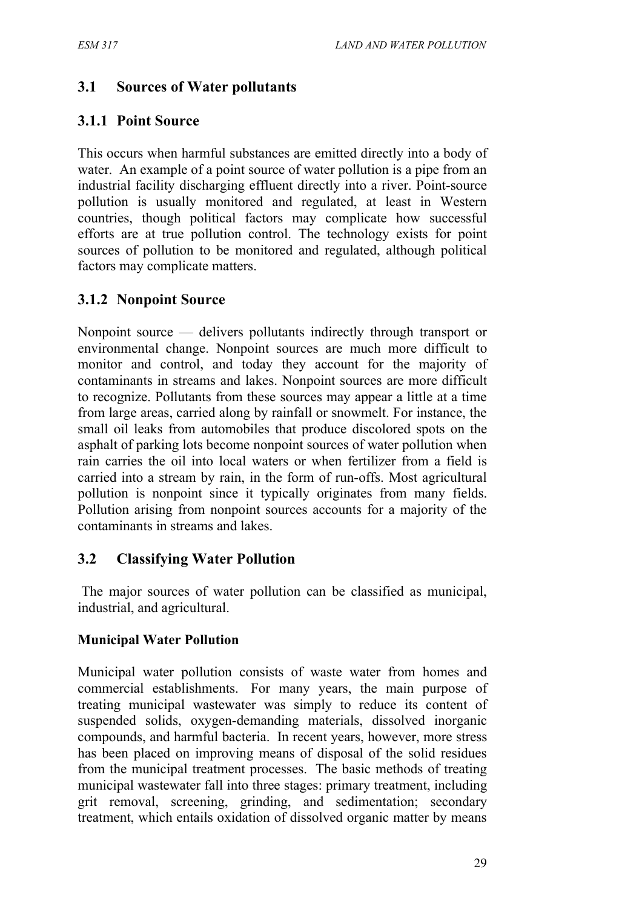## 3.1 Sources of Water pollutants

### 3.1.1 Point Source

This occurs when harmful substances are emitted directly into a body of water. An example of a point source of water pollution is a pipe from an industrial facility discharging effluent directly into a river. Point-source pollution is usually monitored and regulated, at least in Western countries, though political factors may complicate how successful efforts are at true pollution control. The technology exists for point sources of pollution to be monitored and regulated, although political factors may complicate matters.

### 3.1.2 Nonpoint Source

Nonpoint source — delivers pollutants indirectly through transport or environmental change. Nonpoint sources are much more difficult to monitor and control, and today they account for the majority of contaminants in streams and lakes. Nonpoint sources are more difficult to recognize. Pollutants from these sources may appear a little at a time from large areas, carried along by rainfall or snowmelt. For instance, the small oil leaks from automobiles that produce discolored spots on the asphalt of parking lots become nonpoint sources of water pollution when rain carries the oil into local waters or when fertilizer from a field is carried into a stream by rain, in the form of run-offs. Most agricultural pollution is nonpoint since it typically originates from many fields. Pollution arising from nonpoint sources accounts for a majority of the contaminants in streams and lakes.

## 3.2 Classifying Water Pollution

The major sources of water pollution can be classified as municipal, industrial, and agricultural.

**Municipal Water Pollution**

Municipal water pollution consists of waste water from homes and commercial establishments. For many years, the main purpose of treating municipal wastewater was simply to reduce its content of suspended solids, oxygen-demanding materials, dissolved inorganic compounds, and harmful bacteria. In recent years, however, more stress has been placed on improving means of disposal of the solid residues from the municipal treatment processes. The basic methods of treating municipal wastewater fall into three stages: primary treatment, including grit removal, screening, grinding, and sedimentation; secondary treatment, which entails oxidation of dissolved organic matter by means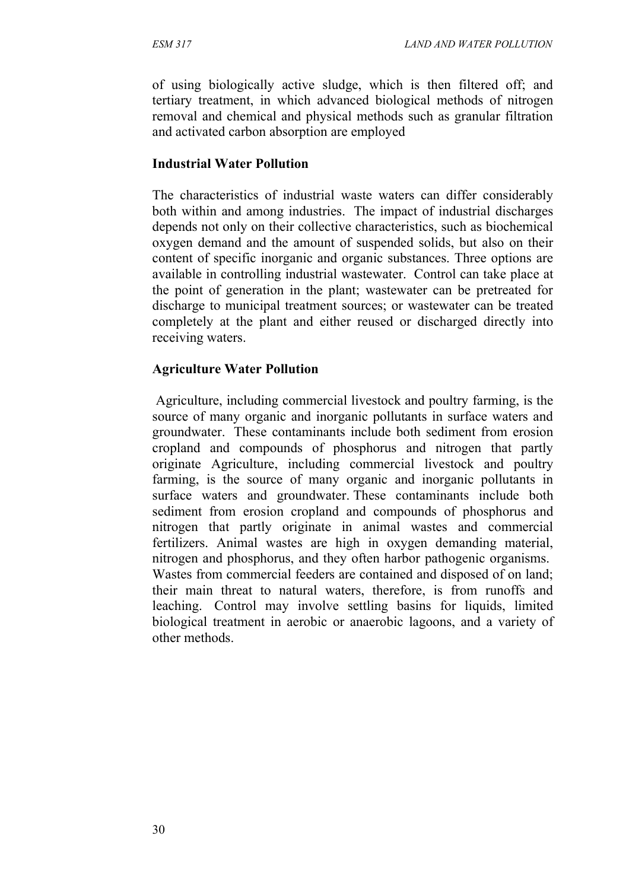of using biologically active sludge, which is then filtered off; and tertiary treatment, in which advanced biological methods of nitrogen removal and chemical and physical methods such as granular filtration and activated carbon absorption are employed

**Industrial Water Pollution**

The characteristics of industrial waste waters can differ considerably both within and among industries. The impact of industrial discharges depends not only on their collective characteristics, such as biochemical oxygen demand and the amount of suspended solids, but also on their content of specific inorganic and organic substances. Three options are available in controlling industrial wastewater. Control can take place at the point of generation in the plant; wastewater can be pretreated for discharge to municipal treatment sources; or wastewater can be treated completely at the plant and either reused or discharged directly into receiving waters.

**Agriculture Water Pollution**

Agriculture, including commercial livestock and poultry farming, is the source of many organic and inorganic pollutants in surface waters and groundwater. These contaminants include both sediment from erosion cropland and compounds of phosphorus and nitrogen that partly originate Agriculture, including commercial livestock and poultry farming, is the source of many organic and inorganic pollutants in surface waters and groundwater. These contaminants include both sediment from erosion cropland and compounds of phosphorus and nitrogen that partly originate in animal wastes and commercial fertilizers. Animal wastes are high in oxygen demanding material, nitrogen and phosphorus, and they often harbor pathogenic organisms. Wastes from commercial feeders are contained and disposed of on land; their main threat to natural waters, therefore, is from runoffs and leaching. Control may involve settling basins for liquids, limited biological treatment in aerobic or anaerobic lagoons, and a variety of other methods.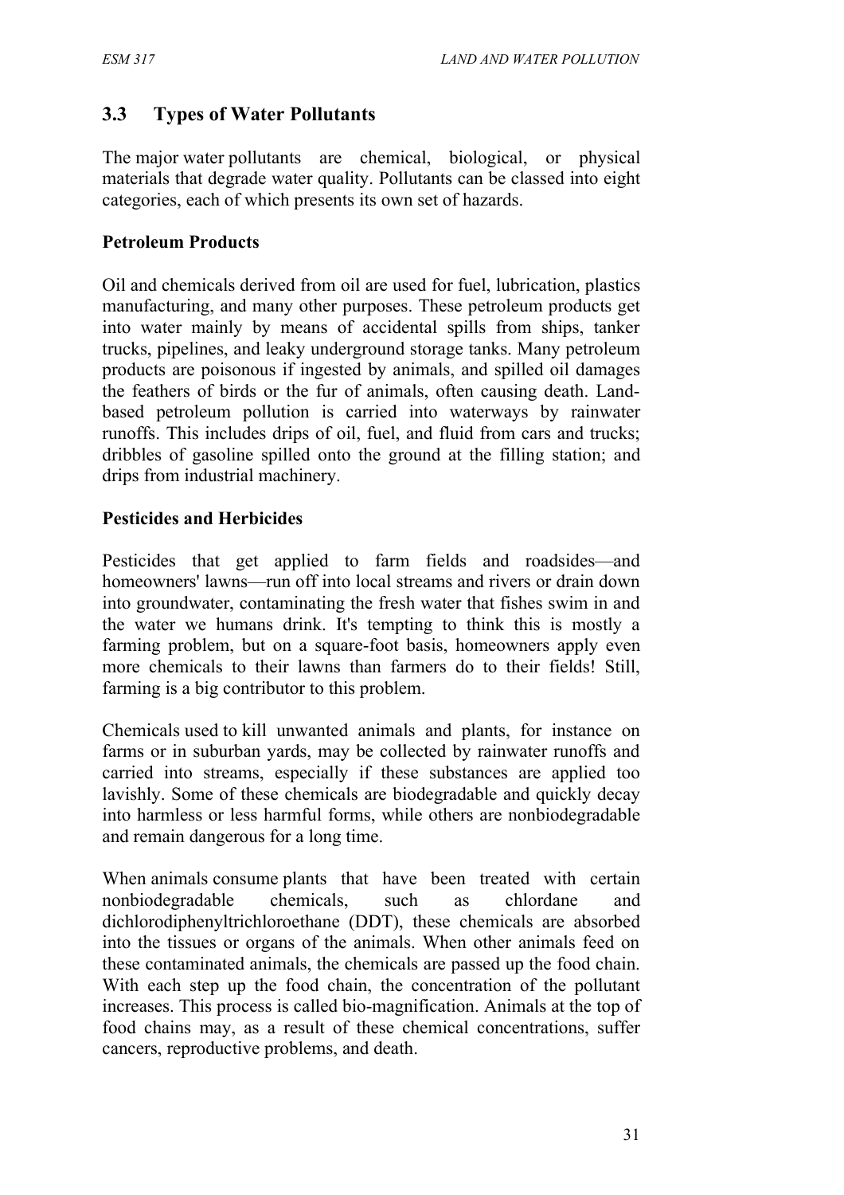## 3.3 Types of Water Pollutants

The major water pollutants are chemical, biological, or physical materials that degrade water quality. Pollutants can be classed into eight categories, each of which presents its own set of hazards.

**Petroleum Products**

Oil and chemicals derived from oil are used for fuel, lubrication, plastics manufacturing, and many other purposes. These petroleum products get into water mainly by means of accidental spills from ships, tanker trucks, pipelines, and leaky underground storage tanks. Many petroleum products are poisonous if ingested by animals, and spilled oil damages the feathers of birds or the fur of animals, often causing death. Land-based petroleum pollution is carried into waterways by rainwater runoffs. This includes drips of oil, fuel, and fluid from cars and trucks; dribbles of gasoline spilled onto the ground at the filling station; and drips from industrial machinery.

**Pesticides and Herbicides**

Pesticides that get applied to farm fields and roadsides—and homeowners' lawns—run off into local streams and rivers or drain down into groundwater, contaminating the fresh water that fishes swim in and the water we humans drink. It's tempting to think this is mostly a farming problem, but on a square-foot basis, homeowners apply even more chemicals to their lawns than farmers do to their fields! Still, farming is a big contributor to this problem.

Chemicals used to kill unwanted animals and plants, for instance on farms or in suburban yards, may be collected by rainwater runoffs and carried into streams, especially if these substances are applied too lavishly. Some of these chemicals are biodegradable and quickly decay into harmless or less harmful forms, while others are nonbiodegradable and remain dangerous for a long time.

When animals consume plants that have been treated with certain nonbiodegradable chemicals, such as chlordane and dichlorodiphenyltrichloroethane (DDT), these chemicals are absorbed into the tissues or organs of the animals. When other animals feed on these contaminated animals, the chemicals are passed up the food chain. With each step up the food chain, the concentration of the pollutant increases. This process is called bio-magnification. Animals at the top of food chains may, as a result of these chemical concentrations, suffer cancers, reproductive problems, and death.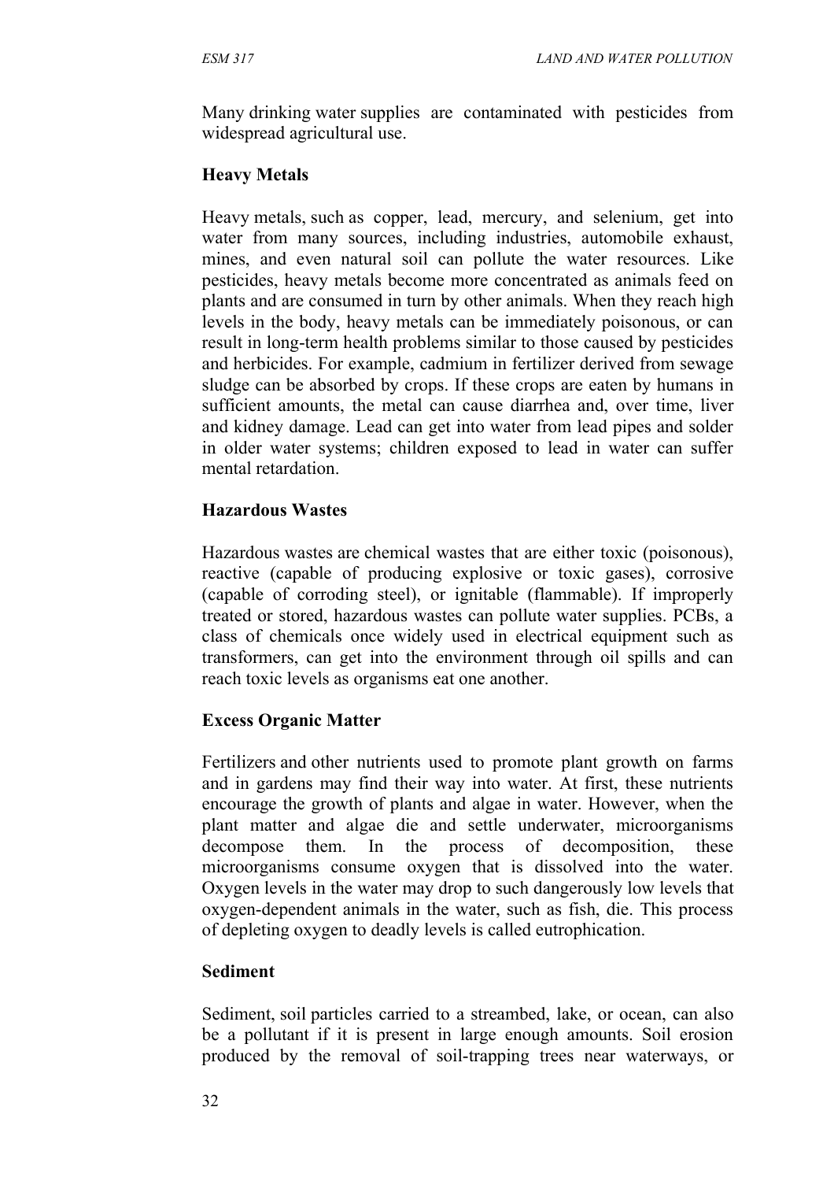Many drinking water supplies are contaminated with pesticides from widespread agricultural use.

### Heavy Metals

Heavy metals, such as copper, lead, mercury, and selenium, get into water from many sources, including industries, automobile exhaust, mines, and even natural soil can pollute the water resources. Like pesticides, heavy metals become more concentrated as animals feed on plants and are consumed in turn by other animals. When they reach high levels in the body, heavy metals can be immediately poisonous, or can result in long-term health problems similar to those caused by pesticides and herbicides. For example, cadmium in fertilizer derived from sewage sludge can be absorbed by crops. If these crops are eaten by humans in sufficient amounts, the metal can cause diarrhea and, over time, liver and kidney damage. Lead can get into water from lead pipes and solder in older water systems; children exposed to lead in water can suffer mental retardation.

### Hazardous Wastes

Hazardous wastes are chemical wastes that are either toxic (poisonous), reactive (capable of producing explosive or toxic gases), corrosive (capable of corroding steel), or ignitable (flammable). If improperly treated or stored, hazardous wastes can pollute water supplies. PCBs, a class of chemicals once widely used in electrical equipment such as transformers, can get into the environment through oil spills and can reach toxic levels as organisms eat one another.

### Excess Organic Matter

Fertilizers and other nutrients used to promote plant growth on farms and in gardens may find their way into water. At first, these nutrients encourage the growth of plants and algae in water. However, when the plant matter and algae die and settle underwater, microorganisms decompose them. In the process of decomposition, these microorganisms consume oxygen that is dissolved into the water. Oxygen levels in the water may drop to such dangerously low levels that oxygen-dependent animals in the water, such as fish, die. This process of depleting oxygen to deadly levels is called eutrophication.

### Sediment

Sediment, soil particles carried to a streambed, lake, or ocean, can also be a pollutant if it is present in large enough amounts. Soil erosion produced by the removal of soil-trapping trees near waterways, or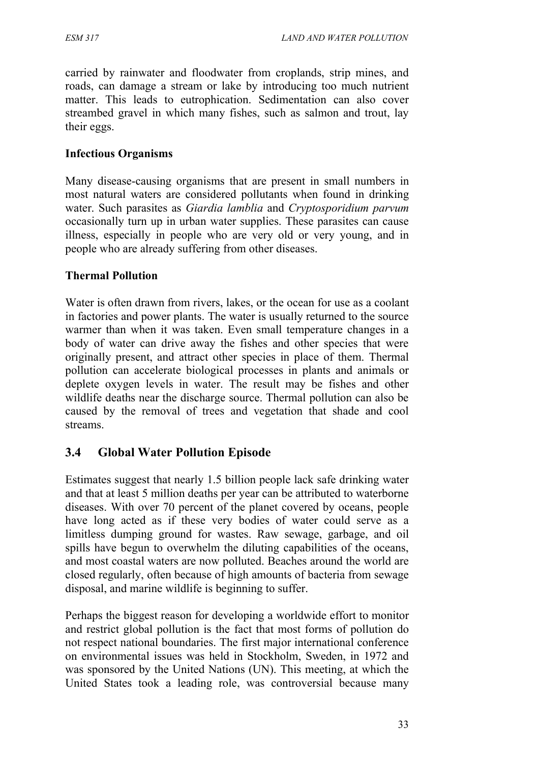carried by rainwater and floodwater from croplands, strip mines, and roads, can damage a stream or lake by introducing too much nutrient matter. This leads to eutrophication. Sedimentation can also cover streambed gravel in which many fishes, such as salmon and trout, lay their eggs.

**Infectious Organisms**

Many disease-causing organisms that are present in small numbers in most natural waters are considered pollutants when found in drinking water. Such parasites as *Giardia lamblia* and *Cryptosporidium parvum* occasionally turn up in urban water supplies. These parasites can cause illness, especially in people who are very old or very young, and in people who are already suffering from other diseases.

**Thermal Pollution**

Water is often drawn from rivers, lakes, or the ocean for use as a coolant in factories and power plants. The water is usually returned to the source warmer than when it was taken. Even small temperature changes in a body of water can drive away the fishes and other species that were originally present, and attract other species in place of them. Thermal pollution can accelerate biological processes in plants and animals or deplete oxygen levels in water. The result may be fishes and other wildlife deaths near the discharge source. Thermal pollution can also be caused by the removal of trees and vegetation that shade and cool streams.

## 3.4 Global Water Pollution Episode

Estimates suggest that nearly 1.5 billion people lack safe drinking water and that at least 5 million deaths per year can be attributed to waterborne diseases. With over 70 percent of the planet covered by oceans, people have long acted as if these very bodies of water could serve as a limitless dumping ground for wastes. Raw sewage, garbage, and oil spills have begun to overwhelm the diluting capabilities of the oceans, and most coastal waters are now polluted. Beaches around the world are closed regularly, often because of high amounts of bacteria from sewage disposal, and marine wildlife is beginning to suffer.

Perhaps the biggest reason for developing a worldwide effort to monitor and restrict global pollution is the fact that most forms of pollution do not respect national boundaries. The first major international conference on environmental issues was held in Stockholm, Sweden, in 1972 and was sponsored by the United Nations (UN). This meeting, at which the United States took a leading role, was controversial because many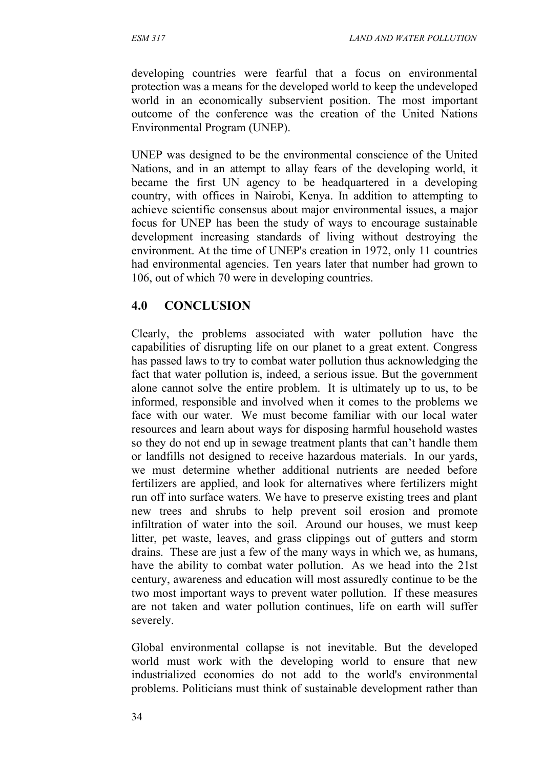developing countries were fearful that a focus on environmental protection was a means for the developed world to keep the undeveloped world in an economically subservient position. The most important outcome of the conference was the creation of the United Nations Environmental Program (UNEP).

UNEP was designed to be the environmental conscience of the United Nations, and in an attempt to allay fears of the developing world, it became the first UN agency to be headquartered in a developing country, with offices in Nairobi, Kenya. In addition to attempting to achieve scientific consensus about major environmental issues, a major focus for UNEP has been the study of ways to encourage sustainable development increasing standards of living without destroying the environment. At the time of UNEP's creation in 1972, only 11 countries had environmental agencies. Ten years later that number had grown to 106, out of which 70 were in developing countries.

## 4.0 CONCLUSION

Clearly, the problems associated with water pollution have the capabilities of disrupting life on our planet to a great extent. Congress has passed laws to try to combat water pollution thus acknowledging the fact that water pollution is, indeed, a serious issue. But the government alone cannot solve the entire problem. It is ultimately up to us, to be informed, responsible and involved when it comes to the problems we face with our water. We must become familiar with our local water resources and learn about ways for disposing harmful household wastes so they do not end up in sewage treatment plants that can't handle them or landfills not designed to receive hazardous materials. In our yards, we must determine whether additional nutrients are needed before fertilizers are applied, and look for alternatives where fertilizers might run off into surface waters. We have to preserve existing trees and plant new trees and shrubs to help prevent soil erosion and promote infiltration of water into the soil. Around our houses, we must keep litter, pet waste, leaves, and grass clippings out of gutters and storm drains. These are just a few of the many ways in which we, as humans, have the ability to combat water pollution. As we head into the 21st century, awareness and education will most assuredly continue to be the two most important ways to prevent water pollution. If these measures are not taken and water pollution continues, life on earth will suffer severely.

Global environmental collapse is not inevitable. But the developed world must work with the developing world to ensure that new industrialized economies do not add to the world's environmental problems. Politicians must think of sustainable development rather than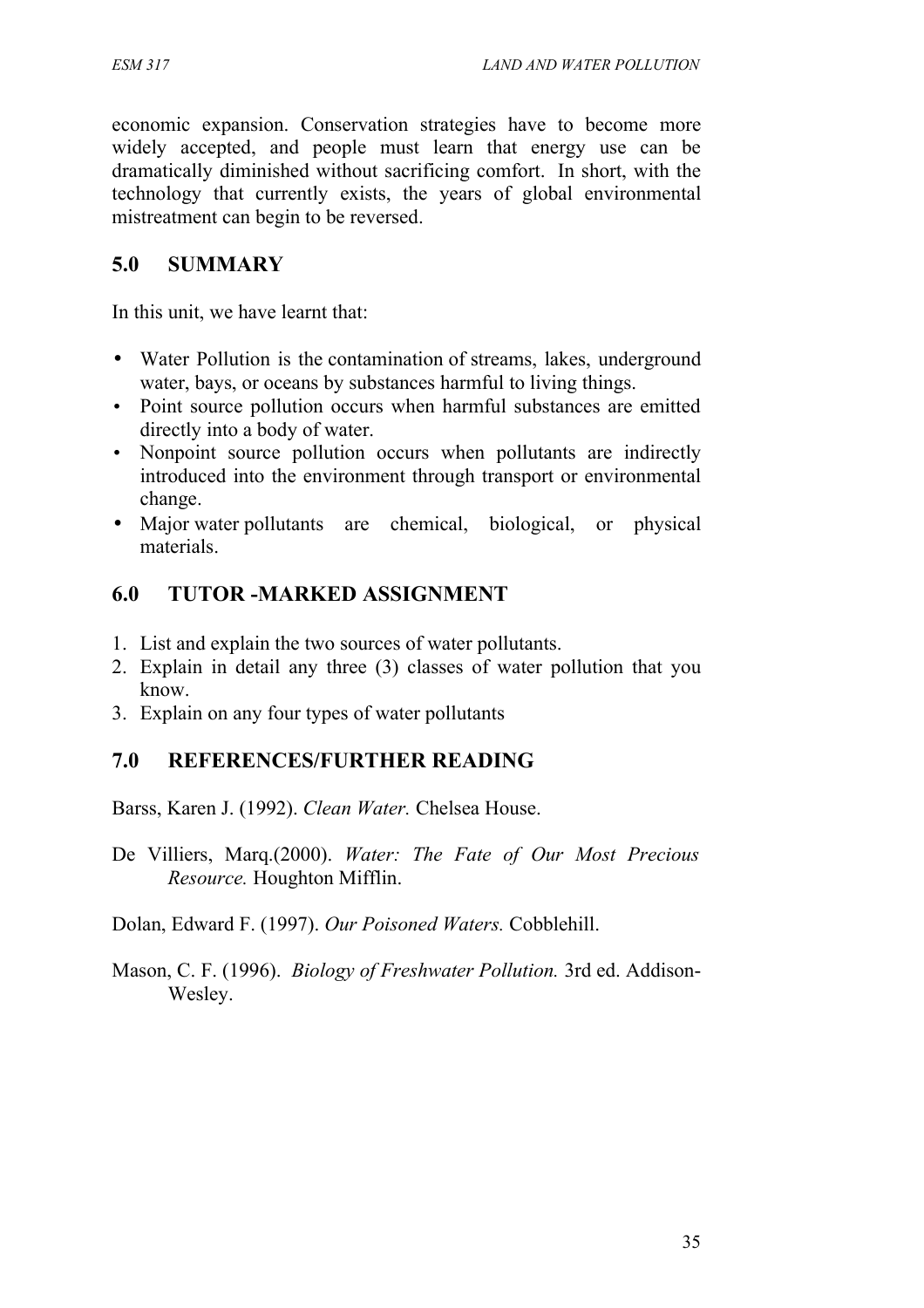economic expansion. Conservation strategies have to become more widely accepted, and people must learn that energy use can be dramatically diminished without sacrificing comfort. In short, with the technology that currently exists, the years of global environmental mistreatment can begin to be reversed.

## 5.0 SUMMARY

In this unit, we have learnt that:

- Water Pollution is the contamination of streams, lakes, underground water, bays, or oceans by substances harmful to living things.
- Point source pollution occurs when harmful substances are emitted directly into a body of water.
- Nonpoint source pollution occurs when pollutants are indirectly introduced into the environment through transport or environmental change.
- Major water pollutants are chemical, biological, or physical materials.

## 6.0 TUTOR -MARKED ASSIGNMENT

1. List and explain the two sources of water pollutants.
2. Explain in detail any three (3) classes of water pollution that you know.
3. Explain on any four types of water pollutants

## 7.0 REFERENCES/FURTHER READING

Barss, Karen J. (1992). *Clean Water.* Chelsea House.

De Villiers, Marq.(2000). *Water: The Fate of Our Most Precious Resource.* Houghton Mifflin.

Dolan, Edward F. (1997). *Our Poisoned Waters.* Cobblehill.

Mason, C. F. (1996). *Biology of Freshwater Pollution.* 3rd ed. Addison-Wesley.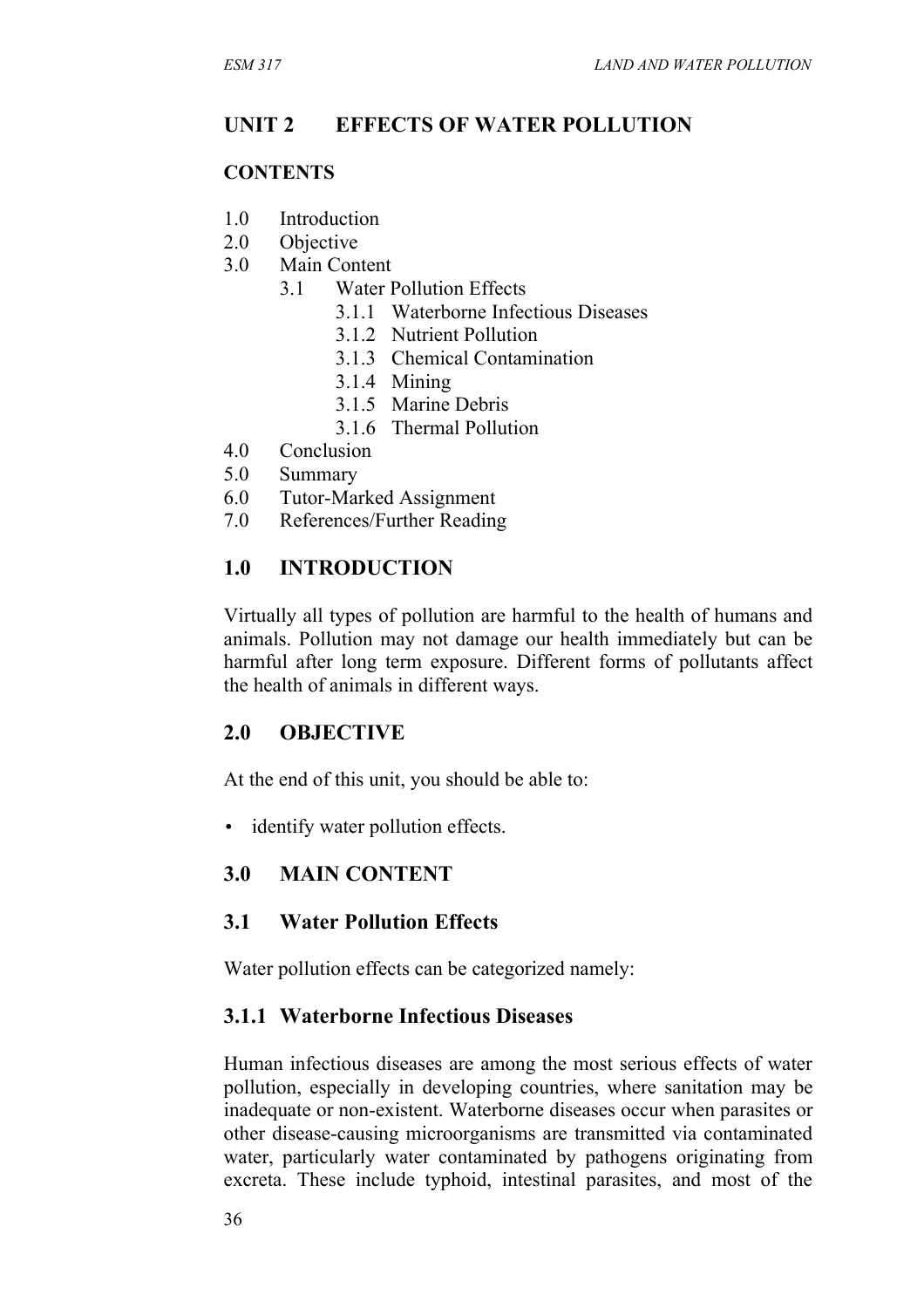## UNIT 2 EFFECTS OF WATER POLLUTION

**CONTENTS**

1.0 Introduction
2.0 Objective
3.0 Main Content
 3.1 Water Pollution Effects
  3.1.1 Waterborne Infectious Diseases
  3.1.2 Nutrient Pollution
  3.1.3 Chemical Contamination
  3.1.4 Mining
  3.1.5 Marine Debris
  3.1.6 Thermal Pollution
4.0 Conclusion
5.0 Summary
6.0 Tutor-Marked Assignment
7.0 References/Further Reading

## 1.0 INTRODUCTION

Virtually all types of pollution are harmful to the health of humans and animals. Pollution may not damage our health immediately but can be harmful after long term exposure. Different forms of pollutants affect the health of animals in different ways.

## 2.0 OBJECTIVE

At the end of this unit, you should be able to:

- identify water pollution effects.

## 3.0 MAIN CONTENT

### 3.1 Water Pollution Effects

Water pollution effects can be categorized namely:

#### 3.1.1 Waterborne Infectious Diseases

Human infectious diseases are among the most serious effects of water pollution, especially in developing countries, where sanitation may be inadequate or non-existent. Waterborne diseases occur when parasites or other disease-causing microorganisms are transmitted via contaminated water, particularly water contaminated by pathogens originating from excreta. These include typhoid, intestinal parasites, and most of the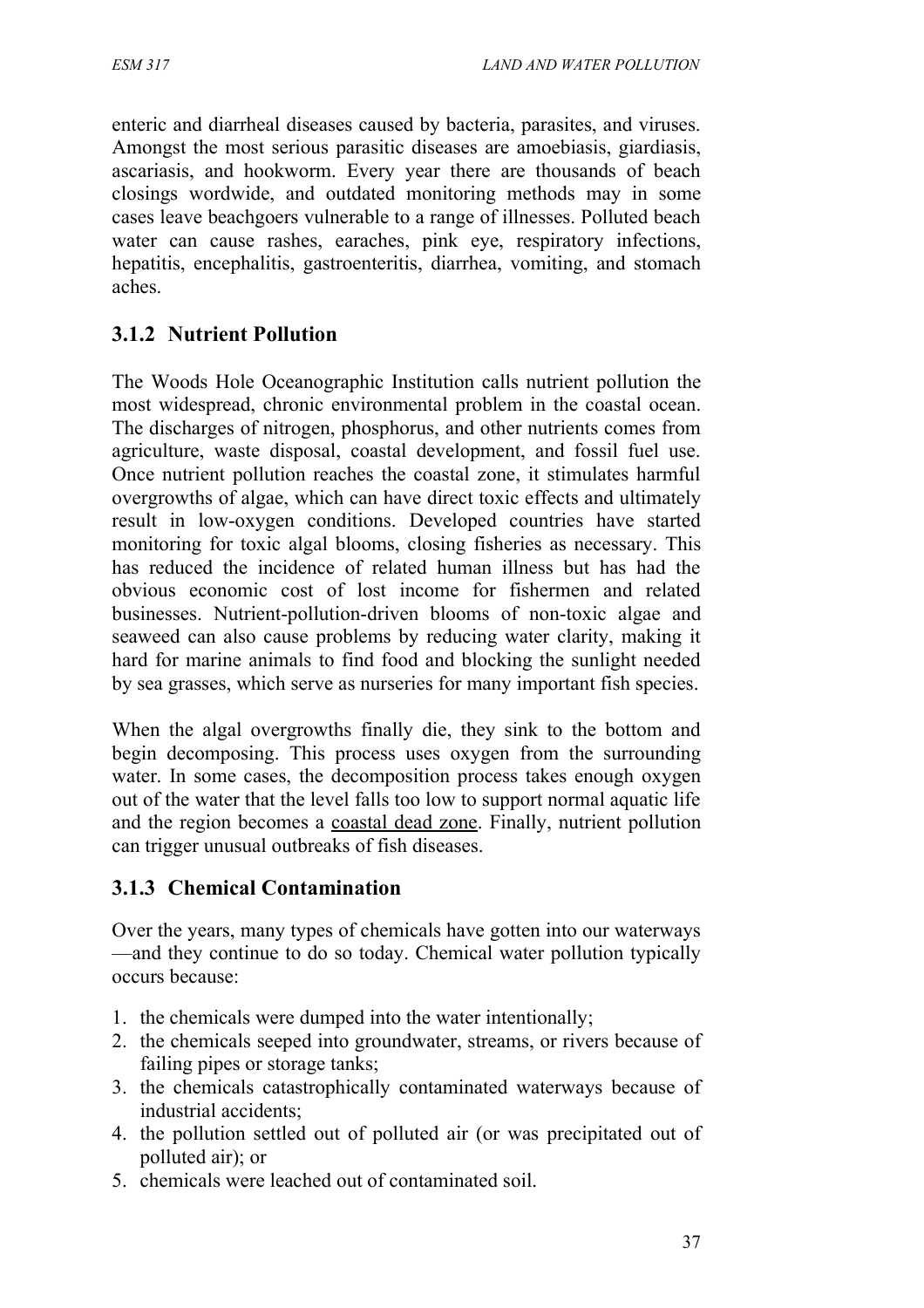enteric and diarrheal diseases caused by bacteria, parasites, and viruses. Amongst the most serious parasitic diseases are amoebiasis, giardiasis, ascariasis, and hookworm. Every year there are thousands of beach closings wordwide, and outdated monitoring methods may in some cases leave beachgoers vulnerable to a range of illnesses. Polluted beach water can cause rashes, earaches, pink eye, respiratory infections, hepatitis, encephalitis, gastroenteritis, diarrhea, vomiting, and stomach aches.

### 3.1.2 Nutrient Pollution

The Woods Hole Oceanographic Institution calls nutrient pollution the most widespread, chronic environmental problem in the coastal ocean. The discharges of nitrogen, phosphorus, and other nutrients comes from agriculture, waste disposal, coastal development, and fossil fuel use. Once nutrient pollution reaches the coastal zone, it stimulates harmful overgrowths of algae, which can have direct toxic effects and ultimately result in low-oxygen conditions. Developed countries have started monitoring for toxic algal blooms, closing fisheries as necessary. This has reduced the incidence of related human illness but has had the obvious economic cost of lost income for fishermen and related businesses. Nutrient-pollution-driven blooms of non-toxic algae and seaweed can also cause problems by reducing water clarity, making it hard for marine animals to find food and blocking the sunlight needed by sea grasses, which serve as nurseries for many important fish species.

When the algal overgrowths finally die, they sink to the bottom and begin decomposing. This process uses oxygen from the surrounding water. In some cases, the decomposition process takes enough oxygen out of the water that the level falls too low to support normal aquatic life and the region becomes a coastal dead zone. Finally, nutrient pollution can trigger unusual outbreaks of fish diseases.

### 3.1.3 Chemical Contamination

Over the years, many types of chemicals have gotten into our waterways —and they continue to do so today. Chemical water pollution typically occurs because:

1. the chemicals were dumped into the water intentionally;
2. the chemicals seeped into groundwater, streams, or rivers because of failing pipes or storage tanks;
3. the chemicals catastrophically contaminated waterways because of industrial accidents;
4. the pollution settled out of polluted air (or was precipitated out of polluted air); or
5. chemicals were leached out of contaminated soil.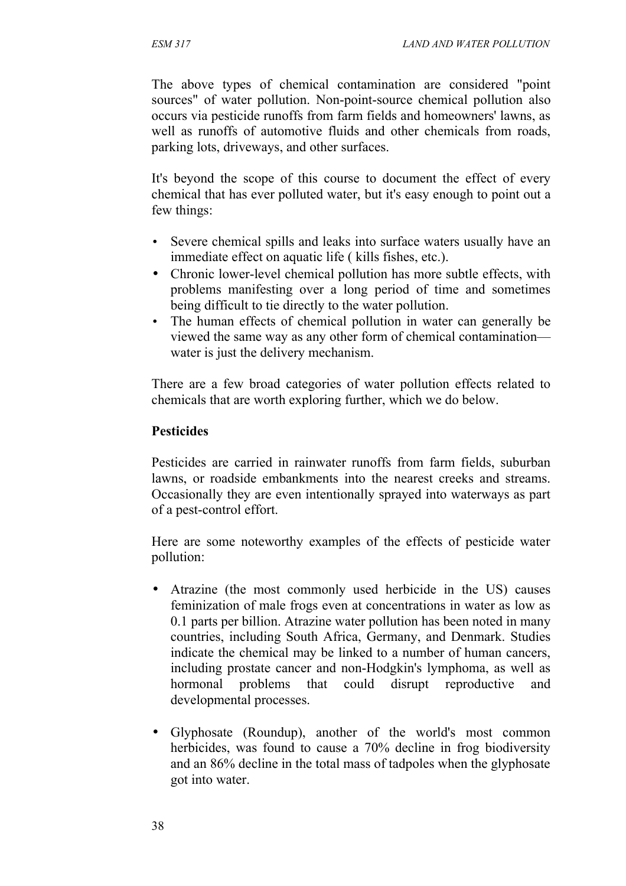The above types of chemical contamination are considered "point sources" of water pollution. Non-point-source chemical pollution also occurs via pesticide runoffs from farm fields and homeowners' lawns, as well as runoffs of automotive fluids and other chemicals from roads, parking lots, driveways, and other surfaces.

It's beyond the scope of this course to document the effect of every chemical that has ever polluted water, but it's easy enough to point out a few things:

- Severe chemical spills and leaks into surface waters usually have an immediate effect on aquatic life ( kills fishes, etc.).
- Chronic lower-level chemical pollution has more subtle effects, with problems manifesting over a long period of time and sometimes being difficult to tie directly to the water pollution.
- The human effects of chemical pollution in water can generally be viewed the same way as any other form of chemical contamination—water is just the delivery mechanism.

There are a few broad categories of water pollution effects related to chemicals that are worth exploring further, which we do below.

**Pesticides**

Pesticides are carried in rainwater runoffs from farm fields, suburban lawns, or roadside embankments into the nearest creeks and streams. Occasionally they are even intentionally sprayed into waterways as part of a pest-control effort.

Here are some noteworthy examples of the effects of pesticide water pollution:

- Atrazine (the most commonly used herbicide in the US) causes feminization of male frogs even at concentrations in water as low as 0.1 parts per billion. Atrazine water pollution has been noted in many countries, including South Africa, Germany, and Denmark. Studies indicate the chemical may be linked to a number of human cancers, including prostate cancer and non-Hodgkin's lymphoma, as well as hormonal problems that could disrupt reproductive and developmental processes.

- Glyphosate (Roundup), another of the world's most common herbicides, was found to cause a 70% decline in frog biodiversity and an 86% decline in the total mass of tadpoles when the glyphosate got into water.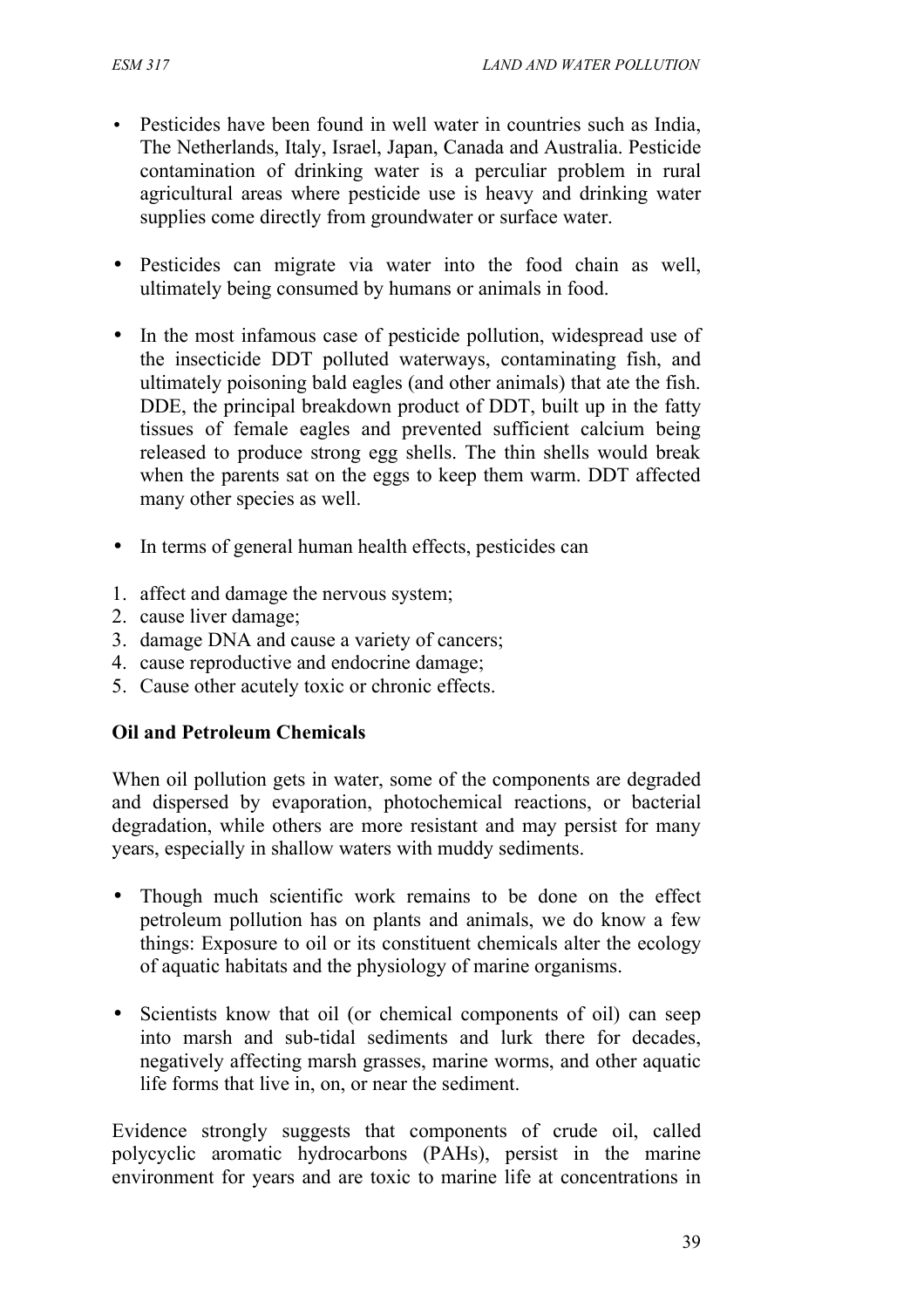- Pesticides have been found in well water in countries such as India, The Netherlands, Italy, Israel, Japan, Canada and Australia. Pesticide contamination of drinking water is a perculiar problem in rural agricultural areas where pesticide use is heavy and drinking water supplies come directly from groundwater or surface water.

- Pesticides can migrate via water into the food chain as well, ultimately being consumed by humans or animals in food.

- In the most infamous case of pesticide pollution, widespread use of the insecticide DDT polluted waterways, contaminating fish, and ultimately poisoning bald eagles (and other animals) that ate the fish. DDE, the principal breakdown product of DDT, built up in the fatty tissues of female eagles and prevented sufficient calcium being released to produce strong egg shells. The thin shells would break when the parents sat on the eggs to keep them warm. DDT affected many other species as well.

- In terms of general human health effects, pesticides can

1. affect and damage the nervous system;
2. cause liver damage;
3. damage DNA and cause a variety of cancers;
4. cause reproductive and endocrine damage;
5. Cause other acutely toxic or chronic effects.

**Oil and Petroleum Chemicals**

When oil pollution gets in water, some of the components are degraded and dispersed by evaporation, photochemical reactions, or bacterial degradation, while others are more resistant and may persist for many years, especially in shallow waters with muddy sediments.

- Though much scientific work remains to be done on the effect petroleum pollution has on plants and animals, we do know a few things: Exposure to oil or its constituent chemicals alter the ecology of aquatic habitats and the physiology of marine organisms.

- Scientists know that oil (or chemical components of oil) can seep into marsh and sub-tidal sediments and lurk there for decades, negatively affecting marsh grasses, marine worms, and other aquatic life forms that live in, on, or near the sediment.

Evidence strongly suggests that components of crude oil, called polycyclic aromatic hydrocarbons (PAHs), persist in the marine environment for years and are toxic to marine life at concentrations in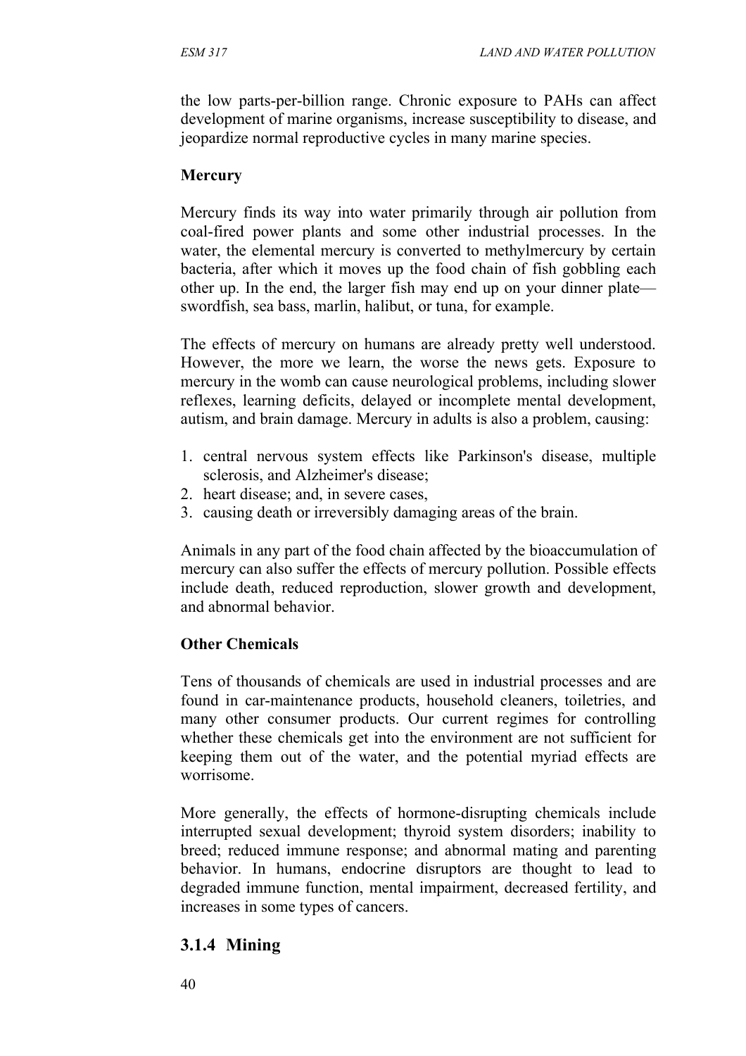the low parts-per-billion range. Chronic exposure to PAHs can affect development of marine organisms, increase susceptibility to disease, and jeopardize normal reproductive cycles in many marine species.

**Mercury**

Mercury finds its way into water primarily through air pollution from coal-fired power plants and some other industrial processes. In the water, the elemental mercury is converted to methylmercury by certain bacteria, after which it moves up the food chain of fish gobbling each other up. In the end, the larger fish may end up on your dinner plate—swordfish, sea bass, marlin, halibut, or tuna, for example.

The effects of mercury on humans are already pretty well understood. However, the more we learn, the worse the news gets. Exposure to mercury in the womb can cause neurological problems, including slower reflexes, learning deficits, delayed or incomplete mental development, autism, and brain damage. Mercury in adults is also a problem, causing:

1. central nervous system effects like Parkinson's disease, multiple sclerosis, and Alzheimer's disease;
2. heart disease; and, in severe cases,
3. causing death or irreversibly damaging areas of the brain.

Animals in any part of the food chain affected by the bioaccumulation of mercury can also suffer the effects of mercury pollution. Possible effects include death, reduced reproduction, slower growth and development, and abnormal behavior.

**Other Chemicals**

Tens of thousands of chemicals are used in industrial processes and are found in car-maintenance products, household cleaners, toiletries, and many other consumer products. Our current regimes for controlling whether these chemicals get into the environment are not sufficient for keeping them out of the water, and the potential myriad effects are worrisome.

More generally, the effects of hormone-disrupting chemicals include interrupted sexual development; thyroid system disorders; inability to breed; reduced immune response; and abnormal mating and parenting behavior. In humans, endocrine disruptors are thought to lead to degraded immune function, mental impairment, decreased fertility, and increases in some types of cancers.

### 3.1.4 Mining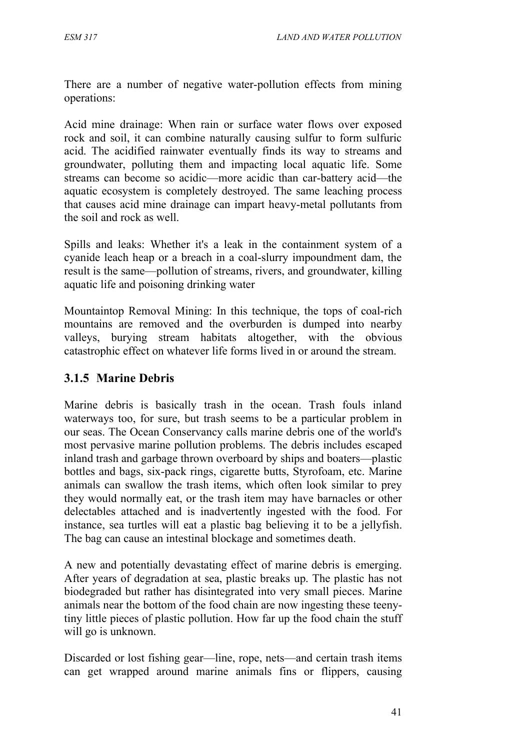There are a number of negative water-pollution effects from mining operations:

Acid mine drainage: When rain or surface water flows over exposed rock and soil, it can combine naturally causing sulfur to form sulfuric acid. The acidified rainwater eventually finds its way to streams and groundwater, polluting them and impacting local aquatic life. Some streams can become so acidic—more acidic than car-battery acid—the aquatic ecosystem is completely destroyed. The same leaching process that causes acid mine drainage can impart heavy-metal pollutants from the soil and rock as well.

Spills and leaks: Whether it's a leak in the containment system of a cyanide leach heap or a breach in a coal-slurry impoundment dam, the result is the same—pollution of streams, rivers, and groundwater, killing aquatic life and poisoning drinking water

Mountaintop Removal Mining: In this technique, the tops of coal-rich mountains are removed and the overburden is dumped into nearby valleys, burying stream habitats altogether, with the obvious catastrophic effect on whatever life forms lived in or around the stream.

### 3.1.5 Marine Debris

Marine debris is basically trash in the ocean. Trash fouls inland waterways too, for sure, but trash seems to be a particular problem in our seas. The Ocean Conservancy calls marine debris one of the world's most pervasive marine pollution problems. The debris includes escaped inland trash and garbage thrown overboard by ships and boaters—plastic bottles and bags, six-pack rings, cigarette butts, Styrofoam, etc. Marine animals can swallow the trash items, which often look similar to prey they would normally eat, or the trash item may have barnacles or other delectables attached and is inadvertently ingested with the food. For instance, sea turtles will eat a plastic bag believing it to be a jellyfish. The bag can cause an intestinal blockage and sometimes death.

A new and potentially devastating effect of marine debris is emerging. After years of degradation at sea, plastic breaks up. The plastic has not biodegraded but rather has disintegrated into very small pieces. Marine animals near the bottom of the food chain are now ingesting these teeny-tiny little pieces of plastic pollution. How far up the food chain the stuff will go is unknown.

Discarded or lost fishing gear—line, rope, nets—and certain trash items can get wrapped around marine animals fins or flippers, causing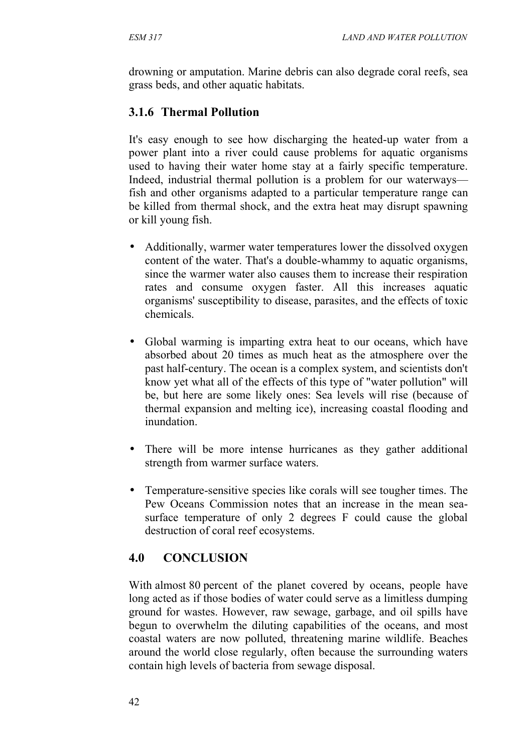drowning or amputation. Marine debris can also degrade coral reefs, sea grass beds, and other aquatic habitats.

### 3.1.6 Thermal Pollution

It's easy enough to see how discharging the heated-up water from a power plant into a river could cause problems for aquatic organisms used to having their water home stay at a fairly specific temperature. Indeed, industrial thermal pollution is a problem for our waterways—fish and other organisms adapted to a particular temperature range can be killed from thermal shock, and the extra heat may disrupt spawning or kill young fish.

- Additionally, warmer water temperatures lower the dissolved oxygen content of the water. That's a double-whammy to aquatic organisms, since the warmer water also causes them to increase their respiration rates and consume oxygen faster. All this increases aquatic organisms' susceptibility to disease, parasites, and the effects of toxic chemicals.

- Global warming is imparting extra heat to our oceans, which have absorbed about 20 times as much heat as the atmosphere over the past half-century. The ocean is a complex system, and scientists don't know yet what all of the effects of this type of "water pollution" will be, but here are some likely ones: Sea levels will rise (because of thermal expansion and melting ice), increasing coastal flooding and inundation.

- There will be more intense hurricanes as they gather additional strength from warmer surface waters.

- Temperature-sensitive species like corals will see tougher times. The Pew Oceans Commission notes that an increase in the mean sea-surface temperature of only 2 degrees F could cause the global destruction of coral reef ecosystems.

## 4.0 CONCLUSION

With almost 80 percent of the planet covered by oceans, people have long acted as if those bodies of water could serve as a limitless dumping ground for wastes. However, raw sewage, garbage, and oil spills have begun to overwhelm the diluting capabilities of the oceans, and most coastal waters are now polluted, threatening marine wildlife. Beaches around the world close regularly, often because the surrounding waters contain high levels of bacteria from sewage disposal.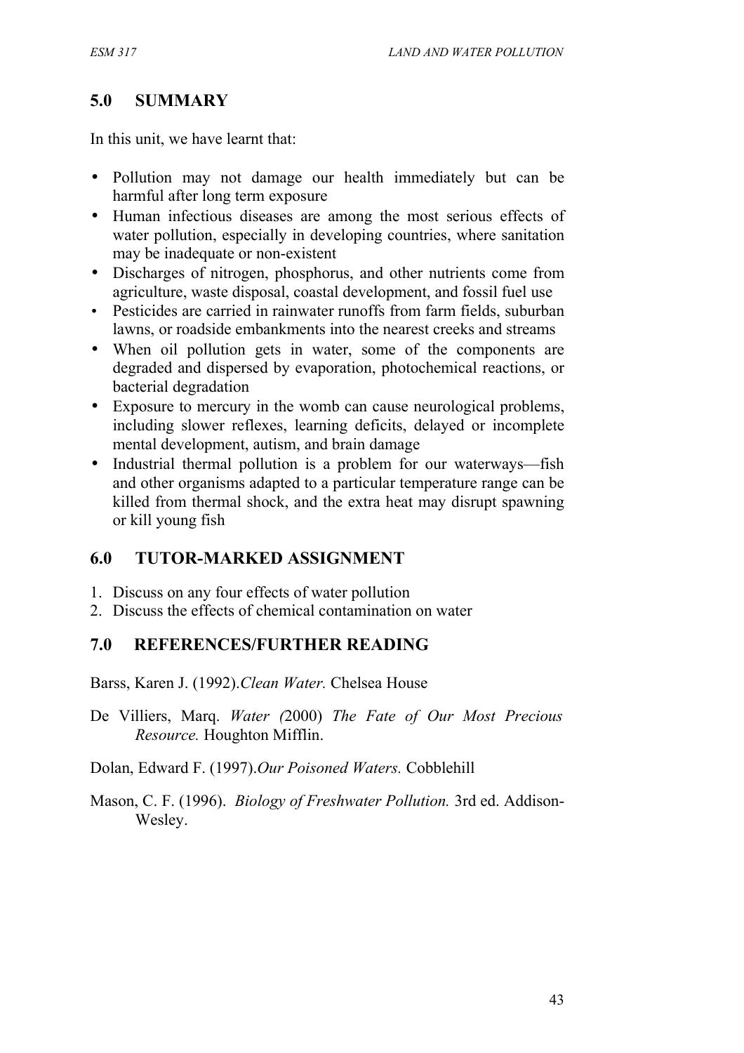## 5.0 SUMMARY

In this unit, we have learnt that:

- Pollution may not damage our health immediately but can be harmful after long term exposure
- Human infectious diseases are among the most serious effects of water pollution, especially in developing countries, where sanitation may be inadequate or non-existent
- Discharges of nitrogen, phosphorus, and other nutrients come from agriculture, waste disposal, coastal development, and fossil fuel use
- Pesticides are carried in rainwater runoffs from farm fields, suburban lawns, or roadside embankments into the nearest creeks and streams
- When oil pollution gets in water, some of the components are degraded and dispersed by evaporation, photochemical reactions, or bacterial degradation
- Exposure to mercury in the womb can cause neurological problems, including slower reflexes, learning deficits, delayed or incomplete mental development, autism, and brain damage
- Industrial thermal pollution is a problem for our waterways—fish and other organisms adapted to a particular temperature range can be killed from thermal shock, and the extra heat may disrupt spawning or kill young fish

## 6.0 TUTOR-MARKED ASSIGNMENT

1. Discuss on any four effects of water pollution
2. Discuss the effects of chemical contamination on water

## 7.0 REFERENCES/FURTHER READING

Barss, Karen J. (1992).*Clean Water.* Chelsea House

De Villiers, Marq. *Water (*2000) *The Fate of Our Most Precious Resource.* Houghton Mifflin.

Dolan, Edward F. (1997).*Our Poisoned Waters.* Cobblehill

Mason, C. F. (1996). *Biology of Freshwater Pollution.* 3rd ed. Addison-Wesley.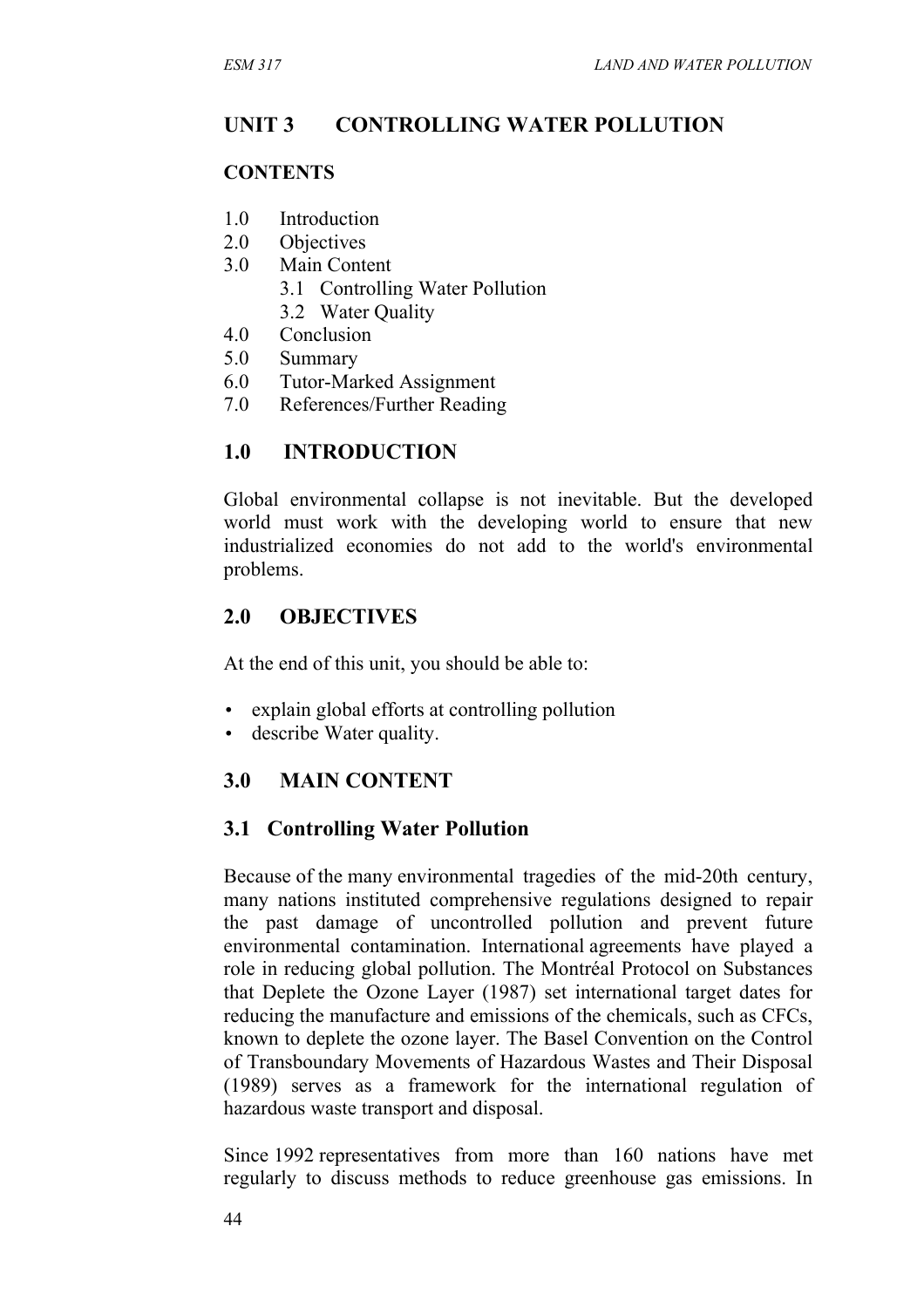## UNIT 3 CONTROLLING WATER POLLUTION

### CONTENTS

1.0 Introduction
2.0 Objectives
3.0 Main Content
  3.1 Controlling Water Pollution
  3.2 Water Quality
4.0 Conclusion
5.0 Summary
6.0 Tutor-Marked Assignment
7.0 References/Further Reading

### 1.0 INTRODUCTION

Global environmental collapse is not inevitable. But the developed world must work with the developing world to ensure that new industrialized economies do not add to the world's environmental problems.

### 2.0 OBJECTIVES

At the end of this unit, you should be able to:

- explain global efforts at controlling pollution
- describe Water quality.

### 3.0 MAIN CONTENT

### 3.1 Controlling Water Pollution

Because of the many environmental tragedies of the mid-20th century, many nations instituted comprehensive regulations designed to repair the past damage of uncontrolled pollution and prevent future environmental contamination. International agreements have played a role in reducing global pollution. The Montréal Protocol on Substances that Deplete the Ozone Layer (1987) set international target dates for reducing the manufacture and emissions of the chemicals, such as CFCs, known to deplete the ozone layer. The Basel Convention on the Control of Transboundary Movements of Hazardous Wastes and Their Disposal (1989) serves as a framework for the international regulation of hazardous waste transport and disposal.

Since 1992 representatives from more than 160 nations have met regularly to discuss methods to reduce greenhouse gas emissions. In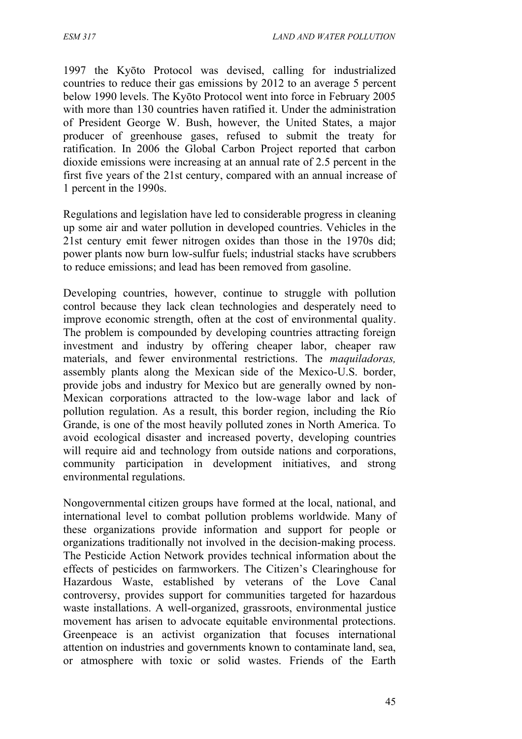1997 the Kyōto Protocol was devised, calling for industrialized countries to reduce their gas emissions by 2012 to an average 5 percent below 1990 levels. The Kyōto Protocol went into force in February 2005 with more than 130 countries haven ratified it. Under the administration of President George W. Bush, however, the United States, a major producer of greenhouse gases, refused to submit the treaty for ratification. In 2006 the Global Carbon Project reported that carbon dioxide emissions were increasing at an annual rate of 2.5 percent in the first five years of the 21st century, compared with an annual increase of 1 percent in the 1990s.

Regulations and legislation have led to considerable progress in cleaning up some air and water pollution in developed countries. Vehicles in the 21st century emit fewer nitrogen oxides than those in the 1970s did; power plants now burn low-sulfur fuels; industrial stacks have scrubbers to reduce emissions; and lead has been removed from gasoline.

Developing countries, however, continue to struggle with pollution control because they lack clean technologies and desperately need to improve economic strength, often at the cost of environmental quality. The problem is compounded by developing countries attracting foreign investment and industry by offering cheaper labor, cheaper raw materials, and fewer environmental restrictions. The *maquiladoras,* assembly plants along the Mexican side of the Mexico-U.S. border, provide jobs and industry for Mexico but are generally owned by non-Mexican corporations attracted to the low-wage labor and lack of pollution regulation. As a result, this border region, including the Río Grande, is one of the most heavily polluted zones in North America. To avoid ecological disaster and increased poverty, developing countries will require aid and technology from outside nations and corporations, community participation in development initiatives, and strong environmental regulations.

Nongovernmental citizen groups have formed at the local, national, and international level to combat pollution problems worldwide. Many of these organizations provide information and support for people or organizations traditionally not involved in the decision-making process. The Pesticide Action Network provides technical information about the effects of pesticides on farmworkers. The Citizen's Clearinghouse for Hazardous Waste, established by veterans of the Love Canal controversy, provides support for communities targeted for hazardous waste installations. A well-organized, grassroots, environmental justice movement has arisen to advocate equitable environmental protections. Greenpeace is an activist organization that focuses international attention on industries and governments known to contaminate land, sea, or atmosphere with toxic or solid wastes. Friends of the Earth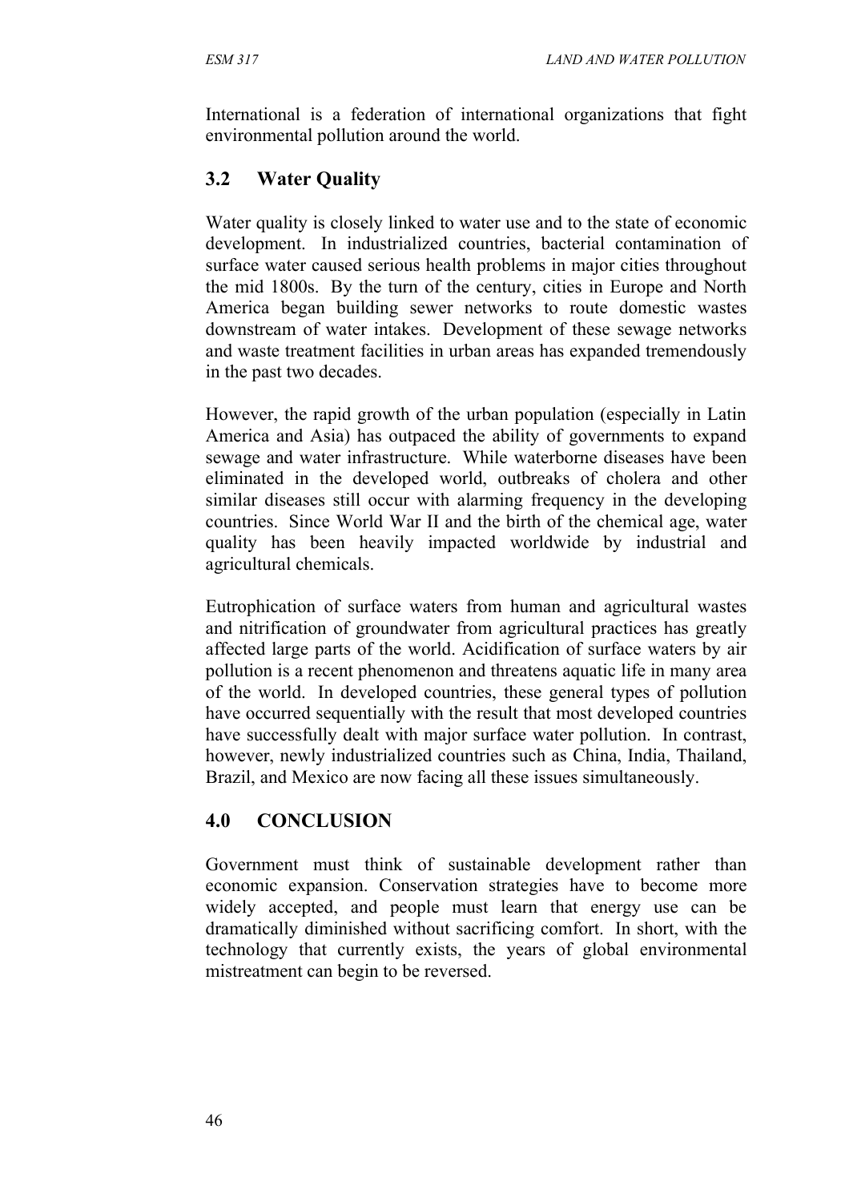International is a federation of international organizations that fight environmental pollution around the world.

## 3.2 Water Quality

Water quality is closely linked to water use and to the state of economic development. In industrialized countries, bacterial contamination of surface water caused serious health problems in major cities throughout the mid 1800s. By the turn of the century, cities in Europe and North America began building sewer networks to route domestic wastes downstream of water intakes. Development of these sewage networks and waste treatment facilities in urban areas has expanded tremendously in the past two decades.

However, the rapid growth of the urban population (especially in Latin America and Asia) has outpaced the ability of governments to expand sewage and water infrastructure. While waterborne diseases have been eliminated in the developed world, outbreaks of cholera and other similar diseases still occur with alarming frequency in the developing countries. Since World War II and the birth of the chemical age, water quality has been heavily impacted worldwide by industrial and agricultural chemicals.

Eutrophication of surface waters from human and agricultural wastes and nitrification of groundwater from agricultural practices has greatly affected large parts of the world. Acidification of surface waters by air pollution is a recent phenomenon and threatens aquatic life in many area of the world. In developed countries, these general types of pollution have occurred sequentially with the result that most developed countries have successfully dealt with major surface water pollution. In contrast, however, newly industrialized countries such as China, India, Thailand, Brazil, and Mexico are now facing all these issues simultaneously.

# 4.0 CONCLUSION

Government must think of sustainable development rather than economic expansion. Conservation strategies have to become more widely accepted, and people must learn that energy use can be dramatically diminished without sacrificing comfort. In short, with the technology that currently exists, the years of global environmental mistreatment can begin to be reversed.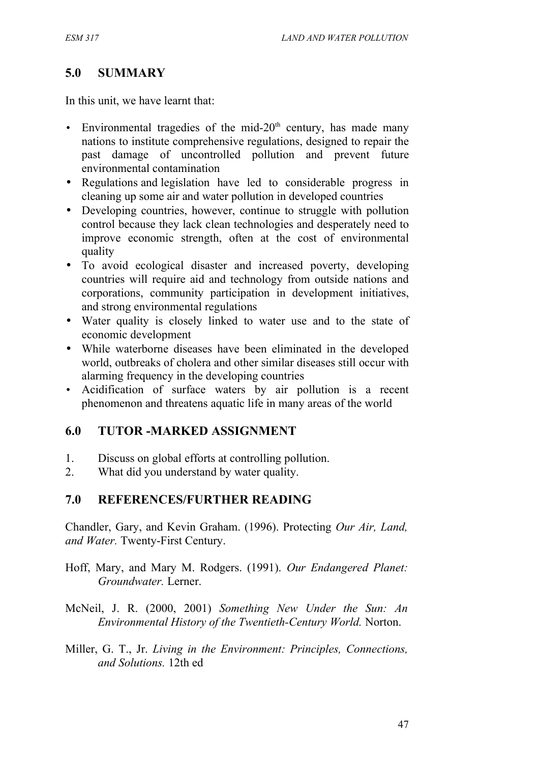## 5.0 SUMMARY

In this unit, we have learnt that:

- Environmental tragedies of the mid-20th century, has made many nations to institute comprehensive regulations, designed to repair the past damage of uncontrolled pollution and prevent future environmental contamination
- Regulations and legislation have led to considerable progress in cleaning up some air and water pollution in developed countries
- Developing countries, however, continue to struggle with pollution control because they lack clean technologies and desperately need to improve economic strength, often at the cost of environmental quality
- To avoid ecological disaster and increased poverty, developing countries will require aid and technology from outside nations and corporations, community participation in development initiatives, and strong environmental regulations
- Water quality is closely linked to water use and to the state of economic development
- While waterborne diseases have been eliminated in the developed world, outbreaks of cholera and other similar diseases still occur with alarming frequency in the developing countries
- Acidification of surface waters by air pollution is a recent phenomenon and threatens aquatic life in many areas of the world

## 6.0 TUTOR -MARKED ASSIGNMENT

1. Discuss on global efforts at controlling pollution.
2. What did you understand by water quality.

## 7.0 REFERENCES/FURTHER READING

Chandler, Gary, and Kevin Graham. (1996). Protecting *Our Air, Land, and Water.* Twenty-First Century.

Hoff, Mary, and Mary M. Rodgers. (1991). *Our Endangered Planet: Groundwater.* Lerner.

McNeil, J. R. (2000, 2001) *Something New Under the Sun: An Environmental History of the Twentieth-Century World.* Norton.

Miller, G. T., Jr. *Living in the Environment: Principles, Connections, and Solutions.* 12th ed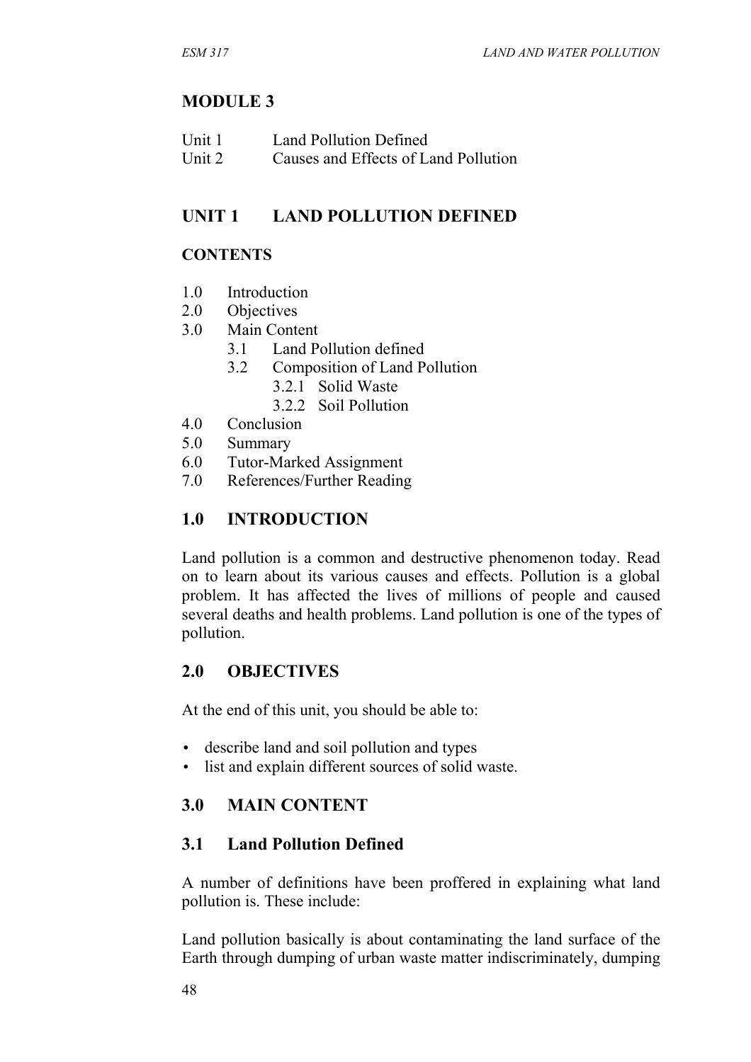# MODULE 3

Unit 1 Land Pollution Defined
Unit 2 Causes and Effects of Land Pollution

## UNIT 1 LAND POLLUTION DEFINED

### CONTENTS

- 1.0 Introduction
- 2.0 Objectives
- 3.0 Main Content
  - 3.1 Land Pollution defined
  - 3.2 Composition of Land Pollution
    - 3.2.1 Solid Waste
    - 3.2.2 Soil Pollution
- 4.0 Conclusion
- 5.0 Summary
- 6.0 Tutor-Marked Assignment
- 7.0 References/Further Reading

## 1.0 INTRODUCTION

Land pollution is a common and destructive phenomenon today. Read on to learn about its various causes and effects. Pollution is a global problem. It has affected the lives of millions of people and caused several deaths and health problems. Land pollution is one of the types of pollution.

## 2.0 OBJECTIVES

At the end of this unit, you should be able to:

- describe land and soil pollution and types
- list and explain different sources of solid waste.

## 3.0 MAIN CONTENT

### 3.1 Land Pollution Defined

A number of definitions have been proffered in explaining what land pollution is. These include:

Land pollution basically is about contaminating the land surface of the Earth through dumping of urban waste matter indiscriminately, dumping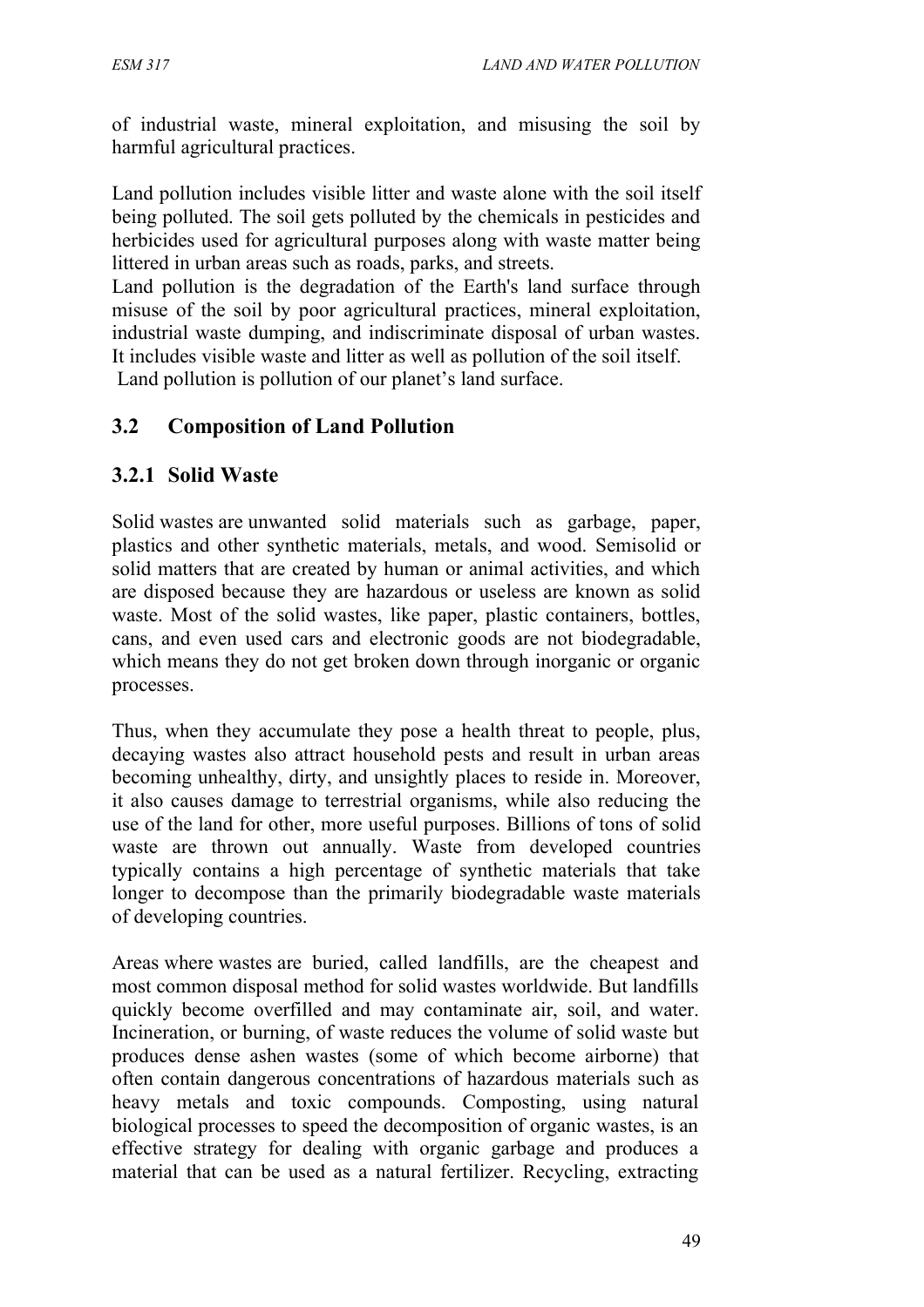of industrial waste, mineral exploitation, and misusing the soil by harmful agricultural practices.

Land pollution includes visible litter and waste alone with the soil itself being polluted. The soil gets polluted by the chemicals in pesticides and herbicides used for agricultural purposes along with waste matter being littered in urban areas such as roads, parks, and streets.
Land pollution is the degradation of the Earth's land surface through misuse of the soil by poor agricultural practices, mineral exploitation, industrial waste dumping, and indiscriminate disposal of urban wastes. It includes visible waste and litter as well as pollution of the soil itself.
Land pollution is pollution of our planet's land surface.

## 3.2 Composition of Land Pollution

### 3.2.1 Solid Waste

Solid wastes are unwanted solid materials such as garbage, paper, plastics and other synthetic materials, metals, and wood. Semisolid or solid matters that are created by human or animal activities, and which are disposed because they are hazardous or useless are known as solid waste. Most of the solid wastes, like paper, plastic containers, bottles, cans, and even used cars and electronic goods are not biodegradable, which means they do not get broken down through inorganic or organic processes.

Thus, when they accumulate they pose a health threat to people, plus, decaying wastes also attract household pests and result in urban areas becoming unhealthy, dirty, and unsightly places to reside in. Moreover, it also causes damage to terrestrial organisms, while also reducing the use of the land for other, more useful purposes. Billions of tons of solid waste are thrown out annually. Waste from developed countries typically contains a high percentage of synthetic materials that take longer to decompose than the primarily biodegradable waste materials of developing countries.

Areas where wastes are buried, called landfills, are the cheapest and most common disposal method for solid wastes worldwide. But landfills quickly become overfilled and may contaminate air, soil, and water. Incineration, or burning, of waste reduces the volume of solid waste but produces dense ashen wastes (some of which become airborne) that often contain dangerous concentrations of hazardous materials such as heavy metals and toxic compounds. Composting, using natural biological processes to speed the decomposition of organic wastes, is an effective strategy for dealing with organic garbage and produces a material that can be used as a natural fertilizer. Recycling, extracting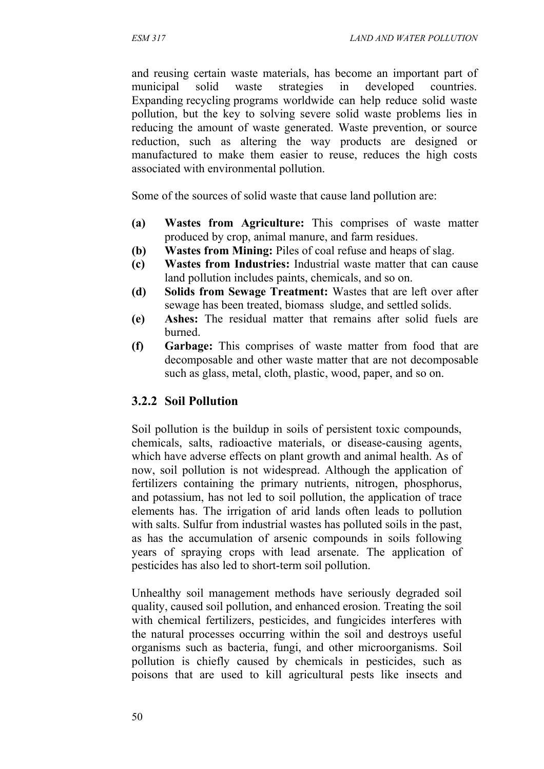and reusing certain waste materials, has become an important part of municipal solid waste strategies in developed countries. Expanding recycling programs worldwide can help reduce solid waste pollution, but the key to solving severe solid waste problems lies in reducing the amount of waste generated. Waste prevention, or source reduction, such as altering the way products are designed or manufactured to make them easier to reuse, reduces the high costs associated with environmental pollution.

Some of the sources of solid waste that cause land pollution are:

- **(a) Wastes from Agriculture:** This comprises of waste matter produced by crop, animal manure, and farm residues.
- **(b) Wastes from Mining:** Piles of coal refuse and heaps of slag.
- **(c) Wastes from Industries:** Industrial waste matter that can cause land pollution includes paints, chemicals, and so on.
- **(d) Solids from Sewage Treatment:** Wastes that are left over after sewage has been treated, biomass sludge, and settled solids.
- **(e) Ashes:** The residual matter that remains after solid fuels are burned.
- **(f) Garbage:** This comprises of waste matter from food that are decomposable and other waste matter that are not decomposable such as glass, metal, cloth, plastic, wood, paper, and so on.

### 3.2.2 Soil Pollution

Soil pollution is the buildup in soils of persistent toxic compounds, chemicals, salts, radioactive materials, or disease-causing agents, which have adverse effects on plant growth and animal health. As of now, soil pollution is not widespread. Although the application of fertilizers containing the primary nutrients, nitrogen, phosphorus, and potassium, has not led to soil pollution, the application of trace elements has. The irrigation of arid lands often leads to pollution with salts. Sulfur from industrial wastes has polluted soils in the past, as has the accumulation of arsenic compounds in soils following years of spraying crops with lead arsenate. The application of pesticides has also led to short-term soil pollution.

Unhealthy soil management methods have seriously degraded soil quality, caused soil pollution, and enhanced erosion. Treating the soil with chemical fertilizers, pesticides, and fungicides interferes with the natural processes occurring within the soil and destroys useful organisms such as bacteria, fungi, and other microorganisms. Soil pollution is chiefly caused by chemicals in pesticides, such as poisons that are used to kill agricultural pests like insects and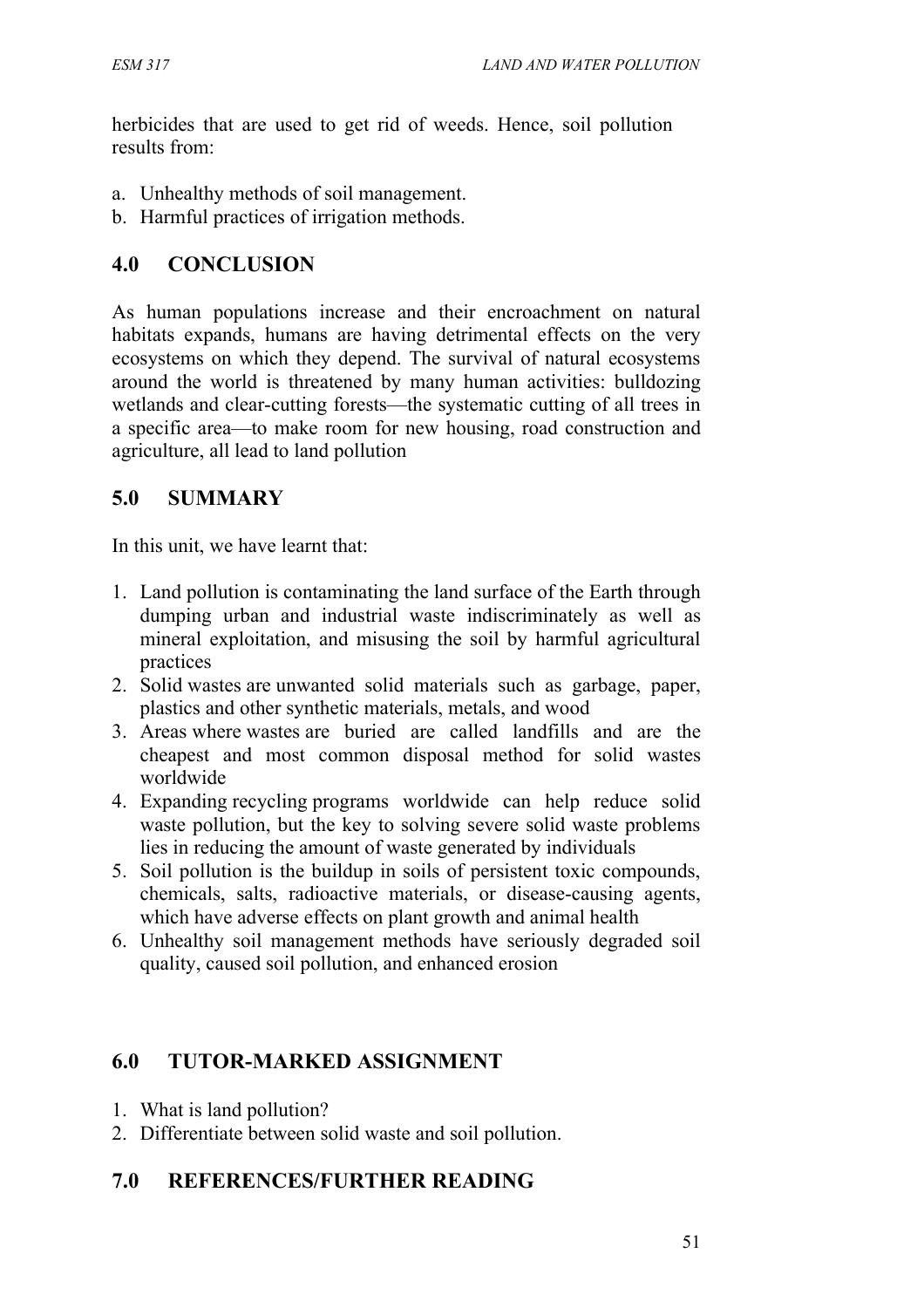herbicides that are used to get rid of weeds. Hence, soil pollution results from:

a. Unhealthy methods of soil management.
b. Harmful practices of irrigation methods.

## 4.0 CONCLUSION

As human populations increase and their encroachment on natural habitats expands, humans are having detrimental effects on the very ecosystems on which they depend. The survival of natural ecosystems around the world is threatened by many human activities: bulldozing wetlands and clear-cutting forests—the systematic cutting of all trees in a specific area—to make room for new housing, road construction and agriculture, all lead to land pollution

## 5.0 SUMMARY

In this unit, we have learnt that:

1. Land pollution is contaminating the land surface of the Earth through dumping urban and industrial waste indiscriminately as well as mineral exploitation, and misusing the soil by harmful agricultural practices
2. Solid wastes are unwanted solid materials such as garbage, paper, plastics and other synthetic materials, metals, and wood
3. Areas where wastes are buried are called landfills and are the cheapest and most common disposal method for solid wastes worldwide
4. Expanding recycling programs worldwide can help reduce solid waste pollution, but the key to solving severe solid waste problems lies in reducing the amount of waste generated by individuals
5. Soil pollution is the buildup in soils of persistent toxic compounds, chemicals, salts, radioactive materials, or disease-causing agents, which have adverse effects on plant growth and animal health
6. Unhealthy soil management methods have seriously degraded soil quality, caused soil pollution, and enhanced erosion

## 6.0 TUTOR-MARKED ASSIGNMENT

1. What is land pollution?
2. Differentiate between solid waste and soil pollution.

## 7.0 REFERENCES/FURTHER READING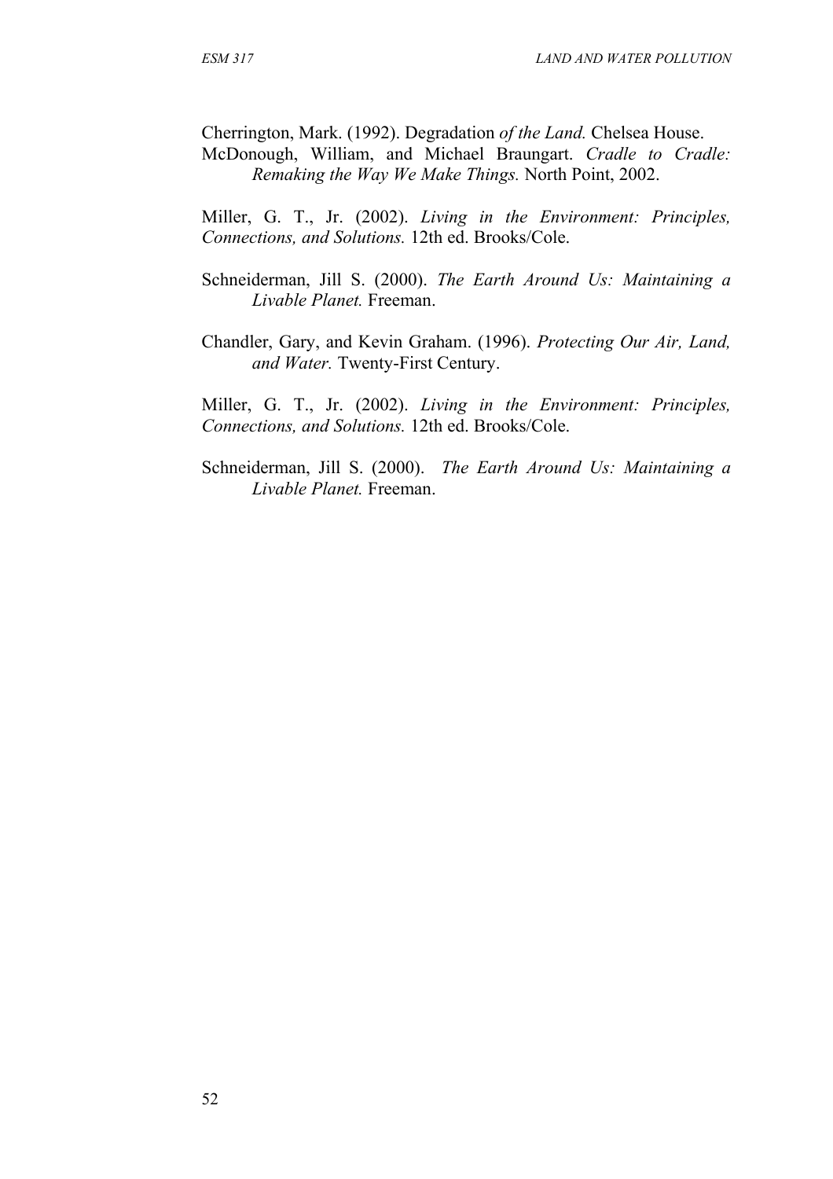Cherrington, Mark. (1992). Degradation *of the Land.* Chelsea House.

McDonough, William, and Michael Braungart. *Cradle to Cradle: Remaking the Way We Make Things.* North Point, 2002.

Miller, G. T., Jr. (2002). *Living in the Environment: Principles, Connections, and Solutions.* 12th ed. Brooks/Cole.

Schneiderman, Jill S. (2000). *The Earth Around Us: Maintaining a Livable Planet.* Freeman.

Chandler, Gary, and Kevin Graham. (1996). *Protecting Our Air, Land, and Water.* Twenty-First Century.

Miller, G. T., Jr. (2002). *Living in the Environment: Principles, Connections, and Solutions.* 12th ed. Brooks/Cole.

Schneiderman, Jill S. (2000). *The Earth Around Us: Maintaining a Livable Planet.* Freeman.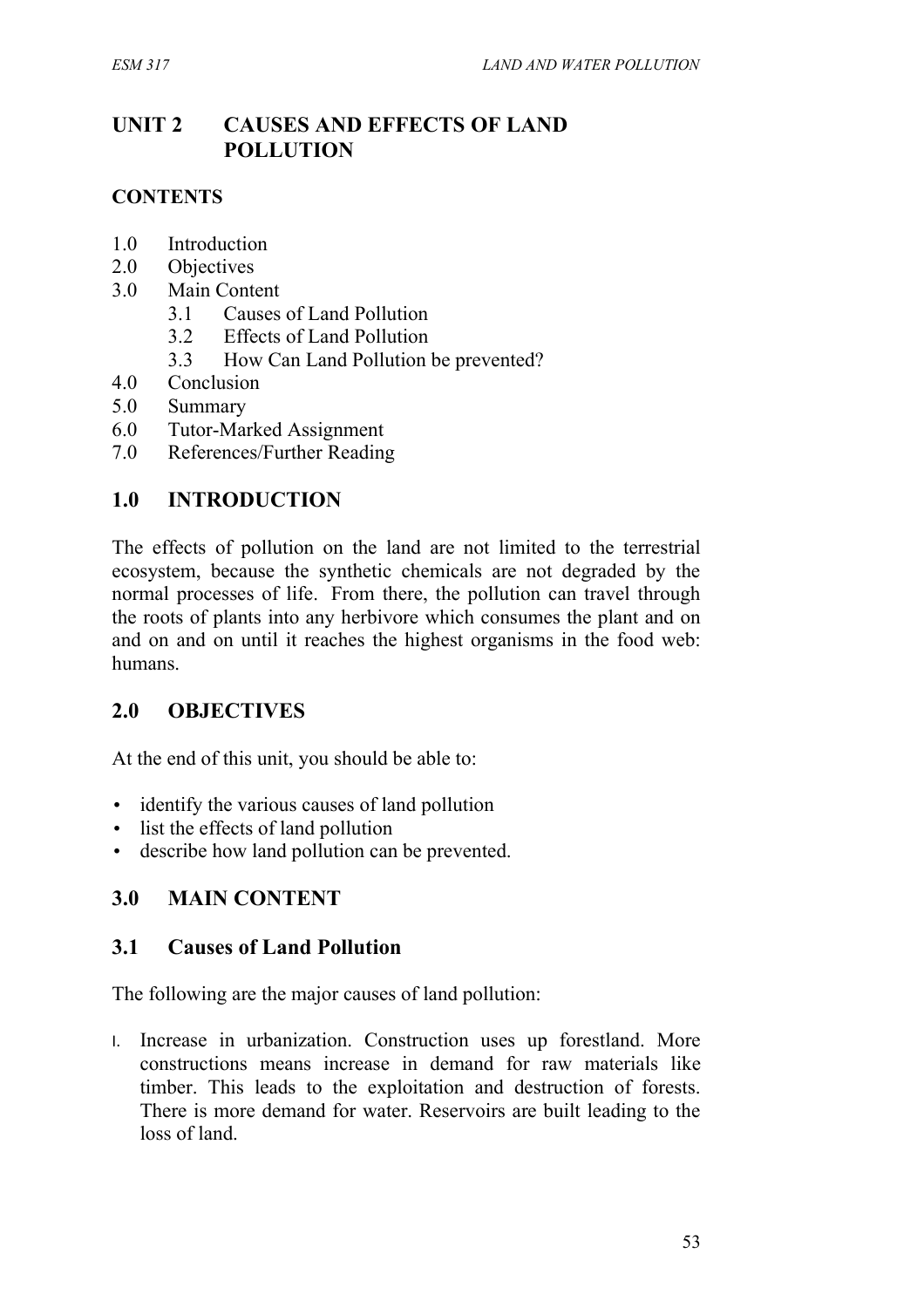# UNIT 2 CAUSES AND EFFECTS OF LAND POLLUTION

## CONTENTS

1.0 Introduction
2.0 Objectives
3.0 Main Content
  3.1 Causes of Land Pollution
  3.2 Effects of Land Pollution
  3.3 How Can Land Pollution be prevented?
4.0 Conclusion
5.0 Summary
6.0 Tutor-Marked Assignment
7.0 References/Further Reading

## 1.0 INTRODUCTION

The effects of pollution on the land are not limited to the terrestrial ecosystem, because the synthetic chemicals are not degraded by the normal processes of life. From there, the pollution can travel through the roots of plants into any herbivore which consumes the plant and on and on and on until it reaches the highest organisms in the food web: humans.

## 2.0 OBJECTIVES

At the end of this unit, you should be able to:

- identify the various causes of land pollution
- list the effects of land pollution
- describe how land pollution can be prevented.

## 3.0 MAIN CONTENT

### 3.1 Causes of Land Pollution

The following are the major causes of land pollution:

I. Increase in urbanization. Construction uses up forestland. More constructions means increase in demand for raw materials like timber. This leads to the exploitation and destruction of forests. There is more demand for water. Reservoirs are built leading to the loss of land.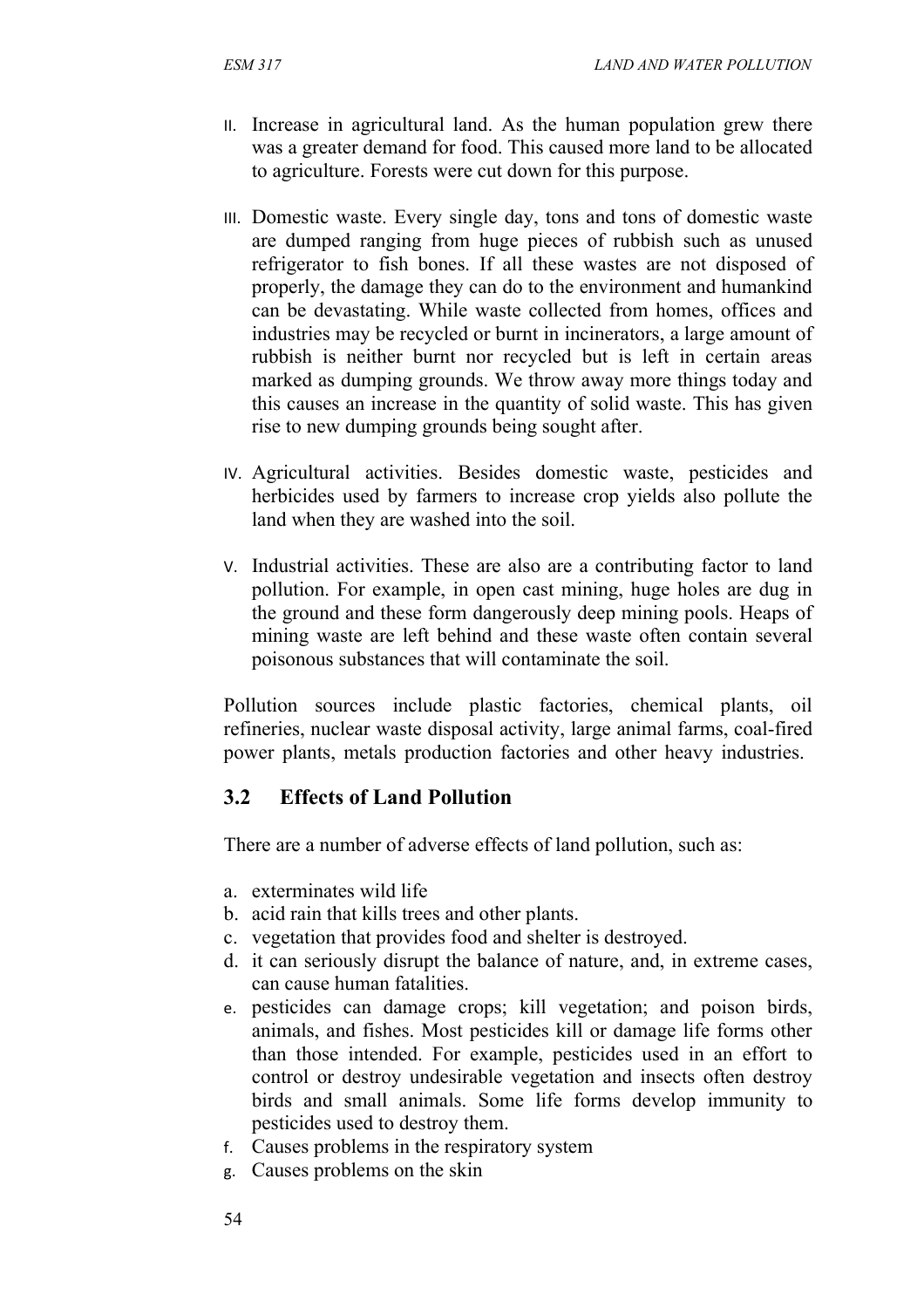II. Increase in agricultural land. As the human population grew there was a greater demand for food. This caused more land to be allocated to agriculture. Forests were cut down for this purpose.

III. Domestic waste. Every single day, tons and tons of domestic waste are dumped ranging from huge pieces of rubbish such as unused refrigerator to fish bones. If all these wastes are not disposed of properly, the damage they can do to the environment and humankind can be devastating. While waste collected from homes, offices and industries may be recycled or burnt in incinerators, a large amount of rubbish is neither burnt nor recycled but is left in certain areas marked as dumping grounds. We throw away more things today and this causes an increase in the quantity of solid waste. This has given rise to new dumping grounds being sought after.

IV. Agricultural activities. Besides domestic waste, pesticides and herbicides used by farmers to increase crop yields also pollute the land when they are washed into the soil.

V. Industrial activities. These are also are a contributing factor to land pollution. For example, in open cast mining, huge holes are dug in the ground and these form dangerously deep mining pools. Heaps of mining waste are left behind and these waste often contain several poisonous substances that will contaminate the soil.

Pollution sources include plastic factories, chemical plants, oil refineries, nuclear waste disposal activity, large animal farms, coal-fired power plants, metals production factories and other heavy industries.

## 3.2 Effects of Land Pollution

There are a number of adverse effects of land pollution, such as:

a. exterminates wild life
b. acid rain that kills trees and other plants.
c. vegetation that provides food and shelter is destroyed.
d. it can seriously disrupt the balance of nature, and, in extreme cases, can cause human fatalities.
e. pesticides can damage crops; kill vegetation; and poison birds, animals, and fishes. Most pesticides kill or damage life forms other than those intended. For example, pesticides used in an effort to control or destroy undesirable vegetation and insects often destroy birds and small animals. Some life forms develop immunity to pesticides used to destroy them.
f. Causes problems in the respiratory system
g. Causes problems on the skin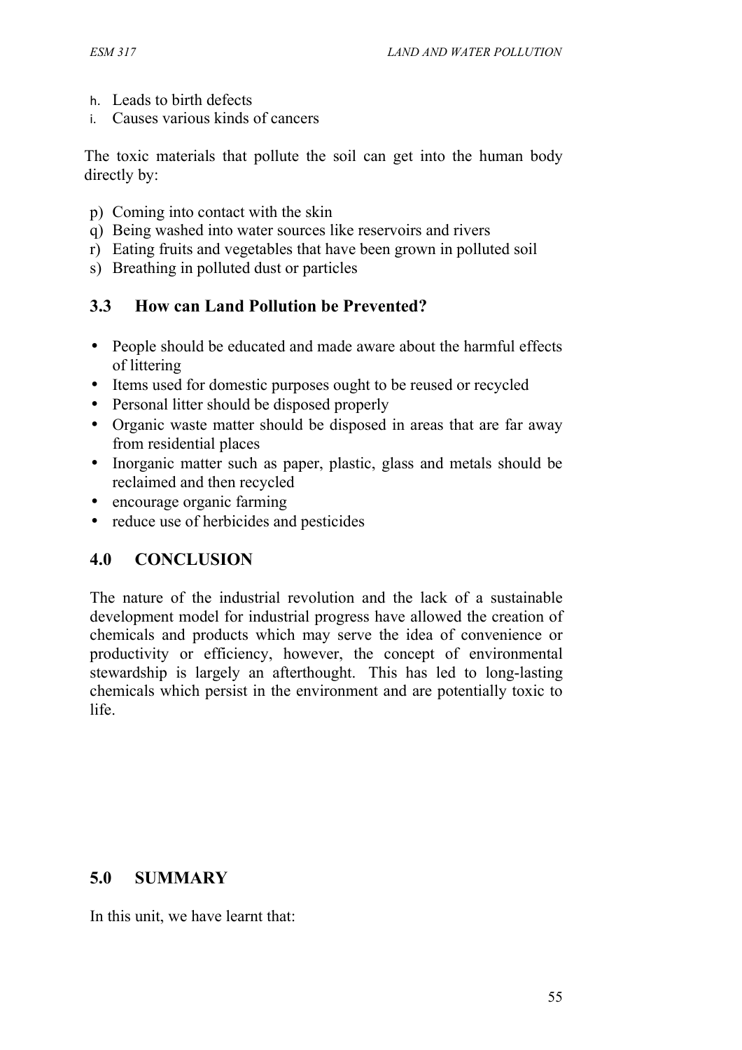h. Leads to birth defects
i. Causes various kinds of cancers

The toxic materials that pollute the soil can get into the human body directly by:

p) Coming into contact with the skin
q) Being washed into water sources like reservoirs and rivers
r) Eating fruits and vegetables that have been grown in polluted soil
s) Breathing in polluted dust or particles

## 3.3 How can Land Pollution be Prevented?

- People should be educated and made aware about the harmful effects of littering
- Items used for domestic purposes ought to be reused or recycled
- Personal litter should be disposed properly
- Organic waste matter should be disposed in areas that are far away from residential places
- Inorganic matter such as paper, plastic, glass and metals should be reclaimed and then recycled
- encourage organic farming
- reduce use of herbicides and pesticides

## 4.0 CONCLUSION

The nature of the industrial revolution and the lack of a sustainable development model for industrial progress have allowed the creation of chemicals and products which may serve the idea of convenience or productivity or efficiency, however, the concept of environmental stewardship is largely an afterthought. This has led to long-lasting chemicals which persist in the environment and are potentially toxic to life.

## 5.0 SUMMARY

In this unit, we have learnt that: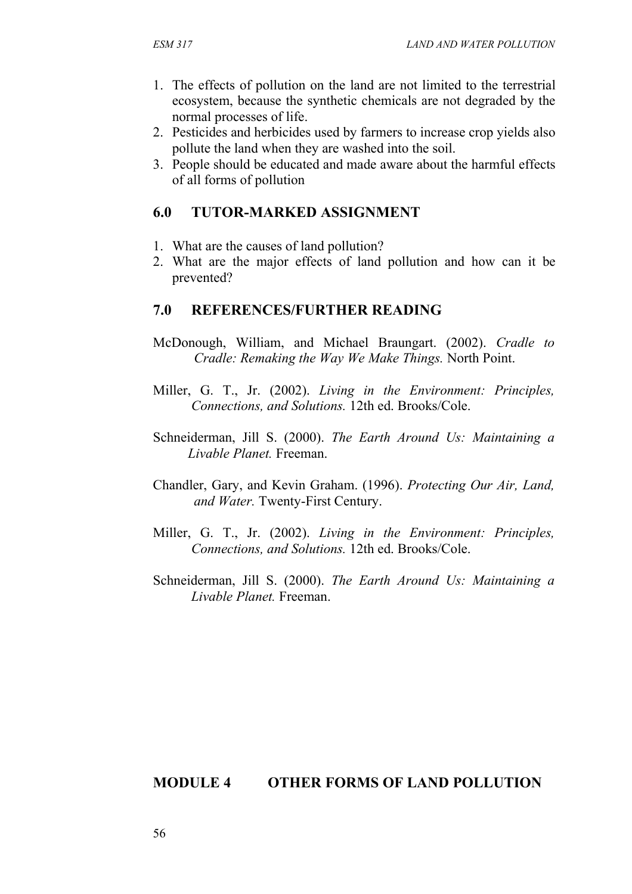1. The effects of pollution on the land are not limited to the terrestrial ecosystem, because the synthetic chemicals are not degraded by the normal processes of life.
2. Pesticides and herbicides used by farmers to increase crop yields also pollute the land when they are washed into the soil.
3. People should be educated and made aware about the harmful effects of all forms of pollution

## 6.0 TUTOR-MARKED ASSIGNMENT

1. What are the causes of land pollution?
2. What are the major effects of land pollution and how can it be prevented?

## 7.0 REFERENCES/FURTHER READING

McDonough, William, and Michael Braungart. (2002). *Cradle to Cradle: Remaking the Way We Make Things.* North Point.

Miller, G. T., Jr. (2002). *Living in the Environment: Principles, Connections, and Solutions.* 12th ed. Brooks/Cole.

Schneiderman, Jill S. (2000). *The Earth Around Us: Maintaining a Livable Planet.* Freeman.

Chandler, Gary, and Kevin Graham. (1996). *Protecting Our Air, Land, and Water.* Twenty-First Century.

Miller, G. T., Jr. (2002). *Living in the Environment: Principles, Connections, and Solutions.* 12th ed. Brooks/Cole.

Schneiderman, Jill S. (2000). *The Earth Around Us: Maintaining a Livable Planet.* Freeman.

# MODULE 4 OTHER FORMS OF LAND POLLUTION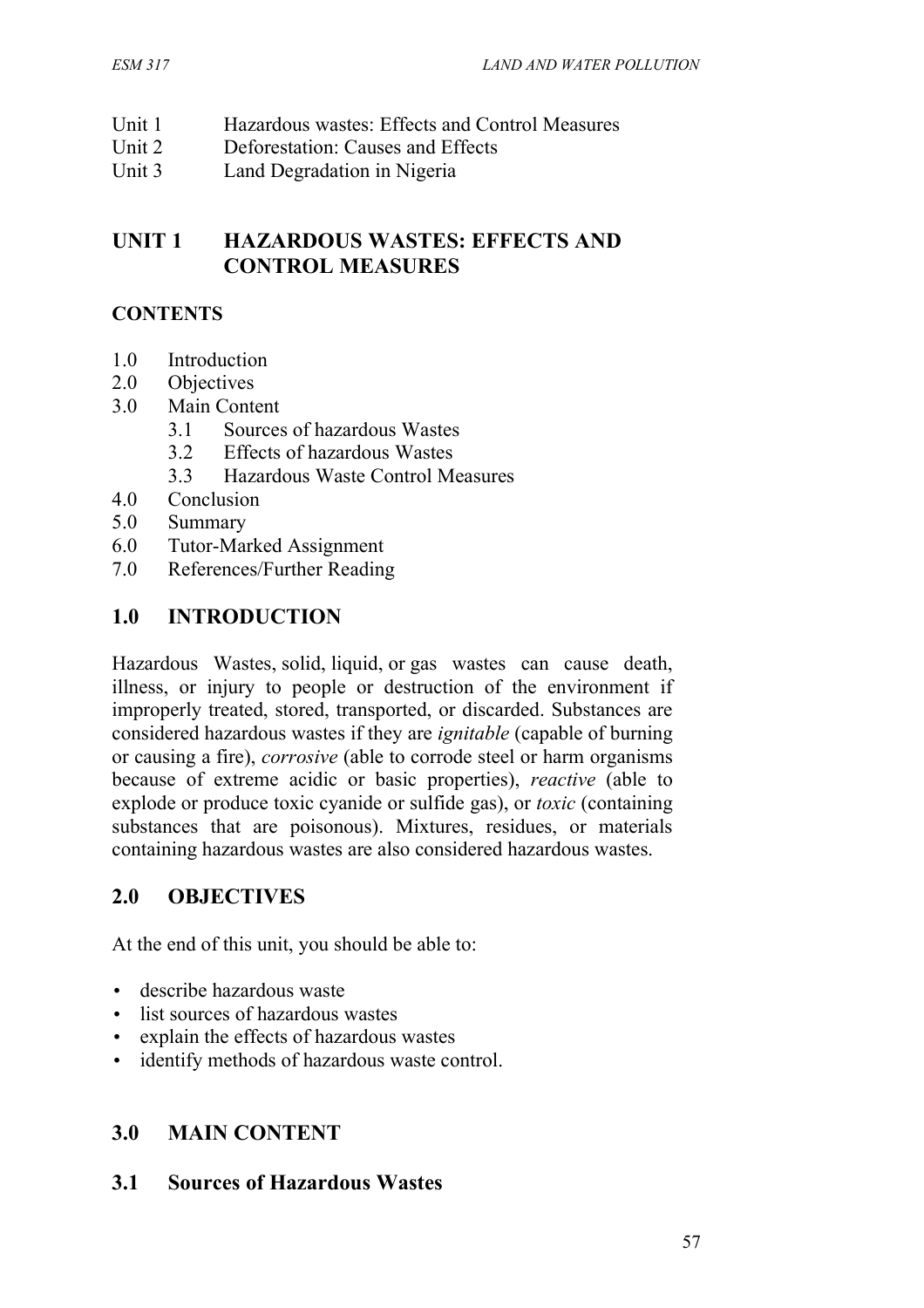Unit 1 Hazardous wastes: Effects and Control Measures
Unit 2 Deforestation: Causes and Effects
Unit 3 Land Degradation in Nigeria

# UNIT 1 HAZARDOUS WASTES: EFFECTS AND CONTROL MEASURES

**CONTENTS**

- 1.0 Introduction
- 2.0 Objectives
- 3.0 Main Content
  - 3.1 Sources of hazardous Wastes
  - 3.2 Effects of hazardous Wastes
  - 3.3 Hazardous Waste Control Measures
- 4.0 Conclusion
- 5.0 Summary
- 6.0 Tutor-Marked Assignment
- 7.0 References/Further Reading

## 1.0 INTRODUCTION

Hazardous Wastes, solid, liquid, or gas wastes can cause death, illness, or injury to people or destruction of the environment if improperly treated, stored, transported, or discarded. Substances are considered hazardous wastes if they are *ignitable* (capable of burning or causing a fire), *corrosive* (able to corrode steel or harm organisms because of extreme acidic or basic properties), *reactive* (able to explode or produce toxic cyanide or sulfide gas), or *toxic* (containing substances that are poisonous). Mixtures, residues, or materials containing hazardous wastes are also considered hazardous wastes.

## 2.0 OBJECTIVES

At the end of this unit, you should be able to:

- describe hazardous waste
- list sources of hazardous wastes
- explain the effects of hazardous wastes
- identify methods of hazardous waste control.

## 3.0 MAIN CONTENT

### 3.1 Sources of Hazardous Wastes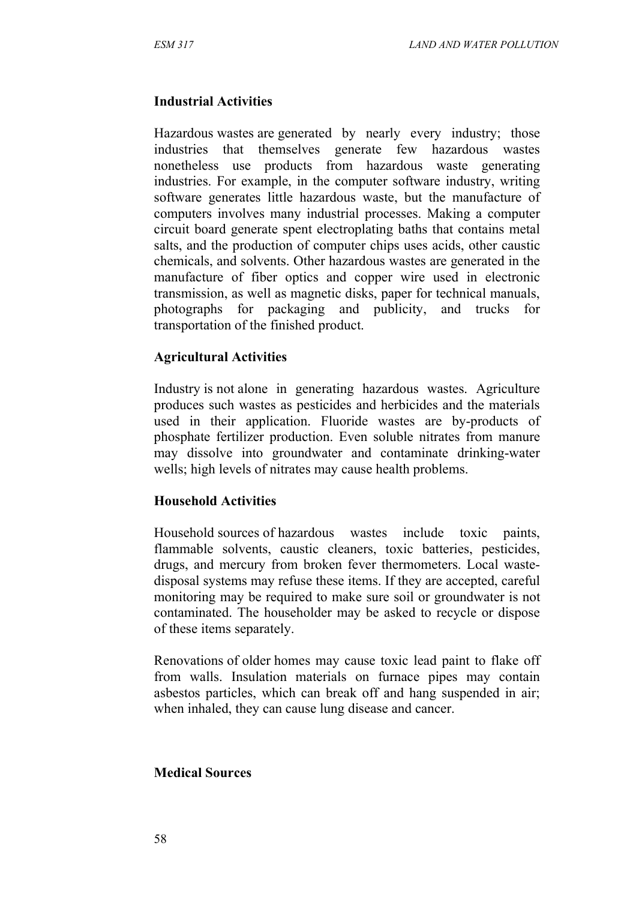### Industrial Activities

Hazardous wastes are generated by nearly every industry; those industries that themselves generate few hazardous wastes nonetheless use products from hazardous waste generating industries. For example, in the computer software industry, writing software generates little hazardous waste, but the manufacture of computers involves many industrial processes. Making a computer circuit board generate spent electroplating baths that contains metal salts, and the production of computer chips uses acids, other caustic chemicals, and solvents. Other hazardous wastes are generated in the manufacture of fiber optics and copper wire used in electronic transmission, as well as magnetic disks, paper for technical manuals, photographs for packaging and publicity, and trucks for transportation of the finished product.

### Agricultural Activities

Industry is not alone in generating hazardous wastes. Agriculture produces such wastes as pesticides and herbicides and the materials used in their application. Fluoride wastes are by-products of phosphate fertilizer production. Even soluble nitrates from manure may dissolve into groundwater and contaminate drinking-water wells; high levels of nitrates may cause health problems.

### Household Activities

Household sources of hazardous wastes include toxic paints, flammable solvents, caustic cleaners, toxic batteries, pesticides, drugs, and mercury from broken fever thermometers. Local waste-disposal systems may refuse these items. If they are accepted, careful monitoring may be required to make sure soil or groundwater is not contaminated. The householder may be asked to recycle or dispose of these items separately.

Renovations of older homes may cause toxic lead paint to flake off from walls. Insulation materials on furnace pipes may contain asbestos particles, which can break off and hang suspended in air; when inhaled, they can cause lung disease and cancer.

### Medical Sources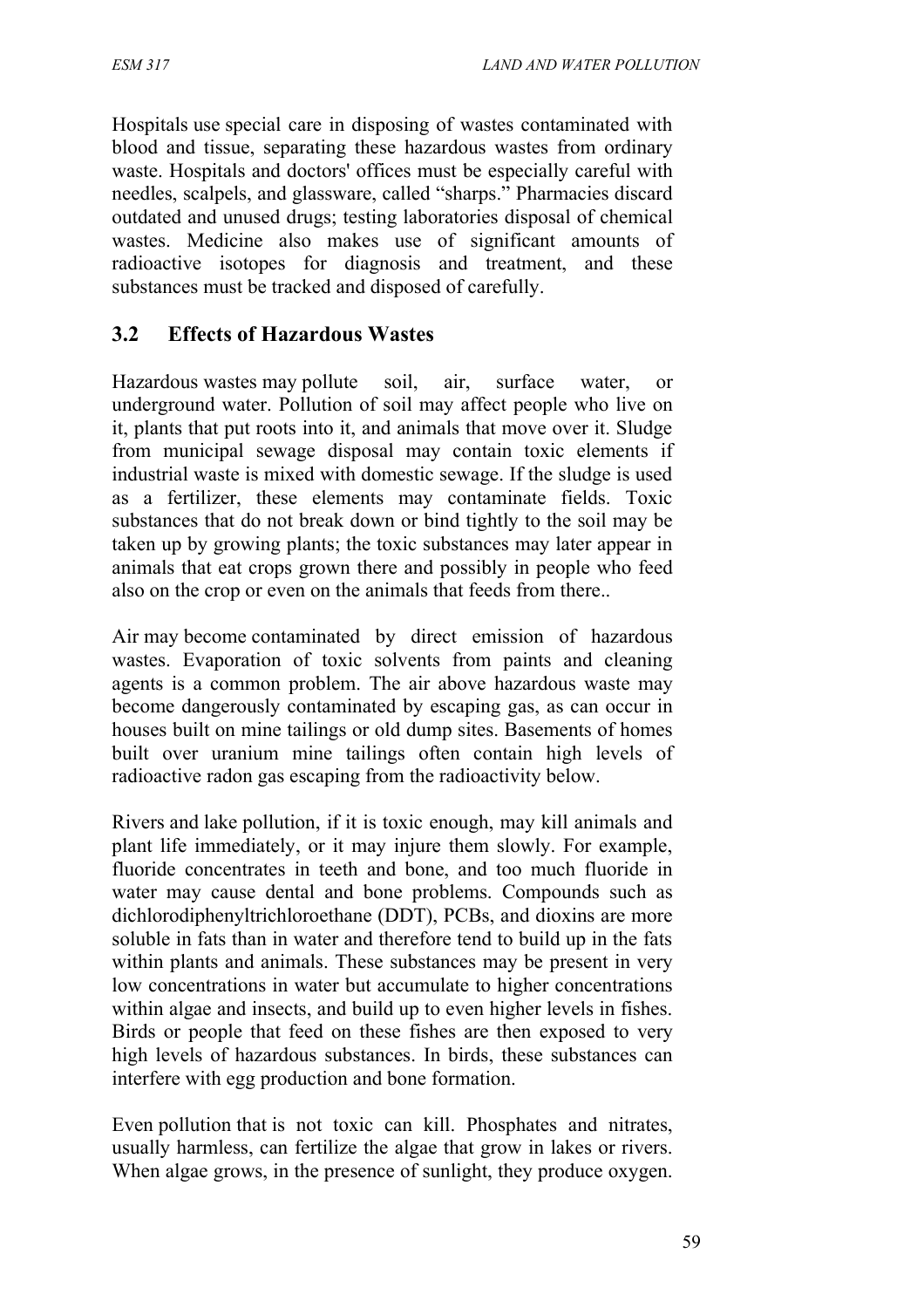Hospitals use special care in disposing of wastes contaminated with blood and tissue, separating these hazardous wastes from ordinary waste. Hospitals and doctors' offices must be especially careful with needles, scalpels, and glassware, called “sharps.” Pharmacies discard outdated and unused drugs; testing laboratories disposal of chemical wastes. Medicine also makes use of significant amounts of radioactive isotopes for diagnosis and treatment, and these substances must be tracked and disposed of carefully.

## 3.2 Effects of Hazardous Wastes

Hazardous wastes may pollute soil, air, surface water, or underground water. Pollution of soil may affect people who live on it, plants that put roots into it, and animals that move over it. Sludge from municipal sewage disposal may contain toxic elements if industrial waste is mixed with domestic sewage. If the sludge is used as a fertilizer, these elements may contaminate fields. Toxic substances that do not break down or bind tightly to the soil may be taken up by growing plants; the toxic substances may later appear in animals that eat crops grown there and possibly in people who feed also on the crop or even on the animals that feeds from there..

Air may become contaminated by direct emission of hazardous wastes. Evaporation of toxic solvents from paints and cleaning agents is a common problem. The air above hazardous waste may become dangerously contaminated by escaping gas, as can occur in houses built on mine tailings or old dump sites. Basements of homes built over uranium mine tailings often contain high levels of radioactive radon gas escaping from the radioactivity below.

Rivers and lake pollution, if it is toxic enough, may kill animals and plant life immediately, or it may injure them slowly. For example, fluoride concentrates in teeth and bone, and too much fluoride in water may cause dental and bone problems. Compounds such as dichlorodiphenyltrichloroethane (DDT), PCBs, and dioxins are more soluble in fats than in water and therefore tend to build up in the fats within plants and animals. These substances may be present in very low concentrations in water but accumulate to higher concentrations within algae and insects, and build up to even higher levels in fishes. Birds or people that feed on these fishes are then exposed to very high levels of hazardous substances. In birds, these substances can interfere with egg production and bone formation.

Even pollution that is not toxic can kill. Phosphates and nitrates, usually harmless, can fertilize the algae that grow in lakes or rivers. When algae grows, in the presence of sunlight, they produce oxygen.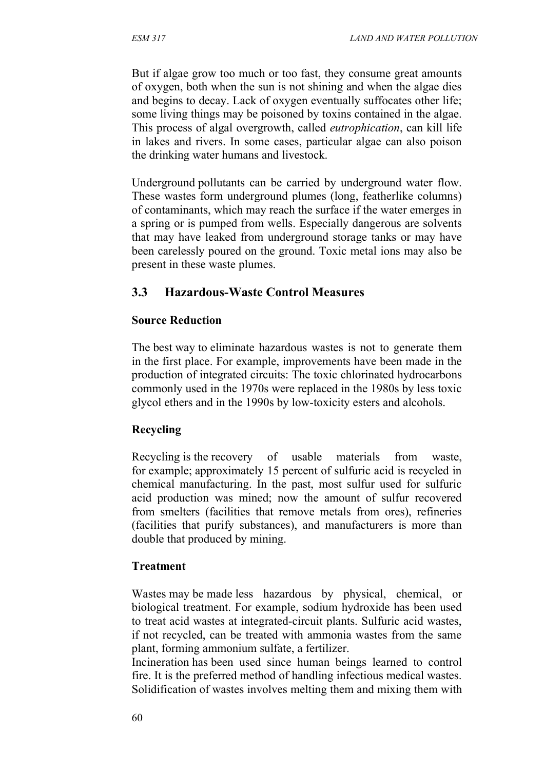But if algae grow too much or too fast, they consume great amounts of oxygen, both when the sun is not shining and when the algae dies and begins to decay. Lack of oxygen eventually suffocates other life; some living things may be poisoned by toxins contained in the algae. This process of algal overgrowth, called *eutrophication*, can kill life in lakes and rivers. In some cases, particular algae can also poison the drinking water humans and livestock.

Underground pollutants can be carried by underground water flow. These wastes form underground plumes (long, featherlike columns) of contaminants, which may reach the surface if the water emerges in a spring or is pumped from wells. Especially dangerous are solvents that may have leaked from underground storage tanks or may have been carelessly poured on the ground. Toxic metal ions may also be present in these waste plumes.

## 3.3 Hazardous-Waste Control Measures

**Source Reduction**

The best way to eliminate hazardous wastes is not to generate them in the first place. For example, improvements have been made in the production of integrated circuits: The toxic chlorinated hydrocarbons commonly used in the 1970s were replaced in the 1980s by less toxic glycol ethers and in the 1990s by low-toxicity esters and alcohols.

**Recycling**

Recycling is the recovery of usable materials from waste, for example; approximately 15 percent of sulfuric acid is recycled in chemical manufacturing. In the past, most sulfur used for sulfuric acid production was mined; now the amount of sulfur recovered from smelters (facilities that remove metals from ores), refineries (facilities that purify substances), and manufacturers is more than double that produced by mining.

**Treatment**

Wastes may be made less hazardous by physical, chemical, or biological treatment. For example, sodium hydroxide has been used to treat acid wastes at integrated-circuit plants. Sulfuric acid wastes, if not recycled, can be treated with ammonia wastes from the same plant, forming ammonium sulfate, a fertilizer.
Incineration has been used since human beings learned to control fire. It is the preferred method of handling infectious medical wastes. Solidification of wastes involves melting them and mixing them with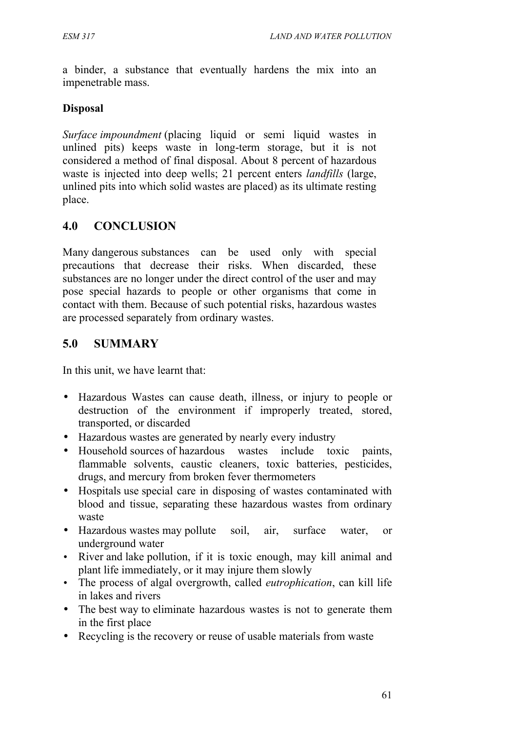a binder, a substance that eventually hardens the mix into an impenetrable mass.

**Disposal**

*Surface impoundment* (placing liquid or semi liquid wastes in unlined pits) keeps waste in long-term storage, but it is not considered a method of final disposal. About 8 percent of hazardous waste is injected into deep wells; 21 percent enters *landfills* (large, unlined pits into which solid wastes are placed) as its ultimate resting place.

## 4.0 CONCLUSION

Many dangerous substances can be used only with special precautions that decrease their risks. When discarded, these substances are no longer under the direct control of the user and may pose special hazards to people or other organisms that come in contact with them. Because of such potential risks, hazardous wastes are processed separately from ordinary wastes.

## 5.0 SUMMARY

In this unit, we have learnt that:

- Hazardous Wastes can cause death, illness, or injury to people or destruction of the environment if improperly treated, stored, transported, or discarded
- Hazardous wastes are generated by nearly every industry
- Household sources of hazardous wastes include toxic paints, flammable solvents, caustic cleaners, toxic batteries, pesticides, drugs, and mercury from broken fever thermometers
- Hospitals use special care in disposing of wastes contaminated with blood and tissue, separating these hazardous wastes from ordinary waste
- Hazardous wastes may pollute soil, air, surface water, or underground water
- River and lake pollution, if it is toxic enough, may kill animal and plant life immediately, or it may injure them slowly
- The process of algal overgrowth, called *eutrophication*, can kill life in lakes and rivers
- The best way to eliminate hazardous wastes is not to generate them in the first place
- Recycling is the recovery or reuse of usable materials from waste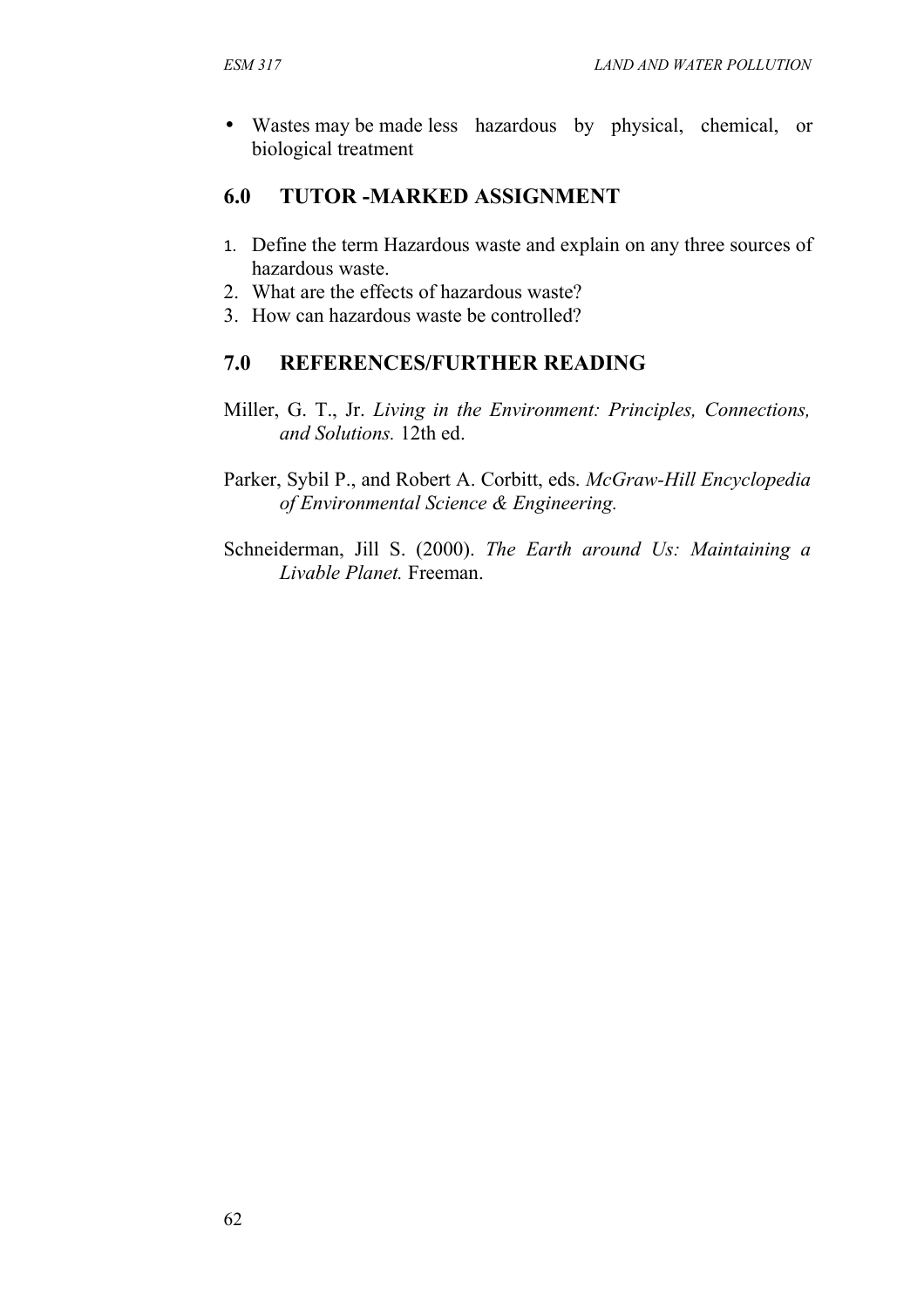- Wastes may be made less hazardous by physical, chemical, or biological treatment

## 6.0 TUTOR -MARKED ASSIGNMENT

1. Define the term Hazardous waste and explain on any three sources of hazardous waste.
2. What are the effects of hazardous waste?
3. How can hazardous waste be controlled?

## 7.0 REFERENCES/FURTHER READING

Miller, G. T., Jr. *Living in the Environment: Principles, Connections, and Solutions.* 12th ed.

Parker, Sybil P., and Robert A. Corbitt, eds. *McGraw-Hill Encyclopedia of Environmental Science & Engineering.*

Schneiderman, Jill S. (2000). *The Earth around Us: Maintaining a Livable Planet.* Freeman.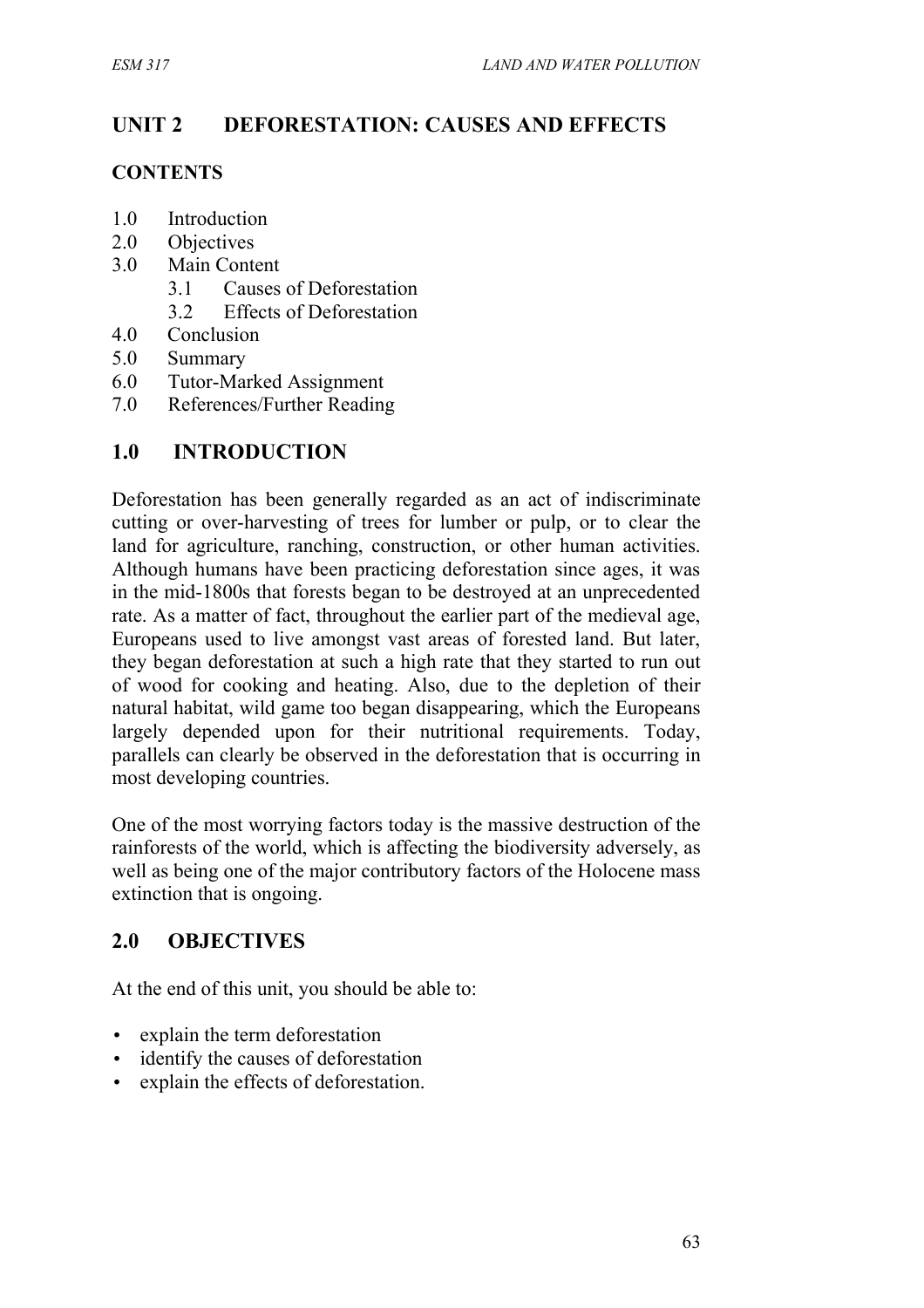# UNIT 2 DEFORESTATION: CAUSES AND EFFECTS

## CONTENTS

1.0 Introduction
2.0 Objectives
3.0 Main Content
    3.1 Causes of Deforestation
    3.2 Effects of Deforestation
4.0 Conclusion
5.0 Summary
6.0 Tutor-Marked Assignment
7.0 References/Further Reading

## 1.0 INTRODUCTION

Deforestation has been generally regarded as an act of indiscriminate cutting or over-harvesting of trees for lumber or pulp, or to clear the land for agriculture, ranching, construction, or other human activities. Although humans have been practicing deforestation since ages, it was in the mid-1800s that forests began to be destroyed at an unprecedented rate. As a matter of fact, throughout the earlier part of the medieval age, Europeans used to live amongst vast areas of forested land. But later, they began deforestation at such a high rate that they started to run out of wood for cooking and heating. Also, due to the depletion of their natural habitat, wild game too began disappearing, which the Europeans largely depended upon for their nutritional requirements. Today, parallels can clearly be observed in the deforestation that is occurring in most developing countries.

One of the most worrying factors today is the massive destruction of the rainforests of the world, which is affecting the biodiversity adversely, as well as being one of the major contributory factors of the Holocene mass extinction that is ongoing.

## 2.0 OBJECTIVES

At the end of this unit, you should be able to:

- explain the term deforestation
- identify the causes of deforestation
- explain the effects of deforestation.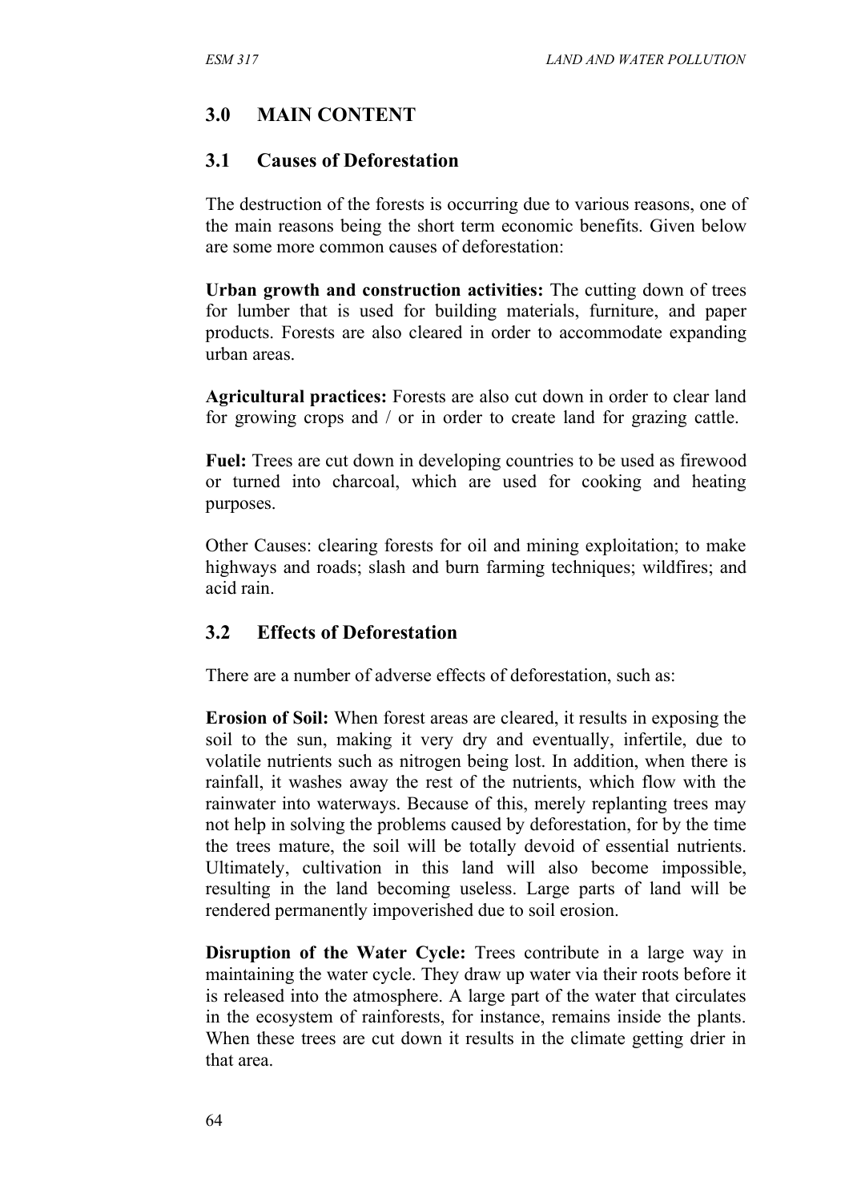## 3.0 MAIN CONTENT

### 3.1 Causes of Deforestation

The destruction of the forests is occurring due to various reasons, one of the main reasons being the short term economic benefits. Given below are some more common causes of deforestation:

**Urban growth and construction activities:** The cutting down of trees for lumber that is used for building materials, furniture, and paper products. Forests are also cleared in order to accommodate expanding urban areas.

**Agricultural practices:** Forests are also cut down in order to clear land for growing crops and / or in order to create land for grazing cattle.

**Fuel:** Trees are cut down in developing countries to be used as firewood or turned into charcoal, which are used for cooking and heating purposes.

Other Causes: clearing forests for oil and mining exploitation; to make highways and roads; slash and burn farming techniques; wildfires; and acid rain.

### 3.2 Effects of Deforestation

There are a number of adverse effects of deforestation, such as:

**Erosion of Soil:** When forest areas are cleared, it results in exposing the soil to the sun, making it very dry and eventually, infertile, due to volatile nutrients such as nitrogen being lost. In addition, when there is rainfall, it washes away the rest of the nutrients, which flow with the rainwater into waterways. Because of this, merely replanting trees may not help in solving the problems caused by deforestation, for by the time the trees mature, the soil will be totally devoid of essential nutrients. Ultimately, cultivation in this land will also become impossible, resulting in the land becoming useless. Large parts of land will be rendered permanently impoverished due to soil erosion.

**Disruption of the Water Cycle:** Trees contribute in a large way in maintaining the water cycle. They draw up water via their roots before it is released into the atmosphere. A large part of the water that circulates in the ecosystem of rainforests, for instance, remains inside the plants. When these trees are cut down it results in the climate getting drier in that area.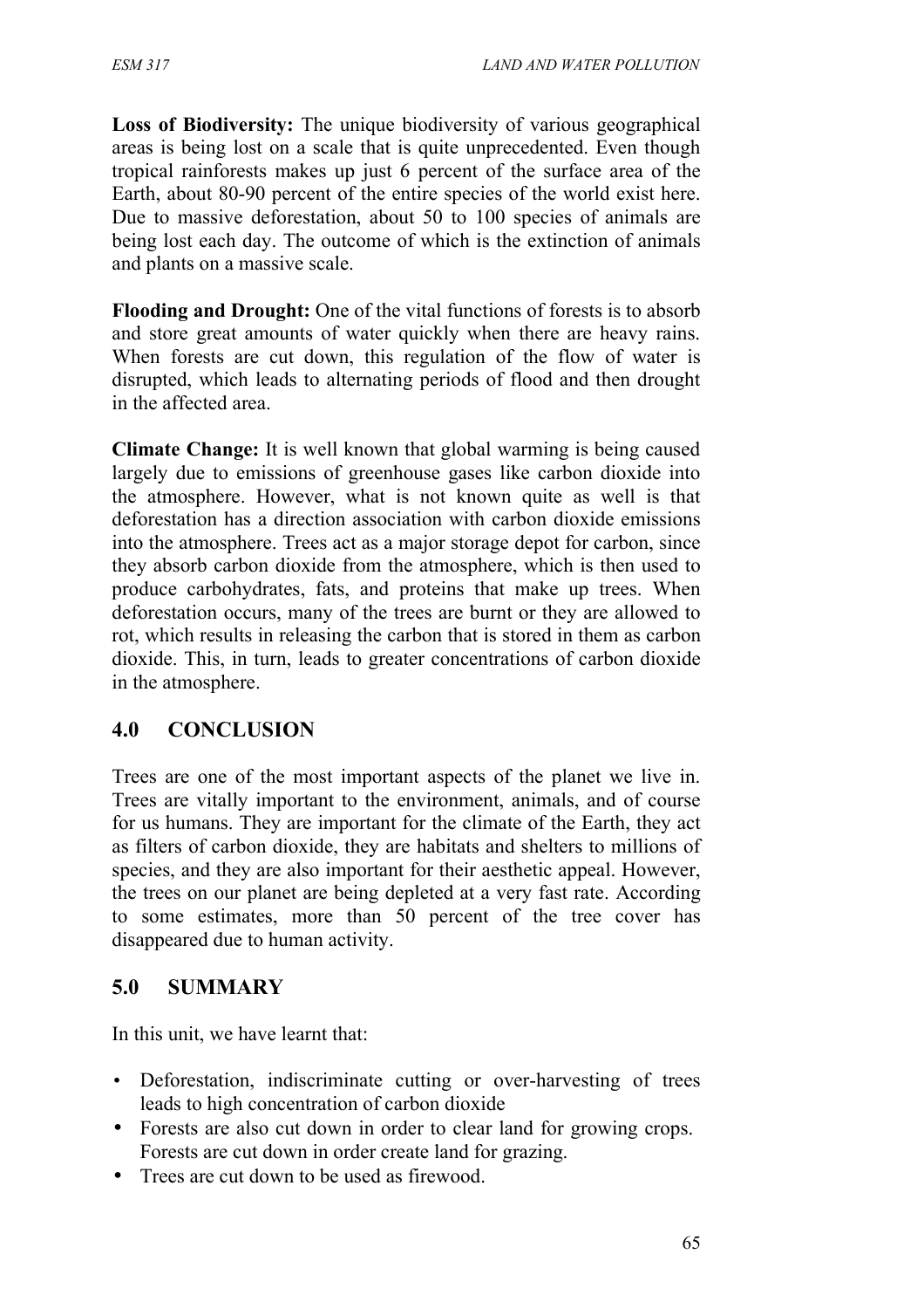**Loss of Biodiversity:** The unique biodiversity of various geographical areas is being lost on a scale that is quite unprecedented. Even though tropical rainforests makes up just 6 percent of the surface area of the Earth, about 80-90 percent of the entire species of the world exist here. Due to massive deforestation, about 50 to 100 species of animals are being lost each day. The outcome of which is the extinction of animals and plants on a massive scale.

**Flooding and Drought:** One of the vital functions of forests is to absorb and store great amounts of water quickly when there are heavy rains. When forests are cut down, this regulation of the flow of water is disrupted, which leads to alternating periods of flood and then drought in the affected area.

**Climate Change:** It is well known that global warming is being caused largely due to emissions of greenhouse gases like carbon dioxide into the atmosphere. However, what is not known quite as well is that deforestation has a direction association with carbon dioxide emissions into the atmosphere. Trees act as a major storage depot for carbon, since they absorb carbon dioxide from the atmosphere, which is then used to produce carbohydrates, fats, and proteins that make up trees. When deforestation occurs, many of the trees are burnt or they are allowed to rot, which results in releasing the carbon that is stored in them as carbon dioxide. This, in turn, leads to greater concentrations of carbon dioxide in the atmosphere.

## 4.0 CONCLUSION

Trees are one of the most important aspects of the planet we live in. Trees are vitally important to the environment, animals, and of course for us humans. They are important for the climate of the Earth, they act as filters of carbon dioxide, they are habitats and shelters to millions of species, and they are also important for their aesthetic appeal. However, the trees on our planet are being depleted at a very fast rate. According to some estimates, more than 50 percent of the tree cover has disappeared due to human activity.

## 5.0 SUMMARY

In this unit, we have learnt that:

- Deforestation, indiscriminate cutting or over-harvesting of trees leads to high concentration of carbon dioxide
- Forests are also cut down in order to clear land for growing crops. Forests are cut down in order create land for grazing.
- Trees are cut down to be used as firewood.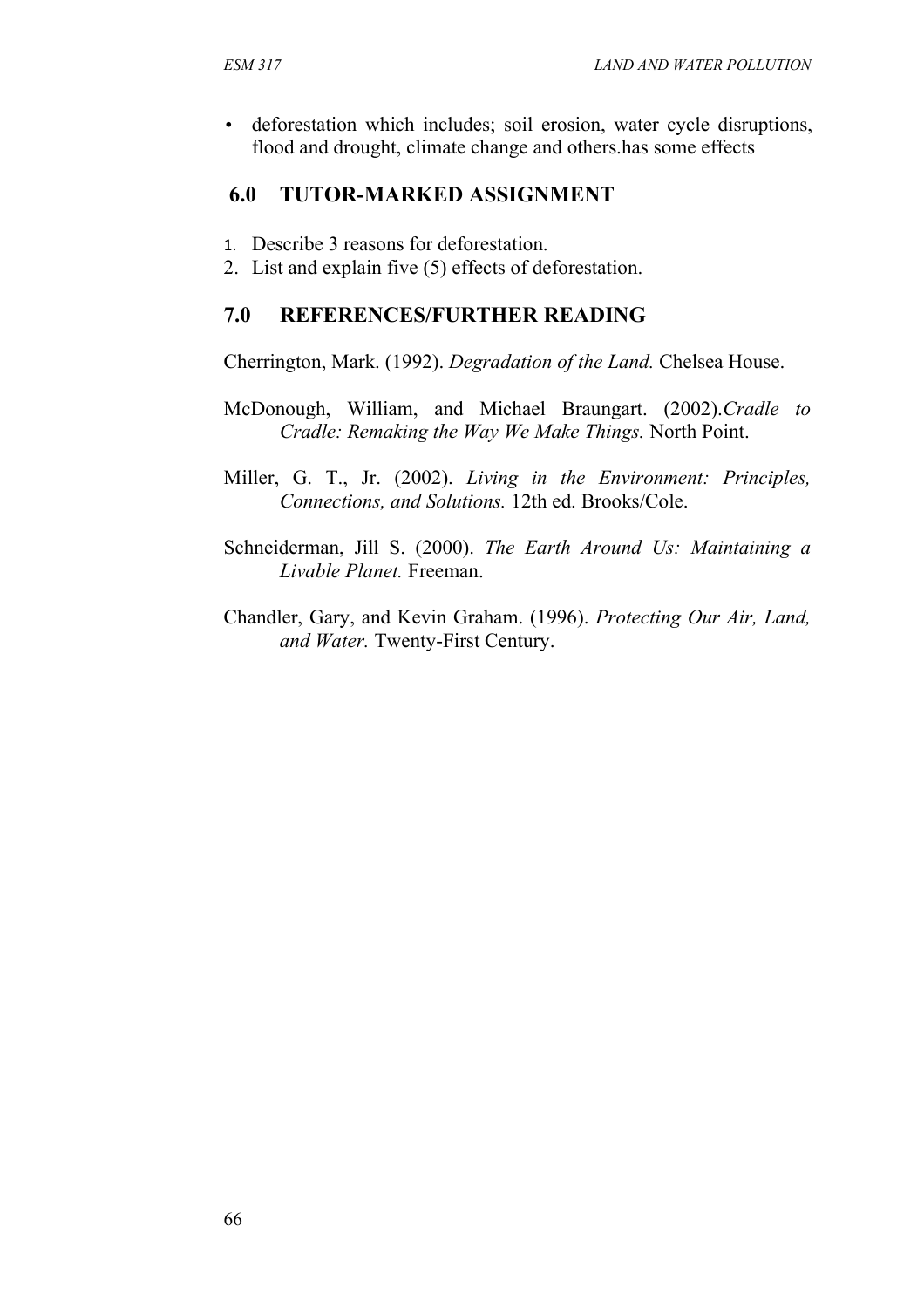- deforestation which includes; soil erosion, water cycle disruptions, flood and drought, climate change and others.has some effects

## 6.0 TUTOR-MARKED ASSIGNMENT

1. Describe 3 reasons for deforestation.
2. List and explain five (5) effects of deforestation.

## 7.0 REFERENCES/FURTHER READING

Cherrington, Mark. (1992). *Degradation of the Land.* Chelsea House.

McDonough, William, and Michael Braungart. (2002).*Cradle to Cradle: Remaking the Way We Make Things.* North Point.

Miller, G. T., Jr. (2002). *Living in the Environment: Principles, Connections, and Solutions.* 12th ed. Brooks/Cole.

Schneiderman, Jill S. (2000). *The Earth Around Us: Maintaining a Livable Planet.* Freeman.

Chandler, Gary, and Kevin Graham. (1996). *Protecting Our Air, Land, and Water.* Twenty-First Century.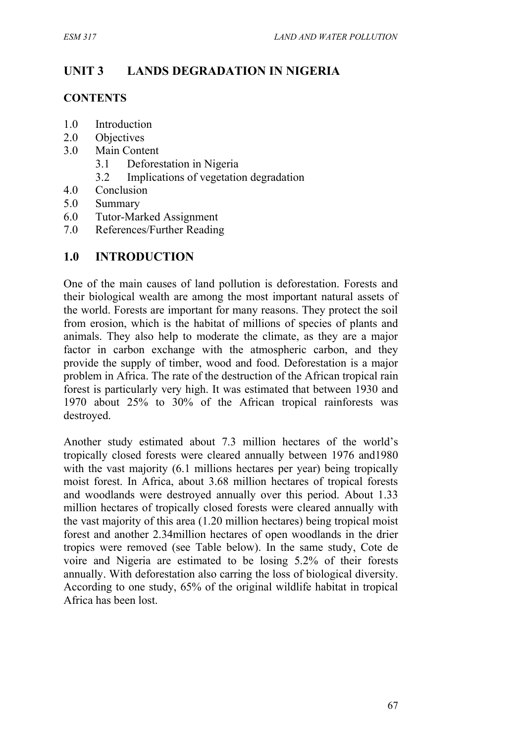# UNIT 3 LANDS DEGRADATION IN NIGERIA

## CONTENTS

1.0 Introduction
2.0 Objectives
3.0 Main Content
    3.1 Deforestation in Nigeria
    3.2 Implications of vegetation degradation
4.0 Conclusion
5.0 Summary
6.0 Tutor-Marked Assignment
7.0 References/Further Reading

## 1.0 INTRODUCTION

One of the main causes of land pollution is deforestation. Forests and their biological wealth are among the most important natural assets of the world. Forests are important for many reasons. They protect the soil from erosion, which is the habitat of millions of species of plants and animals. They also help to moderate the climate, as they are a major factor in carbon exchange with the atmospheric carbon, and they provide the supply of timber, wood and food. Deforestation is a major problem in Africa. The rate of the destruction of the African tropical rain forest is particularly very high. It was estimated that between 1930 and 1970 about 25% to 30% of the African tropical rainforests was destroyed.

Another study estimated about 7.3 million hectares of the world's tropically closed forests were cleared annually between 1976 and1980 with the vast majority (6.1 millions hectares per year) being tropically moist forest. In Africa, about 3.68 million hectares of tropical forests and woodlands were destroyed annually over this period. About 1.33 million hectares of tropically closed forests were cleared annually with the vast majority of this area (1.20 million hectares) being tropical moist forest and another 2.34million hectares of open woodlands in the drier tropics were removed (see Table below). In the same study, Cote de voire and Nigeria are estimated to be losing 5.2% of their forests annually. With deforestation also carring the loss of biological diversity. According to one study, 65% of the original wildlife habitat in tropical Africa has been lost.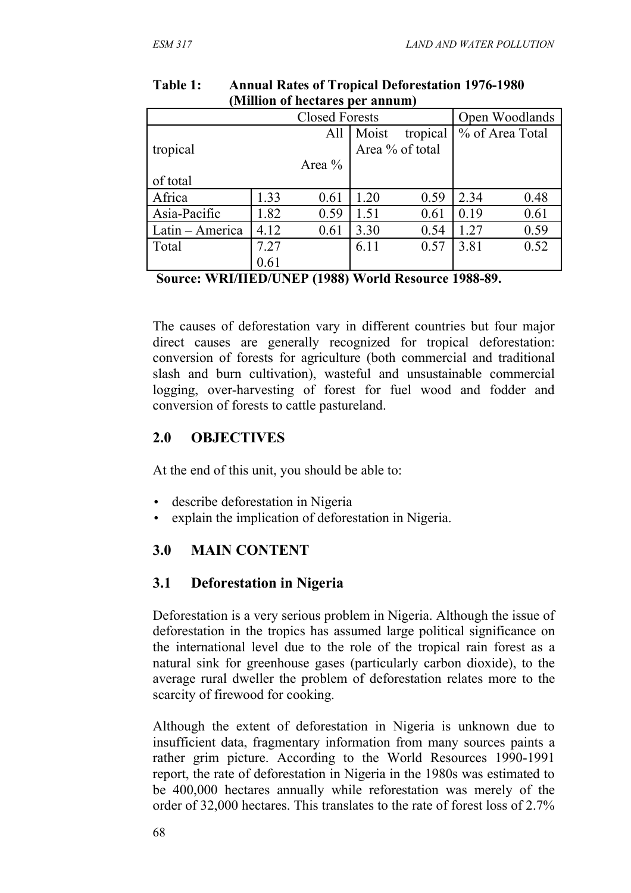**Table 1: Annual Rates of Tropical Deforestation 1976-1980 (Million of hectares per annum)**

| | Closed Forests | | | | Open Woodlands | |
|---|---|---|---|---|---|---|
| | All tropical Area % of total | | Moist tropical Area % of total | | % of Area Total | |
| Africa | 1.33 | 0.61 | 1.20 | 0.59 | 2.34 | 0.48 |
| Asia-Pacific | 1.82 | 0.59 | 1.51 | 0.61 | 0.19 | 0.61 |
| Latin – America | 4.12 | 0.61 | 3.30 | 0.54 | 1.27 | 0.59 |
| Total | 7.27 0.61 | | 6.11 | 0.57 | 3.81 | 0.52 |

**Source: WRI/IIED/UNEP (1988) World Resource 1988-89.**

The causes of deforestation vary in different countries but four major direct causes are generally recognized for tropical deforestation: conversion of forests for agriculture (both commercial and traditional slash and burn cultivation), wasteful and unsustainable commercial logging, over-harvesting of forest for fuel wood and fodder and conversion of forests to cattle pastureland.

## 2.0 OBJECTIVES

At the end of this unit, you should be able to:

- describe deforestation in Nigeria
- explain the implication of deforestation in Nigeria.

## 3.0 MAIN CONTENT

### 3.1 Deforestation in Nigeria

Deforestation is a very serious problem in Nigeria. Although the issue of deforestation in the tropics has assumed large political significance on the international level due to the role of the tropical rain forest as a natural sink for greenhouse gases (particularly carbon dioxide), to the average rural dweller the problem of deforestation relates more to the scarcity of firewood for cooking.

Although the extent of deforestation in Nigeria is unknown due to insufficient data, fragmentary information from many sources paints a rather grim picture. According to the World Resources 1990-1991 report, the rate of deforestation in Nigeria in the 1980s was estimated to be 400,000 hectares annually while reforestation was merely of the order of 32,000 hectares. This translates to the rate of forest loss of 2.7%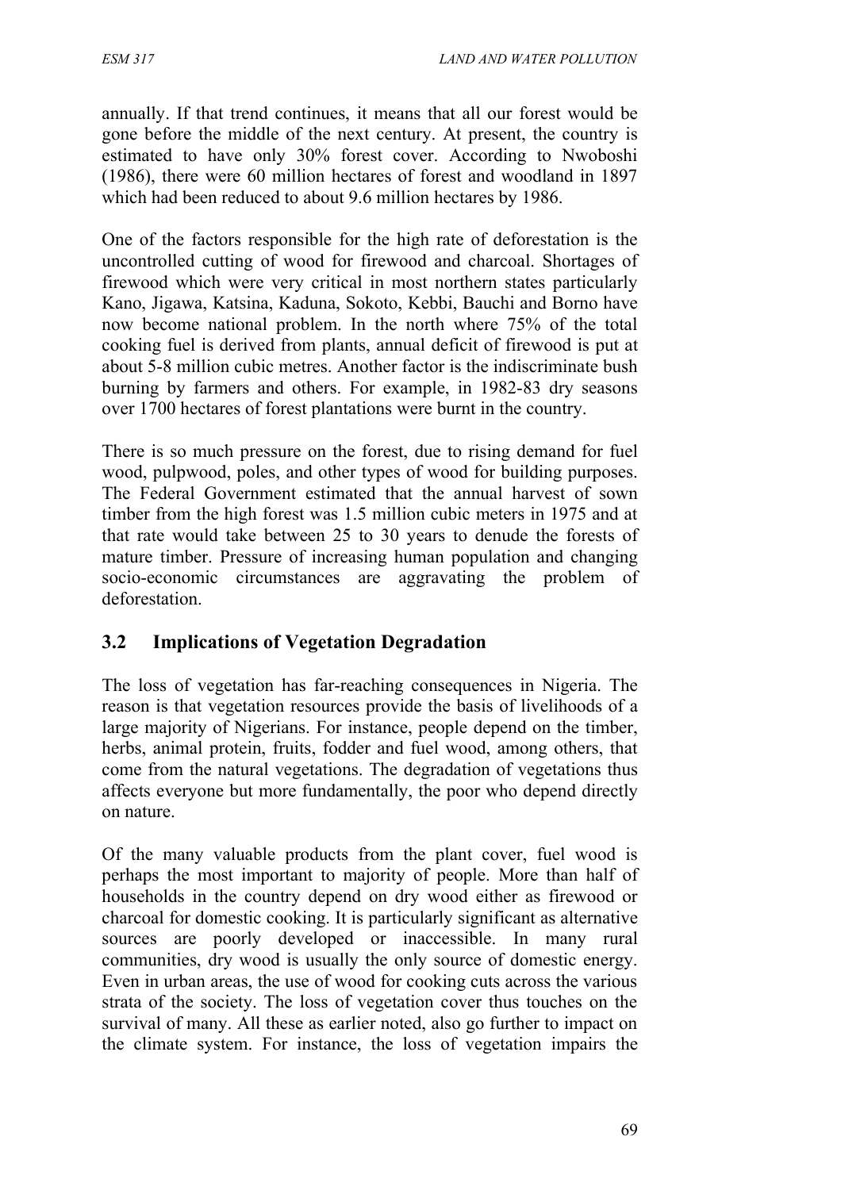annually. If that trend continues, it means that all our forest would be gone before the middle of the next century. At present, the country is estimated to have only 30% forest cover. According to Nwoboshi (1986), there were 60 million hectares of forest and woodland in 1897 which had been reduced to about 9.6 million hectares by 1986.

One of the factors responsible for the high rate of deforestation is the uncontrolled cutting of wood for firewood and charcoal. Shortages of firewood which were very critical in most northern states particularly Kano, Jigawa, Katsina, Kaduna, Sokoto, Kebbi, Bauchi and Borno have now become national problem. In the north where 75% of the total cooking fuel is derived from plants, annual deficit of firewood is put at about 5-8 million cubic metres. Another factor is the indiscriminate bush burning by farmers and others. For example, in 1982-83 dry seasons over 1700 hectares of forest plantations were burnt in the country.

There is so much pressure on the forest, due to rising demand for fuel wood, pulpwood, poles, and other types of wood for building purposes. The Federal Government estimated that the annual harvest of sown timber from the high forest was 1.5 million cubic meters in 1975 and at that rate would take between 25 to 30 years to denude the forests of mature timber. Pressure of increasing human population and changing socio-economic circumstances are aggravating the problem of deforestation.

## 3.2 Implications of Vegetation Degradation

The loss of vegetation has far-reaching consequences in Nigeria. The reason is that vegetation resources provide the basis of livelihoods of a large majority of Nigerians. For instance, people depend on the timber, herbs, animal protein, fruits, fodder and fuel wood, among others, that come from the natural vegetations. The degradation of vegetations thus affects everyone but more fundamentally, the poor who depend directly on nature.

Of the many valuable products from the plant cover, fuel wood is perhaps the most important to majority of people. More than half of households in the country depend on dry wood either as firewood or charcoal for domestic cooking. It is particularly significant as alternative sources are poorly developed or inaccessible. In many rural communities, dry wood is usually the only source of domestic energy. Even in urban areas, the use of wood for cooking cuts across the various strata of the society. The loss of vegetation cover thus touches on the survival of many. All these as earlier noted, also go further to impact on the climate system. For instance, the loss of vegetation impairs the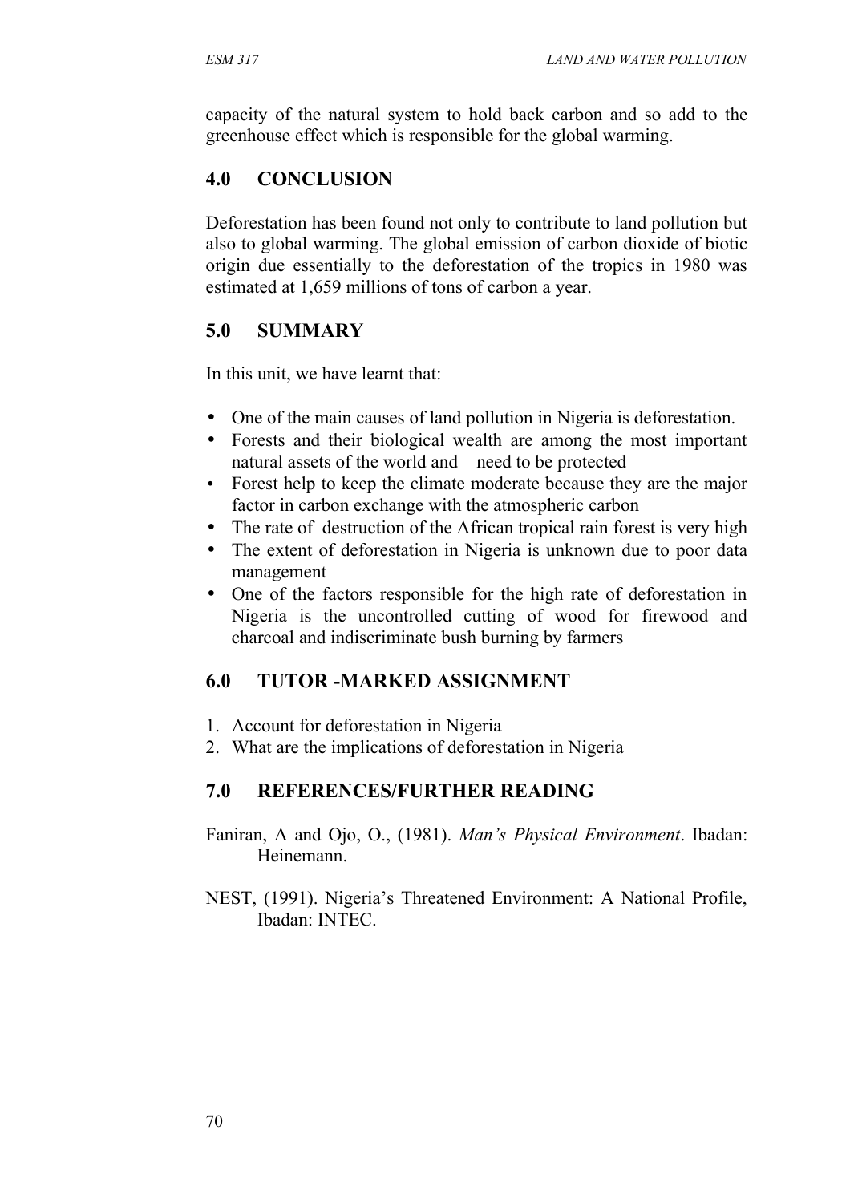capacity of the natural system to hold back carbon and so add to the greenhouse effect which is responsible for the global warming.

## 4.0 CONCLUSION

Deforestation has been found not only to contribute to land pollution but also to global warming. The global emission of carbon dioxide of biotic origin due essentially to the deforestation of the tropics in 1980 was estimated at 1,659 millions of tons of carbon a year.

## 5.0 SUMMARY

In this unit, we have learnt that:

- One of the main causes of land pollution in Nigeria is deforestation.
- Forests and their biological wealth are among the most important natural assets of the world and need to be protected
- Forest help to keep the climate moderate because they are the major factor in carbon exchange with the atmospheric carbon
- The rate of destruction of the African tropical rain forest is very high
- The extent of deforestation in Nigeria is unknown due to poor data management
- One of the factors responsible for the high rate of deforestation in Nigeria is the uncontrolled cutting of wood for firewood and charcoal and indiscriminate bush burning by farmers

## 6.0 TUTOR -MARKED ASSIGNMENT

1. Account for deforestation in Nigeria
2. What are the implications of deforestation in Nigeria

## 7.0 REFERENCES/FURTHER READING

Faniran, A and Ojo, O., (1981). *Man's Physical Environment*. Ibadan: Heinemann.

NEST, (1991). Nigeria's Threatened Environment: A National Profile, Ibadan: INTEC.